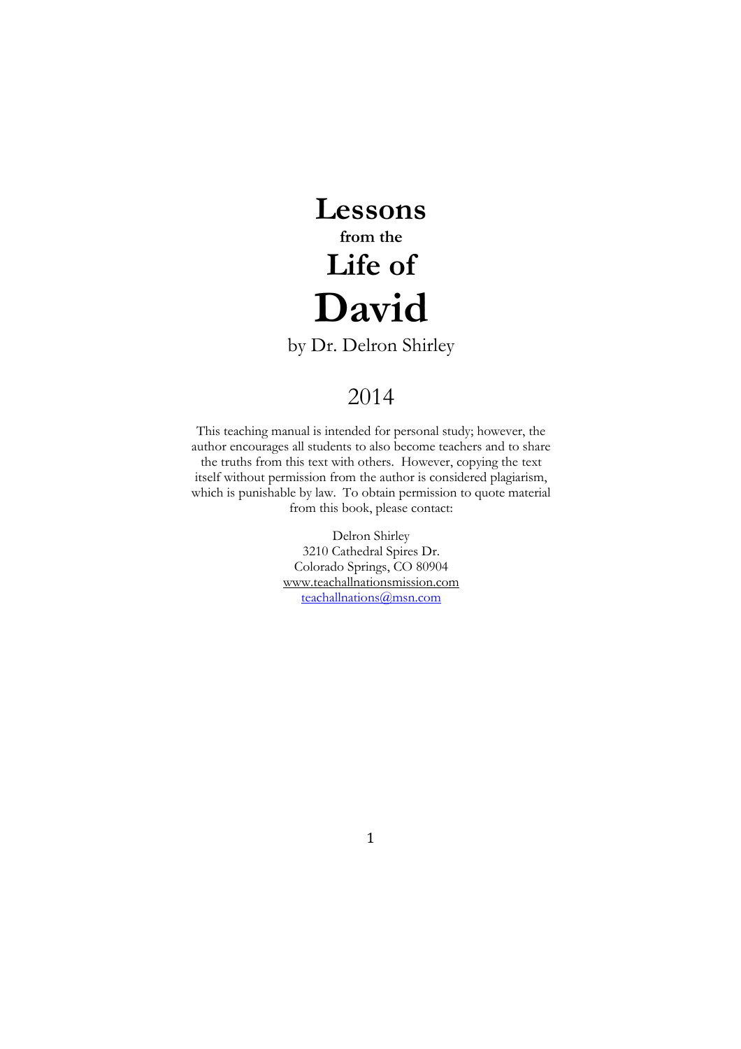# Lessons

**from the**

# Life of

# David

by Dr. Delron Shirley

2014

This teaching manual is intended for personal study; however, the author encourages all students to also become teachers and to share the truths from this text with others. However, copying the text itself without permission from the author is considered plagiarism, which is punishable by law. To obtain permission to quote material from this book, please contact:

Delron Shirley
3210 Cathedral Spires Dr.
Colorado Springs, CO 80904
www.teachallnationsmission.com
teachallnations@msn.com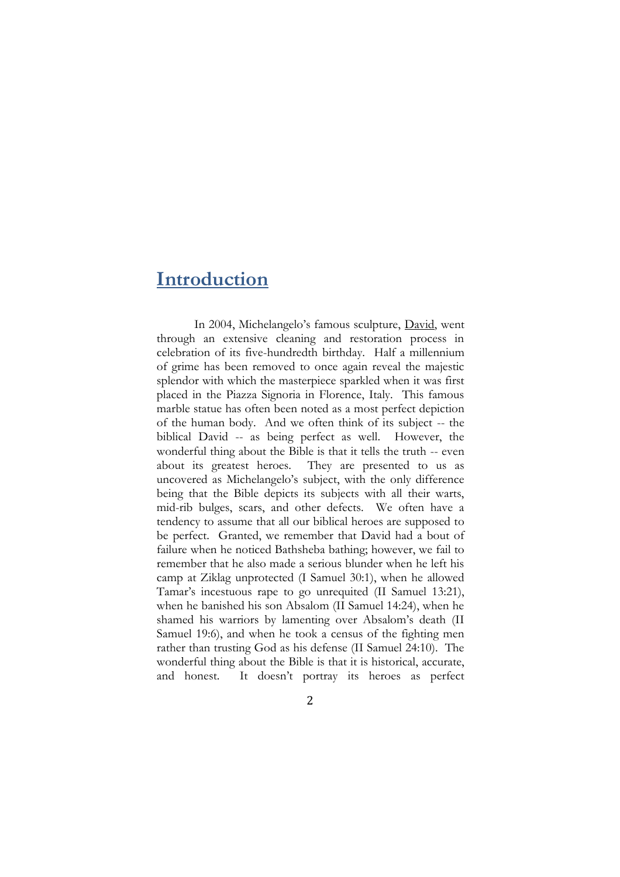# Introduction

In 2004, Michelangelo's famous sculpture, David, went through an extensive cleaning and restoration process in celebration of its five-hundredth birthday. Half a millennium of grime has been removed to once again reveal the majestic splendor with which the masterpiece sparkled when it was first placed in the Piazza Signoria in Florence, Italy. This famous marble statue has often been noted as a most perfect depiction of the human body. And we often think of its subject -- the biblical David -- as being perfect as well. However, the wonderful thing about the Bible is that it tells the truth -- even about its greatest heroes. They are presented to us as uncovered as Michelangelo's subject, with the only difference being that the Bible depicts its subjects with all their warts, mid-rib bulges, scars, and other defects. We often have a tendency to assume that all our biblical heroes are supposed to be perfect. Granted, we remember that David had a bout of failure when he noticed Bathsheba bathing; however, we fail to remember that he also made a serious blunder when he left his camp at Ziklag unprotected (I Samuel 30:1), when he allowed Tamar's incestuous rape to go unrequited (II Samuel 13:21), when he banished his son Absalom (II Samuel 14:24), when he shamed his warriors by lamenting over Absalom's death (II Samuel 19:6), and when he took a census of the fighting men rather than trusting God as his defense (II Samuel 24:10). The wonderful thing about the Bible is that it is historical, accurate, and honest. It doesn't portray its heroes as perfect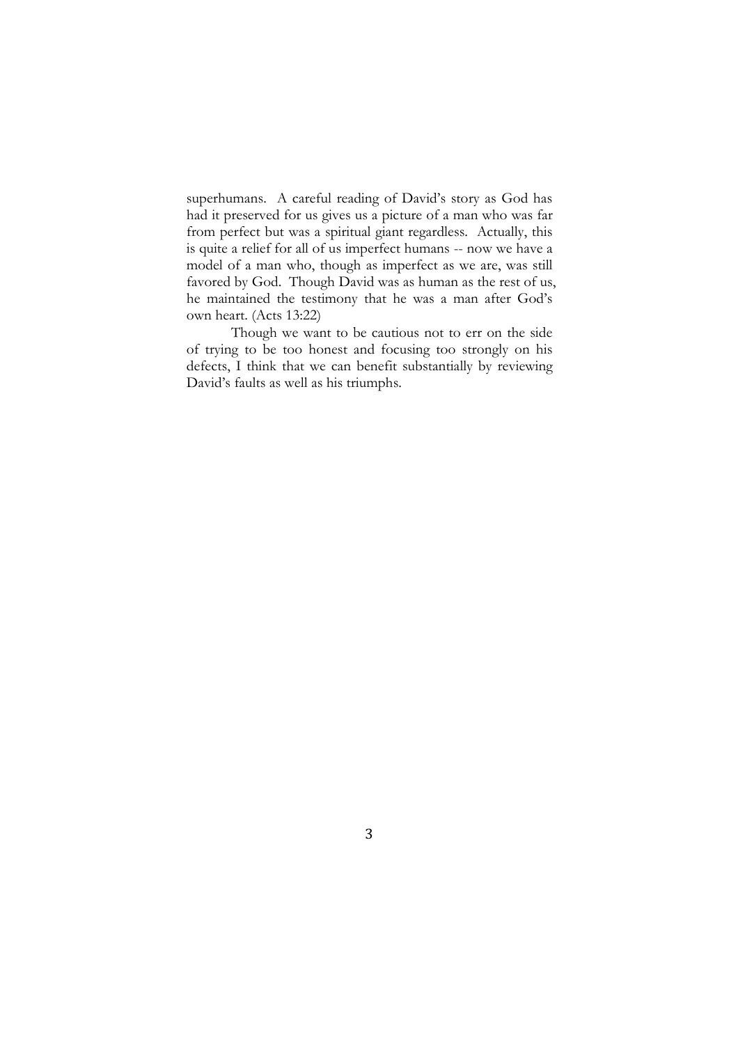superhumans. A careful reading of David's story as God has had it preserved for us gives us a picture of a man who was far from perfect but was a spiritual giant regardless. Actually, this is quite a relief for all of us imperfect humans -- now we have a model of a man who, though as imperfect as we are, was still favored by God. Though David was as human as the rest of us, he maintained the testimony that he was a man after God's own heart. (Acts 13:22)

Though we want to be cautious not to err on the side of trying to be too honest and focusing too strongly on his defects, I think that we can benefit substantially by reviewing David's faults as well as his triumphs.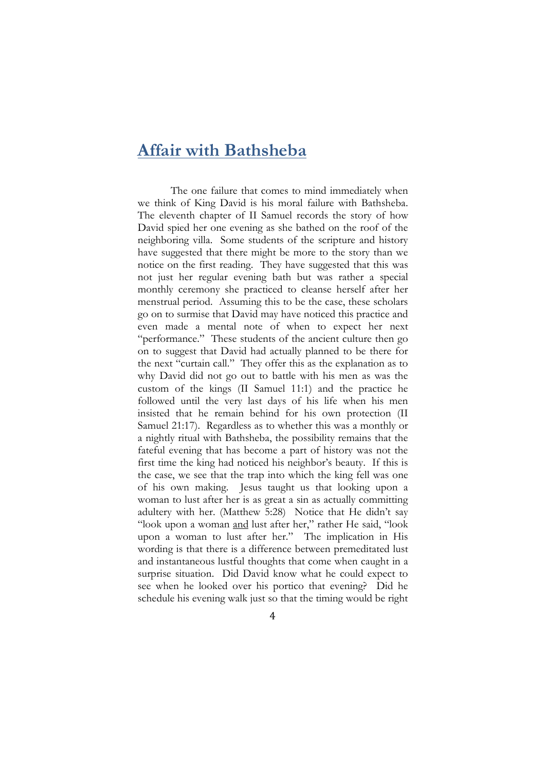## Affair with Bathsheba

The one failure that comes to mind immediately when we think of King David is his moral failure with Bathsheba. The eleventh chapter of II Samuel records the story of how David spied her one evening as she bathed on the roof of the neighboring villa. Some students of the scripture and history have suggested that there might be more to the story than we notice on the first reading. They have suggested that this was not just her regular evening bath but was rather a special monthly ceremony she practiced to cleanse herself after her menstrual period. Assuming this to be the case, these scholars go on to surmise that David may have noticed this practice and even made a mental note of when to expect her next "performance." These students of the ancient culture then go on to suggest that David had actually planned to be there for the next "curtain call." They offer this as the explanation as to why David did not go out to battle with his men as was the custom of the kings (II Samuel 11:1) and the practice he followed until the very last days of his life when his men insisted that he remain behind for his own protection (II Samuel 21:17). Regardless as to whether this was a monthly or a nightly ritual with Bathsheba, the possibility remains that the fateful evening that has become a part of history was not the first time the king had noticed his neighbor's beauty. If this is the case, we see that the trap into which the king fell was one of his own making. Jesus taught us that looking upon a woman to lust after her is as great a sin as actually committing adultery with her. (Matthew 5:28) Notice that He didn't say "look upon a woman <u>and</u> lust after her," rather He said, "look upon a woman to lust after her." The implication in His wording is that there is a difference between premeditated lust and instantaneous lustful thoughts that come when caught in a surprise situation. Did David know what he could expect to see when he looked over his portico that evening? Did he schedule his evening walk just so that the timing would be right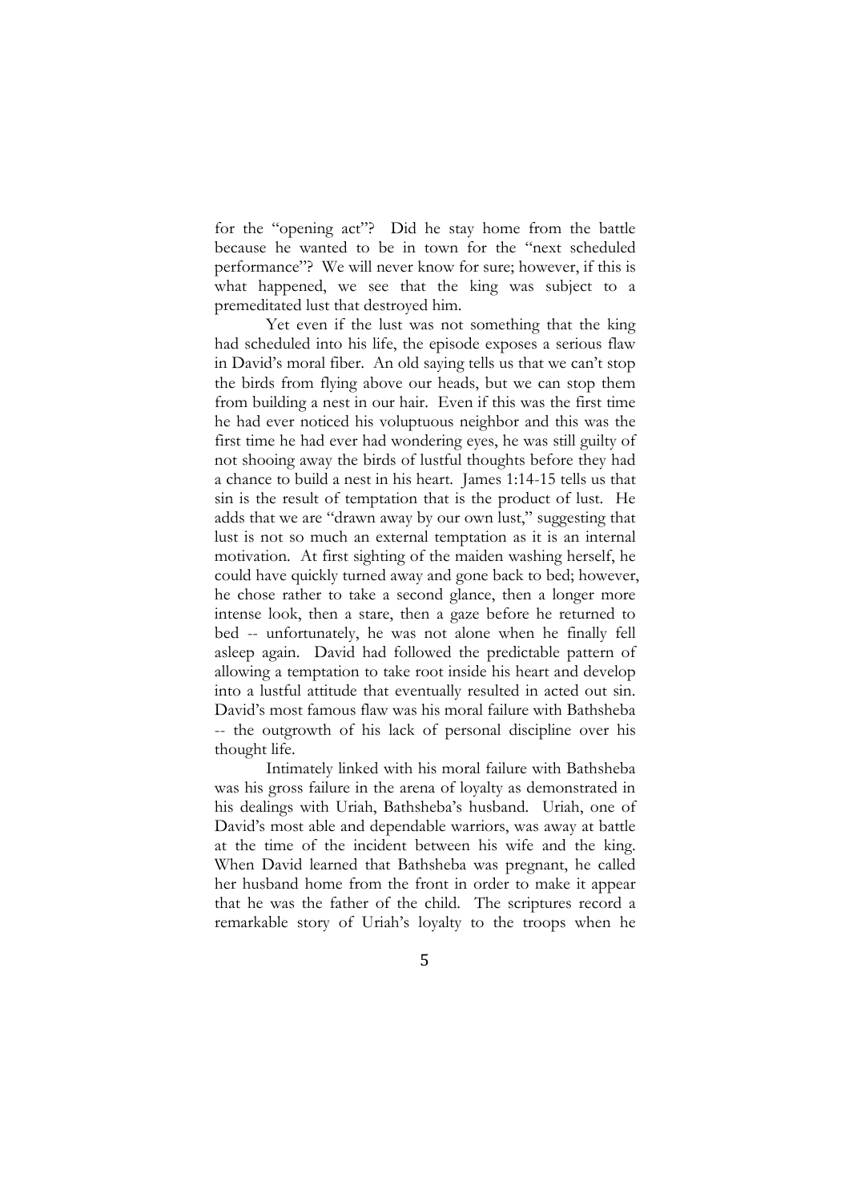for the "opening act"? Did he stay home from the battle because he wanted to be in town for the "next scheduled performance"? We will never know for sure; however, if this is what happened, we see that the king was subject to a premeditated lust that destroyed him.

Yet even if the lust was not something that the king had scheduled into his life, the episode exposes a serious flaw in David's moral fiber. An old saying tells us that we can't stop the birds from flying above our heads, but we can stop them from building a nest in our hair. Even if this was the first time he had ever noticed his voluptuous neighbor and this was the first time he had ever had wondering eyes, he was still guilty of not shooing away the birds of lustful thoughts before they had a chance to build a nest in his heart. James 1:14-15 tells us that sin is the result of temptation that is the product of lust. He adds that we are "drawn away by our own lust," suggesting that lust is not so much an external temptation as it is an internal motivation. At first sighting of the maiden washing herself, he could have quickly turned away and gone back to bed; however, he chose rather to take a second glance, then a longer more intense look, then a stare, then a gaze before he returned to bed -- unfortunately, he was not alone when he finally fell asleep again. David had followed the predictable pattern of allowing a temptation to take root inside his heart and develop into a lustful attitude that eventually resulted in acted out sin. David's most famous flaw was his moral failure with Bathsheba -- the outgrowth of his lack of personal discipline over his thought life.

Intimately linked with his moral failure with Bathsheba was his gross failure in the arena of loyalty as demonstrated in his dealings with Uriah, Bathsheba's husband. Uriah, one of David's most able and dependable warriors, was away at battle at the time of the incident between his wife and the king. When David learned that Bathsheba was pregnant, he called her husband home from the front in order to make it appear that he was the father of the child. The scriptures record a remarkable story of Uriah's loyalty to the troops when he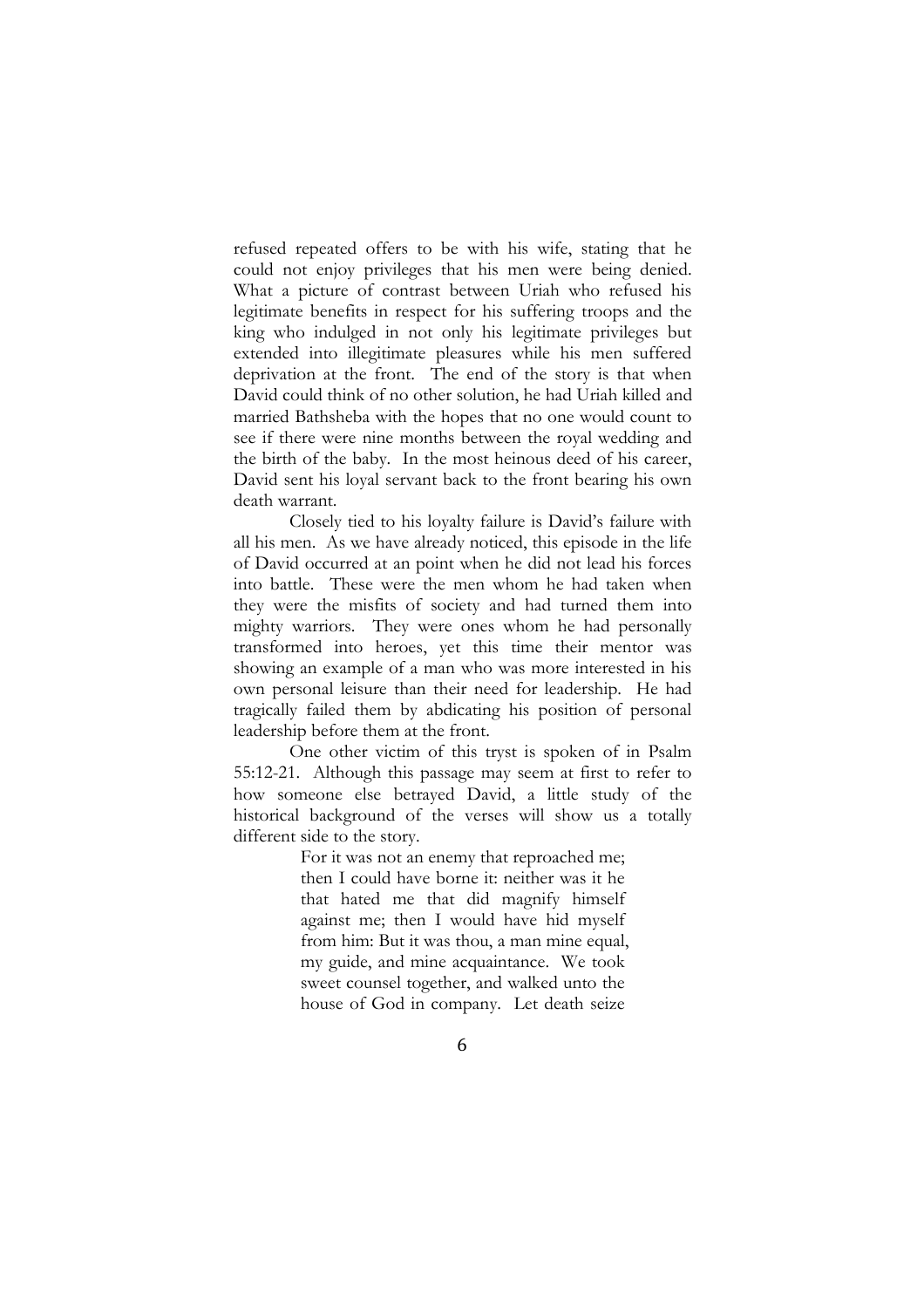refused repeated offers to be with his wife, stating that he could not enjoy privileges that his men were being denied. What a picture of contrast between Uriah who refused his legitimate benefits in respect for his suffering troops and the king who indulged in not only his legitimate privileges but extended into illegitimate pleasures while his men suffered deprivation at the front. The end of the story is that when David could think of no other solution, he had Uriah killed and married Bathsheba with the hopes that no one would count to see if there were nine months between the royal wedding and the birth of the baby. In the most heinous deed of his career, David sent his loyal servant back to the front bearing his own death warrant.

Closely tied to his loyalty failure is David's failure with all his men. As we have already noticed, this episode in the life of David occurred at an point when he did not lead his forces into battle. These were the men whom he had taken when they were the misfits of society and had turned them into mighty warriors. They were ones whom he had personally transformed into heroes, yet this time their mentor was showing an example of a man who was more interested in his own personal leisure than their need for leadership. He had tragically failed them by abdicating his position of personal leadership before them at the front.

One other victim of this tryst is spoken of in Psalm 55:12-21. Although this passage may seem at first to refer to how someone else betrayed David, a little study of the historical background of the verses will show us a totally different side to the story.

> For it was not an enemy that reproached me; then I could have borne it: neither was it he that hated me that did magnify himself against me; then I would have hid myself from him: But it was thou, a man mine equal, my guide, and mine acquaintance. We took sweet counsel together, and walked unto the house of God in company. Let death seize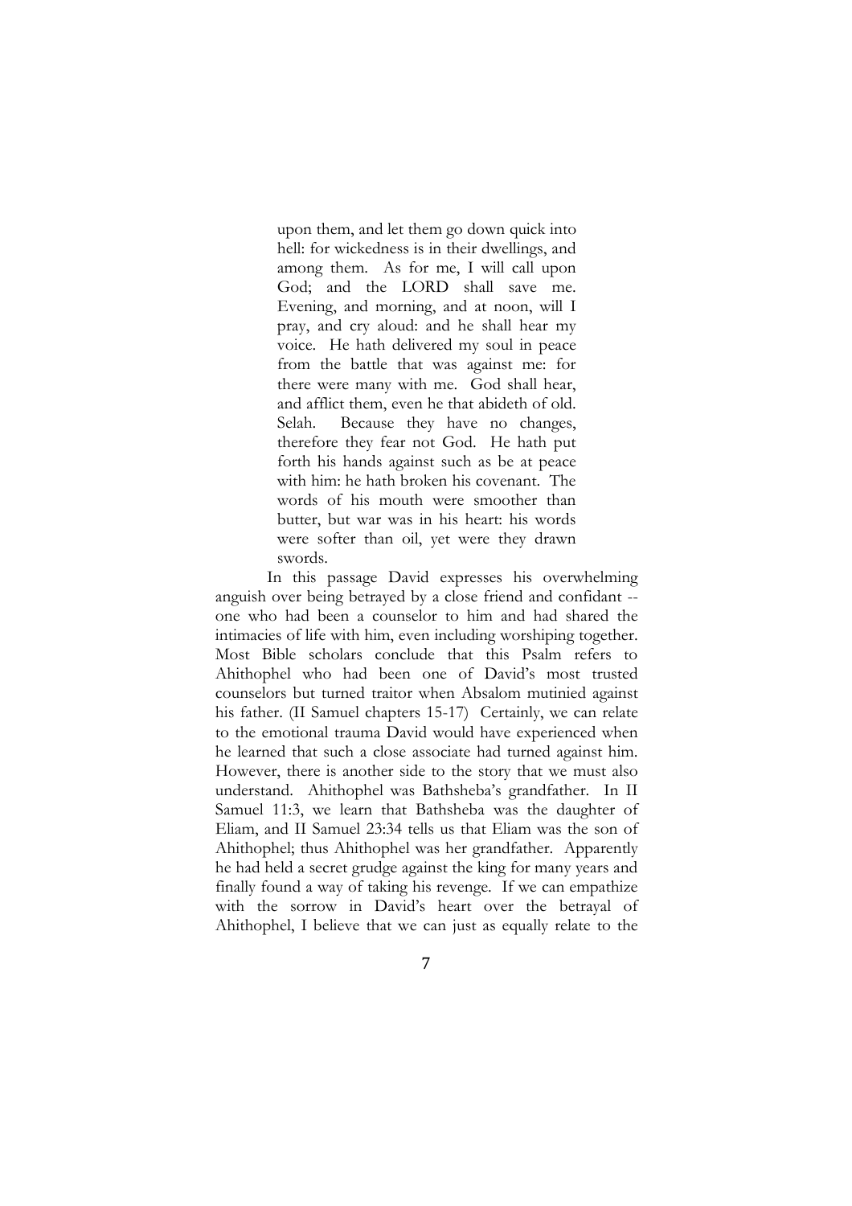> upon them, and let them go down quick into hell: for wickedness is in their dwellings, and among them. As for me, I will call upon God; and the LORD shall save me. Evening, and morning, and at noon, will I pray, and cry aloud: and he shall hear my voice. He hath delivered my soul in peace from the battle that was against me: for there were many with me. God shall hear, and afflict them, even he that abideth of old. Selah. Because they have no changes, therefore they fear not God. He hath put forth his hands against such as be at peace with him: he hath broken his covenant. The words of his mouth were smoother than butter, but war was in his heart: his words were softer than oil, yet were they drawn swords.

In this passage David expresses his overwhelming anguish over being betrayed by a close friend and confidant -- one who had been a counselor to him and had shared the intimacies of life with him, even including worshiping together. Most Bible scholars conclude that this Psalm refers to Ahithophel who had been one of David's most trusted counselors but turned traitor when Absalom mutinied against his father. (II Samuel chapters 15-17) Certainly, we can relate to the emotional trauma David would have experienced when he learned that such a close associate had turned against him. However, there is another side to the story that we must also understand. Ahithophel was Bathsheba's grandfather. In II Samuel 11:3, we learn that Bathsheba was the daughter of Eliam, and II Samuel 23:34 tells us that Eliam was the son of Ahithophel; thus Ahithophel was her grandfather. Apparently he had held a secret grudge against the king for many years and finally found a way of taking his revenge. If we can empathize with the sorrow in David's heart over the betrayal of Ahithophel, I believe that we can just as equally relate to the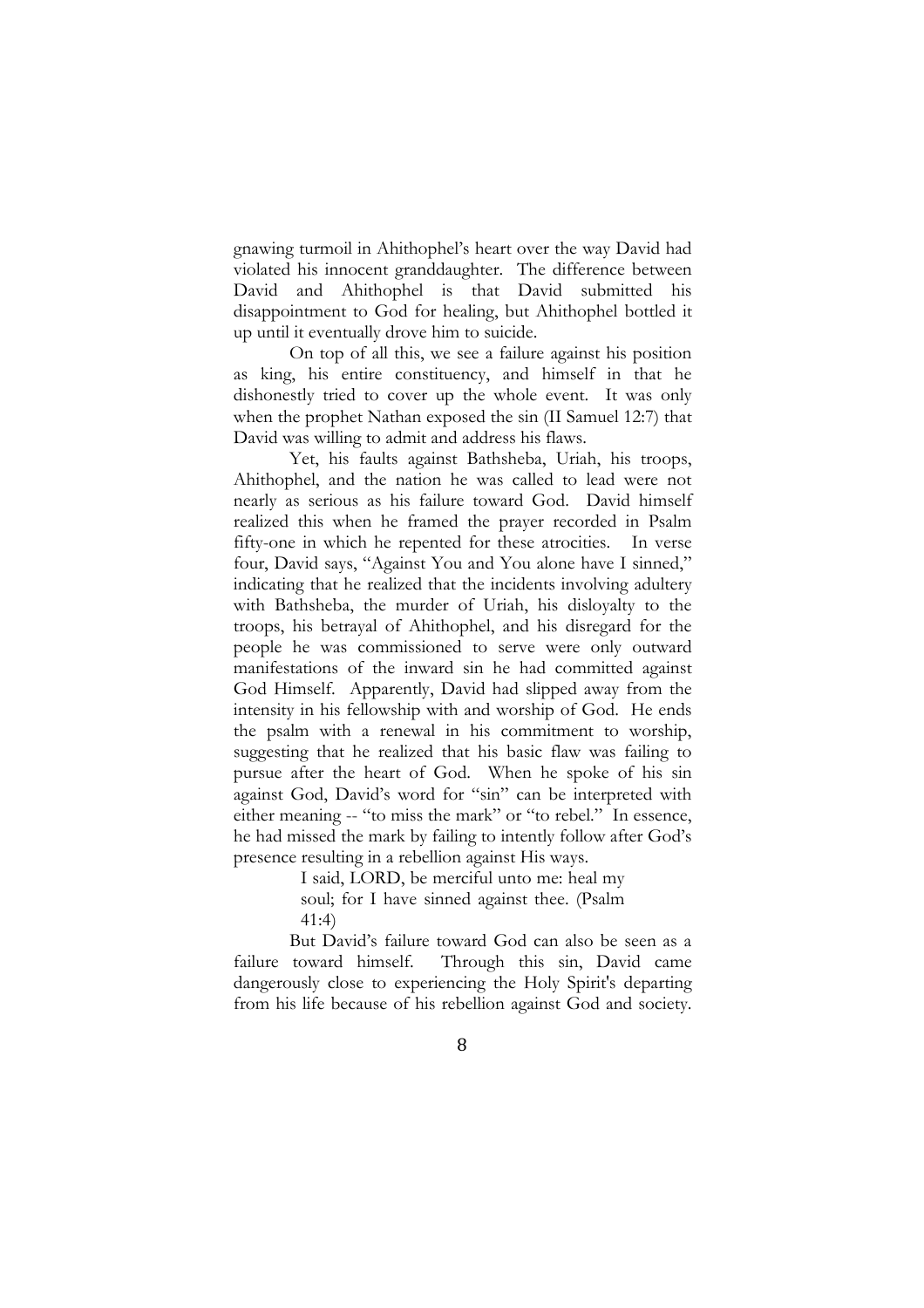gnawing turmoil in Ahithophel's heart over the way David had violated his innocent granddaughter. The difference between David and Ahithophel is that David submitted his disappointment to God for healing, but Ahithophel bottled it up until it eventually drove him to suicide.

On top of all this, we see a failure against his position as king, his entire constituency, and himself in that he dishonestly tried to cover up the whole event. It was only when the prophet Nathan exposed the sin (II Samuel 12:7) that David was willing to admit and address his flaws.

Yet, his faults against Bathsheba, Uriah, his troops, Ahithophel, and the nation he was called to lead were not nearly as serious as his failure toward God. David himself realized this when he framed the prayer recorded in Psalm fifty-one in which he repented for these atrocities. In verse four, David says, "Against You and You alone have I sinned," indicating that he realized that the incidents involving adultery with Bathsheba, the murder of Uriah, his disloyalty to the troops, his betrayal of Ahithophel, and his disregard for the people he was commissioned to serve were only outward manifestations of the inward sin he had committed against God Himself. Apparently, David had slipped away from the intensity in his fellowship with and worship of God. He ends the psalm with a renewal in his commitment to worship, suggesting that he realized that his basic flaw was failing to pursue after the heart of God. When he spoke of his sin against God, David's word for "sin" can be interpreted with either meaning -- "to miss the mark" or "to rebel." In essence, he had missed the mark by failing to intently follow after God's presence resulting in a rebellion against His ways.

> I said, LORD, be merciful unto me: heal my soul; for I have sinned against thee. (Psalm 41:4)

But David's failure toward God can also be seen as a failure toward himself. Through this sin, David came dangerously close to experiencing the Holy Spirit's departing from his life because of his rebellion against God and society.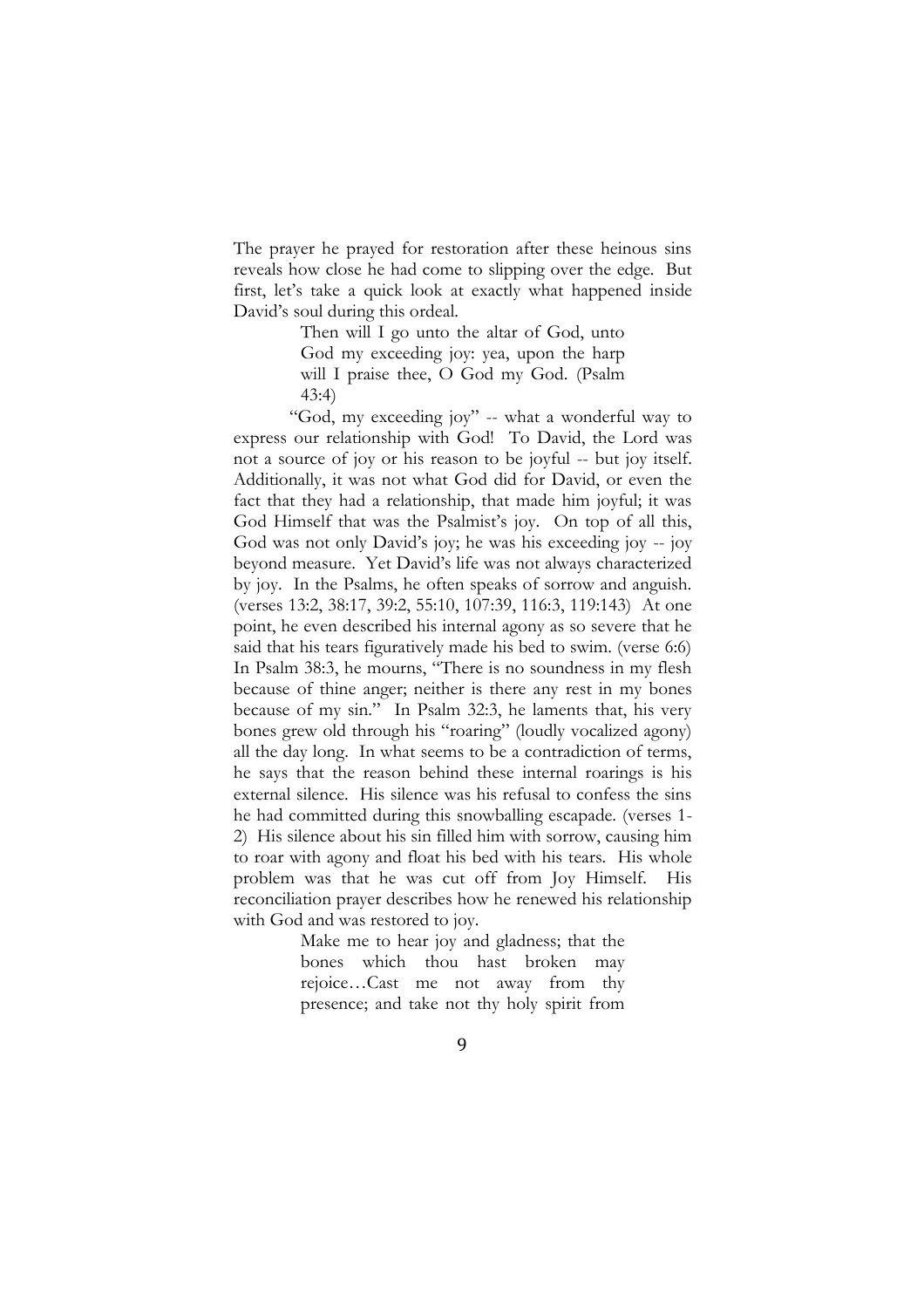The prayer he prayed for restoration after these heinous sins reveals how close he had come to slipping over the edge. But first, let's take a quick look at exactly what happened inside David's soul during this ordeal.

> Then will I go unto the altar of God, unto God my exceeding joy: yea, upon the harp will I praise thee, O God my God. (Psalm 43:4)

"God, my exceeding joy" -- what a wonderful way to express our relationship with God! To David, the Lord was not a source of joy or his reason to be joyful -- but joy itself. Additionally, it was not what God did for David, or even the fact that they had a relationship, that made him joyful; it was God Himself that was the Psalmist's joy. On top of all this, God was not only David's joy; he was his exceeding joy -- joy beyond measure. Yet David's life was not always characterized by joy. In the Psalms, he often speaks of sorrow and anguish. (verses 13:2, 38:17, 39:2, 55:10, 107:39, 116:3, 119:143) At one point, he even described his internal agony as so severe that he said that his tears figuratively made his bed to swim. (verse 6:6) In Psalm 38:3, he mourns, "There is no soundness in my flesh because of thine anger; neither is there any rest in my bones because of my sin." In Psalm 32:3, he laments that, his very bones grew old through his "roaring" (loudly vocalized agony) all the day long. In what seems to be a contradiction of terms, he says that the reason behind these internal roarings is his external silence. His silence was his refusal to confess the sins he had committed during this snowballing escapade. (verses 1-2) His silence about his sin filled him with sorrow, causing him to roar with agony and float his bed with his tears. His whole problem was that he was cut off from Joy Himself. His reconciliation prayer describes how he renewed his relationship with God and was restored to joy.

> Make me to hear joy and gladness; that the bones which thou hast broken may rejoice…Cast me not away from thy presence; and take not thy holy spirit from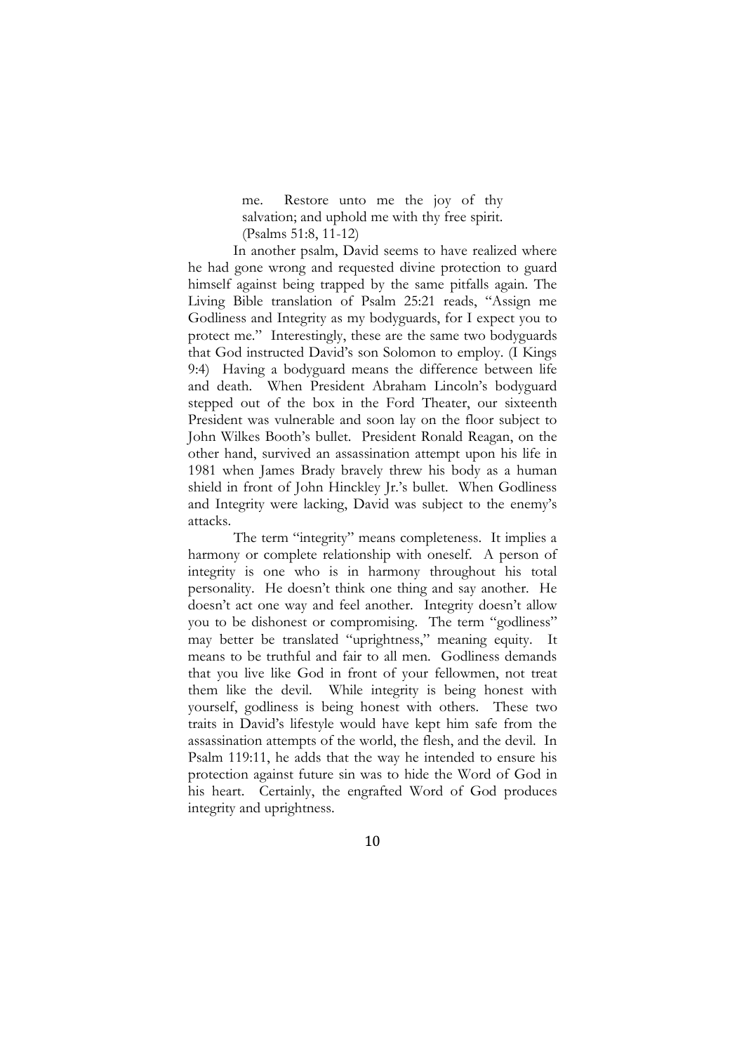> me. Restore unto me the joy of thy salvation; and uphold me with thy free spirit. (Psalms 51:8, 11-12)

In another psalm, David seems to have realized where he had gone wrong and requested divine protection to guard himself against being trapped by the same pitfalls again. The Living Bible translation of Psalm 25:21 reads, "Assign me Godliness and Integrity as my bodyguards, for I expect you to protect me." Interestingly, these are the same two bodyguards that God instructed David's son Solomon to employ. (I Kings 9:4) Having a bodyguard means the difference between life and death. When President Abraham Lincoln's bodyguard stepped out of the box in the Ford Theater, our sixteenth President was vulnerable and soon lay on the floor subject to John Wilkes Booth's bullet. President Ronald Reagan, on the other hand, survived an assassination attempt upon his life in 1981 when James Brady bravely threw his body as a human shield in front of John Hinckley Jr.'s bullet. When Godliness and Integrity were lacking, David was subject to the enemy's attacks.

The term "integrity" means completeness. It implies a harmony or complete relationship with oneself. A person of integrity is one who is in harmony throughout his total personality. He doesn't think one thing and say another. He doesn't act one way and feel another. Integrity doesn't allow you to be dishonest or compromising. The term "godliness" may better be translated "uprightness," meaning equity. It means to be truthful and fair to all men. Godliness demands that you live like God in front of your fellowmen, not treat them like the devil. While integrity is being honest with yourself, godliness is being honest with others. These two traits in David's lifestyle would have kept him safe from the assassination attempts of the world, the flesh, and the devil. In Psalm 119:11, he adds that the way he intended to ensure his protection against future sin was to hide the Word of God in his heart. Certainly, the engrafted Word of God produces integrity and uprightness.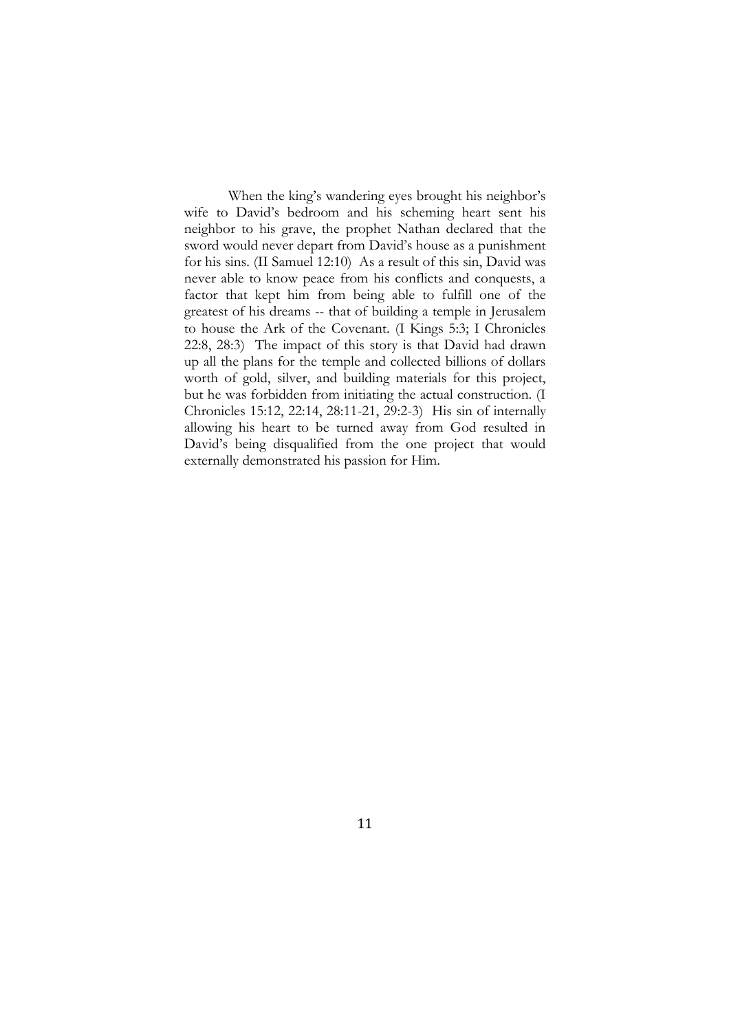When the king's wandering eyes brought his neighbor's wife to David's bedroom and his scheming heart sent his neighbor to his grave, the prophet Nathan declared that the sword would never depart from David's house as a punishment for his sins. (II Samuel 12:10) As a result of this sin, David was never able to know peace from his conflicts and conquests, a factor that kept him from being able to fulfill one of the greatest of his dreams -- that of building a temple in Jerusalem to house the Ark of the Covenant. (I Kings 5:3; I Chronicles 22:8, 28:3) The impact of this story is that David had drawn up all the plans for the temple and collected billions of dollars worth of gold, silver, and building materials for this project, but he was forbidden from initiating the actual construction. (I Chronicles 15:12, 22:14, 28:11-21, 29:2-3) His sin of internally allowing his heart to be turned away from God resulted in David's being disqualified from the one project that would externally demonstrated his passion for Him.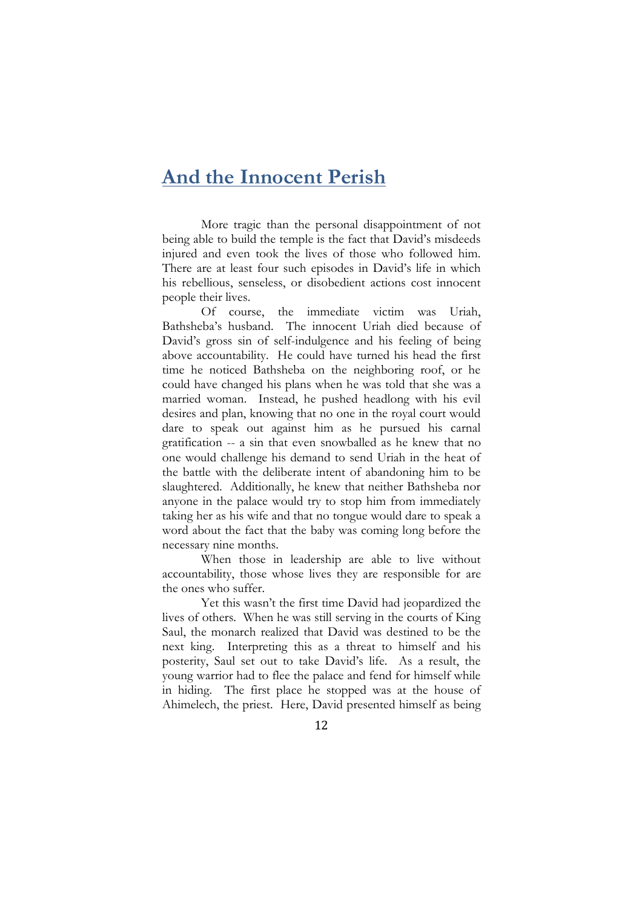# And the Innocent Perish

More tragic than the personal disappointment of not being able to build the temple is the fact that David's misdeeds injured and even took the lives of those who followed him. There are at least four such episodes in David's life in which his rebellious, senseless, or disobedient actions cost innocent people their lives.

Of course, the immediate victim was Uriah, Bathsheba's husband. The innocent Uriah died because of David's gross sin of self-indulgence and his feeling of being above accountability. He could have turned his head the first time he noticed Bathsheba on the neighboring roof, or he could have changed his plans when he was told that she was a married woman. Instead, he pushed headlong with his evil desires and plan, knowing that no one in the royal court would dare to speak out against him as he pursued his carnal gratification -- a sin that even snowballed as he knew that no one would challenge his demand to send Uriah in the heat of the battle with the deliberate intent of abandoning him to be slaughtered. Additionally, he knew that neither Bathsheba nor anyone in the palace would try to stop him from immediately taking her as his wife and that no tongue would dare to speak a word about the fact that the baby was coming long before the necessary nine months.

When those in leadership are able to live without accountability, those whose lives they are responsible for are the ones who suffer.

Yet this wasn't the first time David had jeopardized the lives of others. When he was still serving in the courts of King Saul, the monarch realized that David was destined to be the next king. Interpreting this as a threat to himself and his posterity, Saul set out to take David's life. As a result, the young warrior had to flee the palace and fend for himself while in hiding. The first place he stopped was at the house of Ahimelech, the priest. Here, David presented himself as being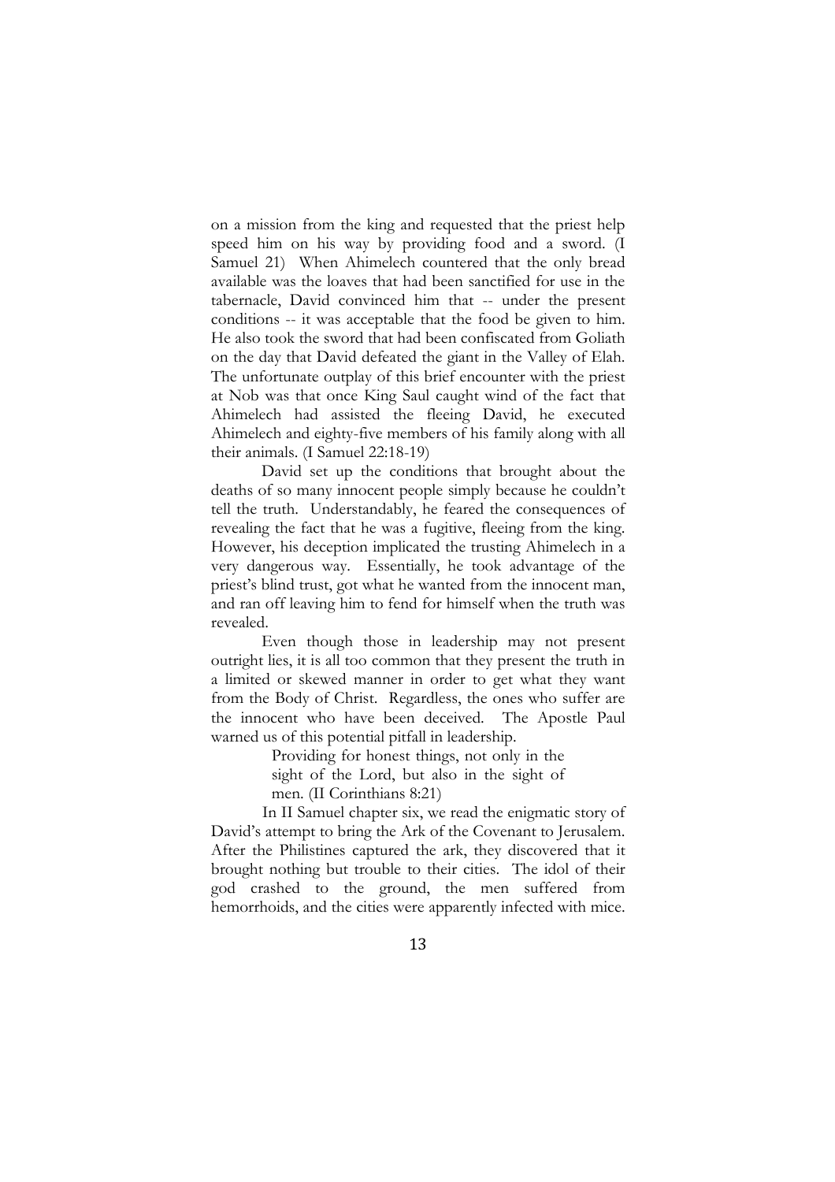on a mission from the king and requested that the priest help speed him on his way by providing food and a sword. (I Samuel 21) When Ahimelech countered that the only bread available was the loaves that had been sanctified for use in the tabernacle, David convinced him that -- under the present conditions -- it was acceptable that the food be given to him. He also took the sword that had been confiscated from Goliath on the day that David defeated the giant in the Valley of Elah. The unfortunate outplay of this brief encounter with the priest at Nob was that once King Saul caught wind of the fact that Ahimelech had assisted the fleeing David, he executed Ahimelech and eighty-five members of his family along with all their animals. (I Samuel 22:18-19)

David set up the conditions that brought about the deaths of so many innocent people simply because he couldn't tell the truth. Understandably, he feared the consequences of revealing the fact that he was a fugitive, fleeing from the king. However, his deception implicated the trusting Ahimelech in a very dangerous way. Essentially, he took advantage of the priest's blind trust, got what he wanted from the innocent man, and ran off leaving him to fend for himself when the truth was revealed.

Even though those in leadership may not present outright lies, it is all too common that they present the truth in a limited or skewed manner in order to get what they want from the Body of Christ. Regardless, the ones who suffer are the innocent who have been deceived. The Apostle Paul warned us of this potential pitfall in leadership.

> Providing for honest things, not only in the sight of the Lord, but also in the sight of men. (II Corinthians 8:21)

In II Samuel chapter six, we read the enigmatic story of David's attempt to bring the Ark of the Covenant to Jerusalem. After the Philistines captured the ark, they discovered that it brought nothing but trouble to their cities. The idol of their god crashed to the ground, the men suffered from hemorrhoids, and the cities were apparently infected with mice.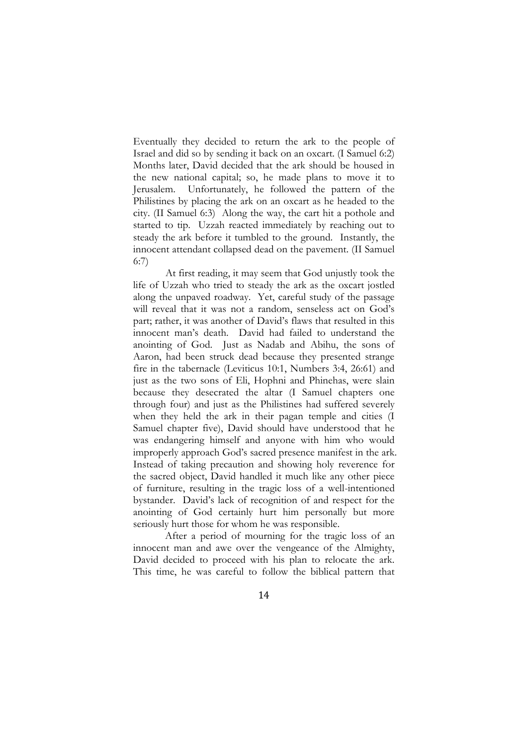Eventually they decided to return the ark to the people of Israel and did so by sending it back on an oxcart. (I Samuel 6:2) Months later, David decided that the ark should be housed in the new national capital; so, he made plans to move it to Jerusalem. Unfortunately, he followed the pattern of the Philistines by placing the ark on an oxcart as he headed to the city. (II Samuel 6:3) Along the way, the cart hit a pothole and started to tip. Uzzah reacted immediately by reaching out to steady the ark before it tumbled to the ground. Instantly, the innocent attendant collapsed dead on the pavement. (II Samuel 6:7)

At first reading, it may seem that God unjustly took the life of Uzzah who tried to steady the ark as the oxcart jostled along the unpaved roadway. Yet, careful study of the passage will reveal that it was not a random, senseless act on God's part; rather, it was another of David's flaws that resulted in this innocent man's death. David had failed to understand the anointing of God. Just as Nadab and Abihu, the sons of Aaron, had been struck dead because they presented strange fire in the tabernacle (Leviticus 10:1, Numbers 3:4, 26:61) and just as the two sons of Eli, Hophni and Phinehas, were slain because they desecrated the altar (I Samuel chapters one through four) and just as the Philistines had suffered severely when they held the ark in their pagan temple and cities (I Samuel chapter five), David should have understood that he was endangering himself and anyone with him who would improperly approach God's sacred presence manifest in the ark. Instead of taking precaution and showing holy reverence for the sacred object, David handled it much like any other piece of furniture, resulting in the tragic loss of a well-intentioned bystander. David's lack of recognition of and respect for the anointing of God certainly hurt him personally but more seriously hurt those for whom he was responsible.

After a period of mourning for the tragic loss of an innocent man and awe over the vengeance of the Almighty, David decided to proceed with his plan to relocate the ark. This time, he was careful to follow the biblical pattern that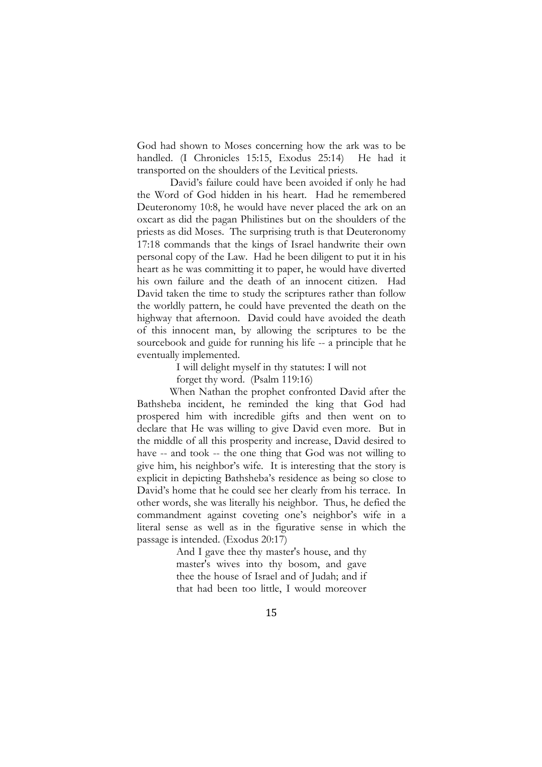God had shown to Moses concerning how the ark was to be handled. (I Chronicles 15:15, Exodus 25:14) He had it transported on the shoulders of the Levitical priests.

David's failure could have been avoided if only he had the Word of God hidden in his heart. Had he remembered Deuteronomy 10:8, he would have never placed the ark on an oxcart as did the pagan Philistines but on the shoulders of the priests as did Moses. The surprising truth is that Deuteronomy 17:18 commands that the kings of Israel handwrite their own personal copy of the Law. Had he been diligent to put it in his heart as he was committing it to paper, he would have diverted his own failure and the death of an innocent citizen. Had David taken the time to study the scriptures rather than follow the worldly pattern, he could have prevented the death on the highway that afternoon. David could have avoided the death of this innocent man, by allowing the scriptures to be the sourcebook and guide for running his life -- a principle that he eventually implemented.

> I will delight myself in thy statutes: I will not forget thy word. (Psalm 119:16)

When Nathan the prophet confronted David after the Bathsheba incident, he reminded the king that God had prospered him with incredible gifts and then went on to declare that He was willing to give David even more. But in the middle of all this prosperity and increase, David desired to have -- and took -- the one thing that God was not willing to give him, his neighbor's wife. It is interesting that the story is explicit in depicting Bathsheba's residence as being so close to David's home that he could see her clearly from his terrace. In other words, she was literally his neighbor. Thus, he defied the commandment against coveting one's neighbor's wife in a literal sense as well as in the figurative sense in which the passage is intended. (Exodus 20:17)

> And I gave thee thy master's house, and thy master's wives into thy bosom, and gave thee the house of Israel and of Judah; and if that had been too little, I would moreover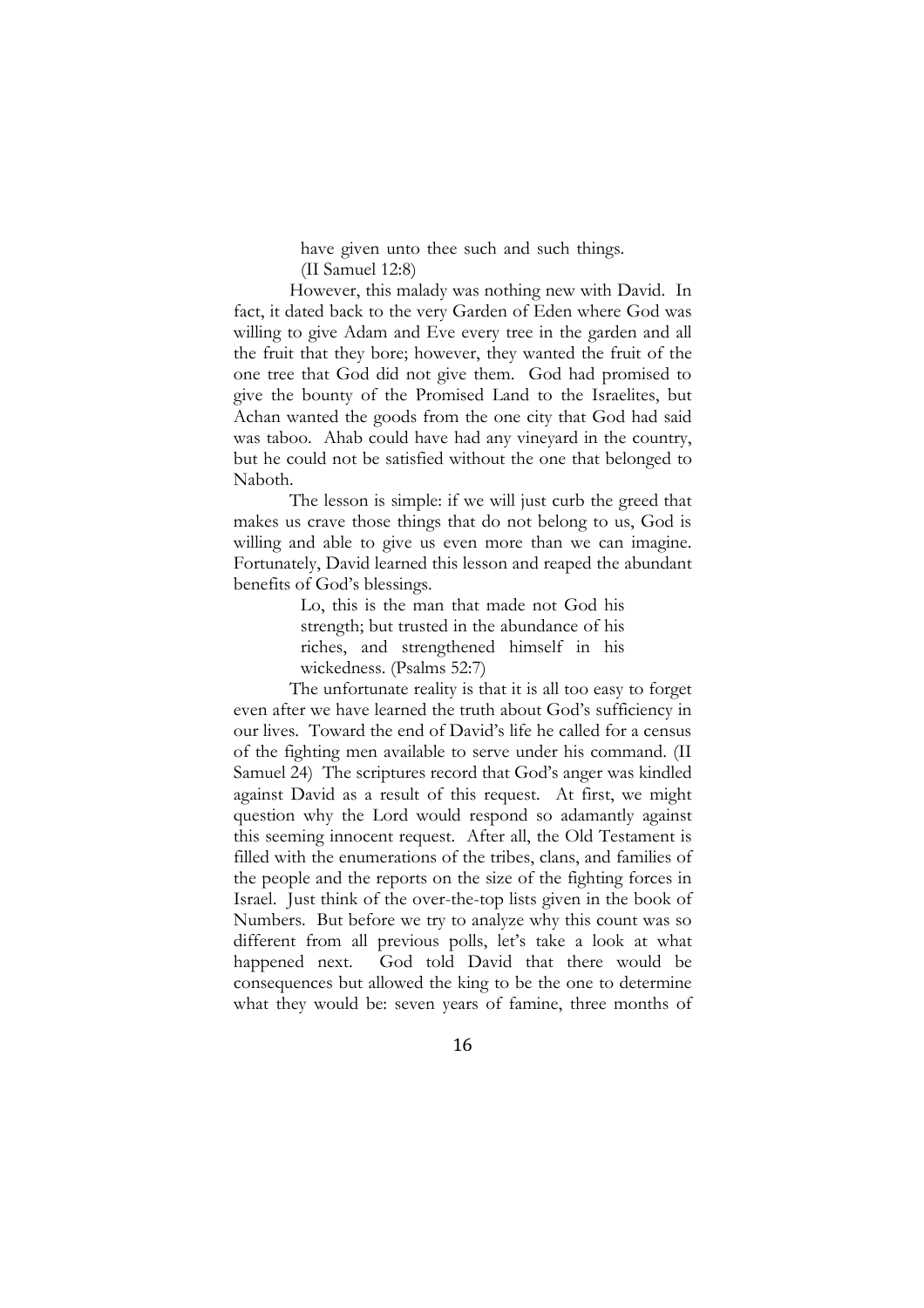> have given unto thee such and such things. (II Samuel 12:8)

However, this malady was nothing new with David. In fact, it dated back to the very Garden of Eden where God was willing to give Adam and Eve every tree in the garden and all the fruit that they bore; however, they wanted the fruit of the one tree that God did not give them. God had promised to give the bounty of the Promised Land to the Israelites, but Achan wanted the goods from the one city that God had said was taboo. Ahab could have had any vineyard in the country, but he could not be satisfied without the one that belonged to Naboth.

The lesson is simple: if we will just curb the greed that makes us crave those things that do not belong to us, God is willing and able to give us even more than we can imagine. Fortunately, David learned this lesson and reaped the abundant benefits of God's blessings.

> Lo, this is the man that made not God his strength; but trusted in the abundance of his riches, and strengthened himself in his wickedness. (Psalms 52:7)

The unfortunate reality is that it is all too easy to forget even after we have learned the truth about God's sufficiency in our lives. Toward the end of David's life he called for a census of the fighting men available to serve under his command. (II Samuel 24) The scriptures record that God's anger was kindled against David as a result of this request. At first, we might question why the Lord would respond so adamantly against this seeming innocent request. After all, the Old Testament is filled with the enumerations of the tribes, clans, and families of the people and the reports on the size of the fighting forces in Israel. Just think of the over-the-top lists given in the book of Numbers. But before we try to analyze why this count was so different from all previous polls, let's take a look at what happened next. God told David that there would be consequences but allowed the king to be the one to determine what they would be: seven years of famine, three months of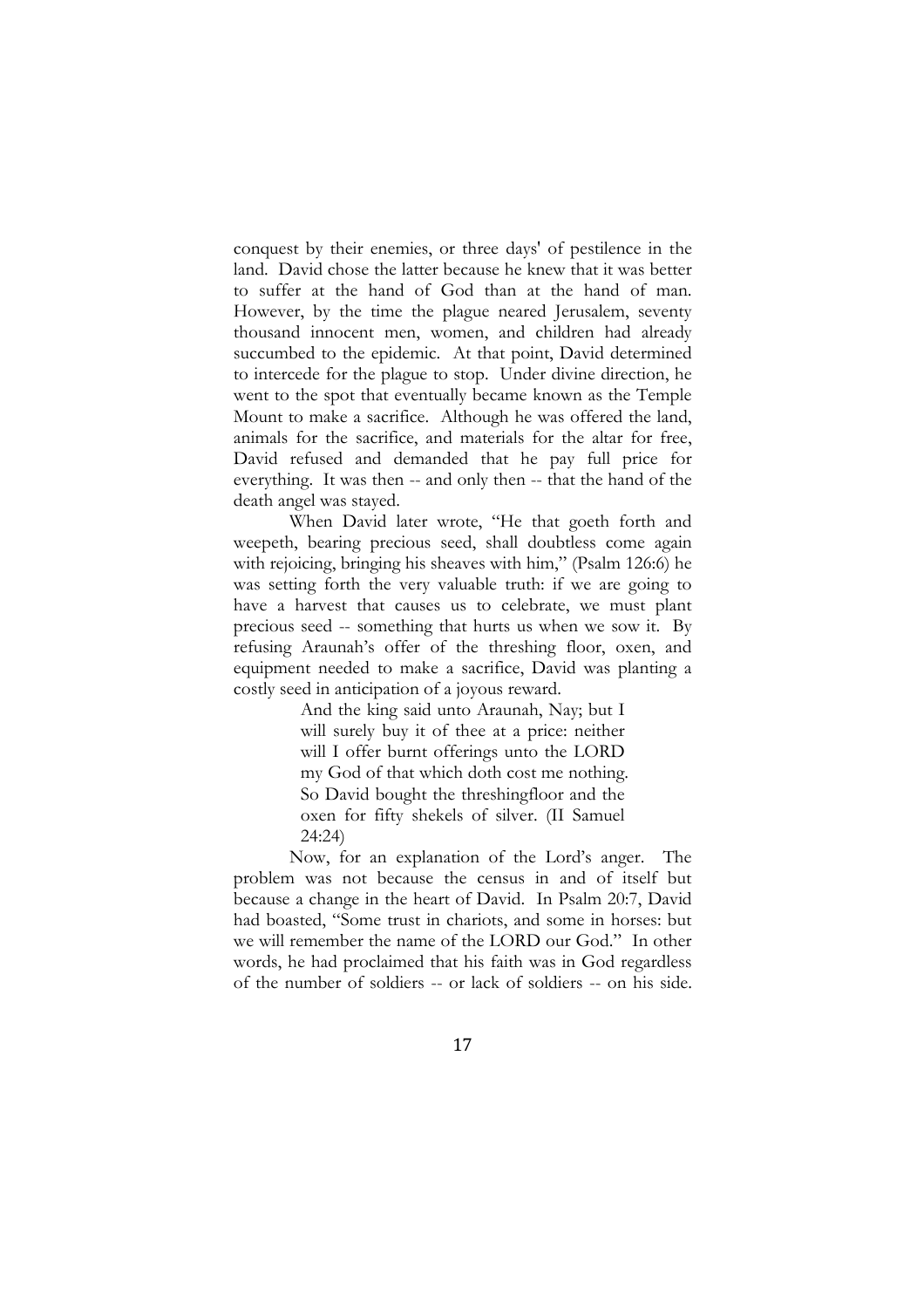conquest by their enemies, or three days' of pestilence in the land. David chose the latter because he knew that it was better to suffer at the hand of God than at the hand of man. However, by the time the plague neared Jerusalem, seventy thousand innocent men, women, and children had already succumbed to the epidemic. At that point, David determined to intercede for the plague to stop. Under divine direction, he went to the spot that eventually became known as the Temple Mount to make a sacrifice. Although he was offered the land, animals for the sacrifice, and materials for the altar for free, David refused and demanded that he pay full price for everything. It was then -- and only then -- that the hand of the death angel was stayed.

When David later wrote, "He that goeth forth and weepeth, bearing precious seed, shall doubtless come again with rejoicing, bringing his sheaves with him," (Psalm 126:6) he was setting forth the very valuable truth: if we are going to have a harvest that causes us to celebrate, we must plant precious seed -- something that hurts us when we sow it. By refusing Araunah's offer of the threshing floor, oxen, and equipment needed to make a sacrifice, David was planting a costly seed in anticipation of a joyous reward.

> And the king said unto Araunah, Nay; but I will surely buy it of thee at a price: neither will I offer burnt offerings unto the LORD my God of that which doth cost me nothing. So David bought the threshingfloor and the oxen for fifty shekels of silver. (II Samuel 24:24)

Now, for an explanation of the Lord's anger. The problem was not because the census in and of itself but because a change in the heart of David. In Psalm 20:7, David had boasted, "Some trust in chariots, and some in horses: but we will remember the name of the LORD our God." In other words, he had proclaimed that his faith was in God regardless of the number of soldiers -- or lack of soldiers -- on his side.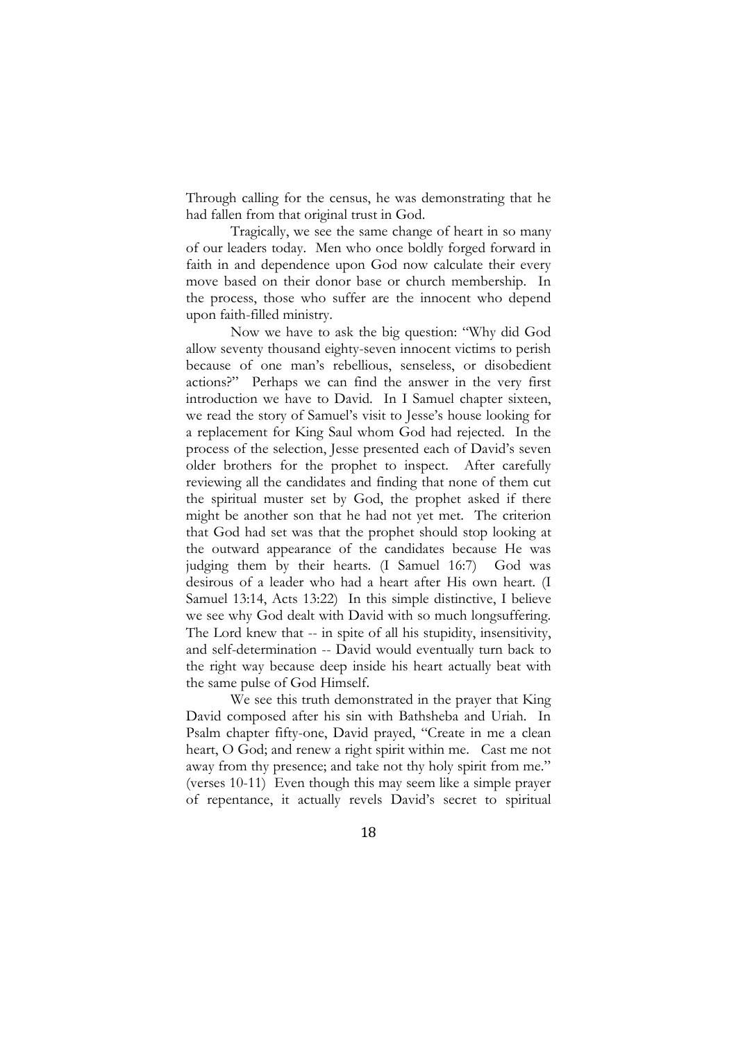Through calling for the census, he was demonstrating that he had fallen from that original trust in God.

Tragically, we see the same change of heart in so many of our leaders today. Men who once boldly forged forward in faith in and dependence upon God now calculate their every move based on their donor base or church membership. In the process, those who suffer are the innocent who depend upon faith-filled ministry.

Now we have to ask the big question: "Why did God allow seventy thousand eighty-seven innocent victims to perish because of one man's rebellious, senseless, or disobedient actions?" Perhaps we can find the answer in the very first introduction we have to David. In I Samuel chapter sixteen, we read the story of Samuel's visit to Jesse's house looking for a replacement for King Saul whom God had rejected. In the process of the selection, Jesse presented each of David's seven older brothers for the prophet to inspect. After carefully reviewing all the candidates and finding that none of them cut the spiritual muster set by God, the prophet asked if there might be another son that he had not yet met. The criterion that God had set was that the prophet should stop looking at the outward appearance of the candidates because He was judging them by their hearts. (I Samuel 16:7) God was desirous of a leader who had a heart after His own heart. (I Samuel 13:14, Acts 13:22) In this simple distinctive, I believe we see why God dealt with David with so much longsuffering. The Lord knew that -- in spite of all his stupidity, insensitivity, and self-determination -- David would eventually turn back to the right way because deep inside his heart actually beat with the same pulse of God Himself.

We see this truth demonstrated in the prayer that King David composed after his sin with Bathsheba and Uriah. In Psalm chapter fifty-one, David prayed, "Create in me a clean heart, O God; and renew a right spirit within me. Cast me not away from thy presence; and take not thy holy spirit from me." (verses 10-11) Even though this may seem like a simple prayer of repentance, it actually revels David's secret to spiritual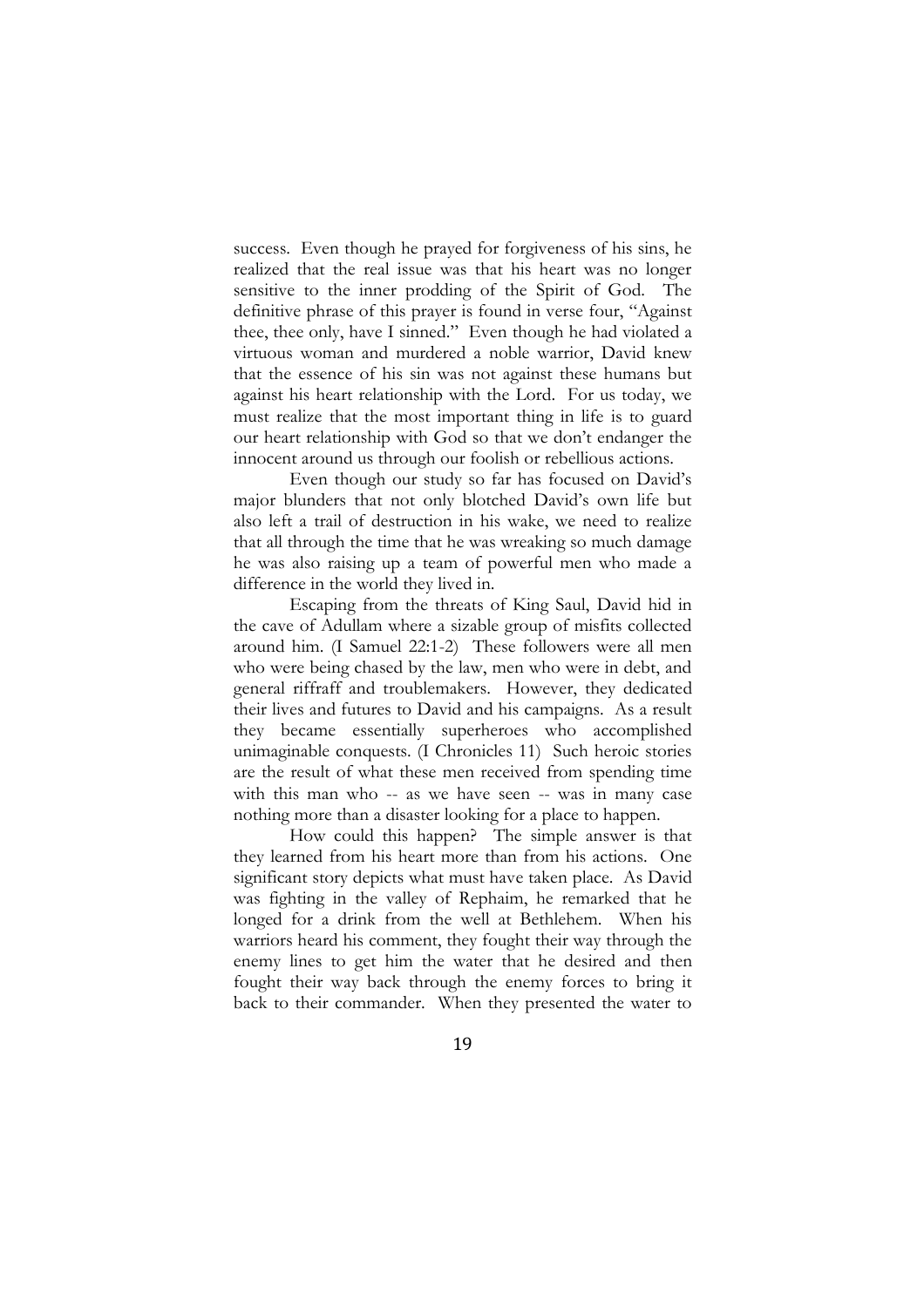success. Even though he prayed for forgiveness of his sins, he realized that the real issue was that his heart was no longer sensitive to the inner prodding of the Spirit of God. The definitive phrase of this prayer is found in verse four, "Against thee, thee only, have I sinned." Even though he had violated a virtuous woman and murdered a noble warrior, David knew that the essence of his sin was not against these humans but against his heart relationship with the Lord. For us today, we must realize that the most important thing in life is to guard our heart relationship with God so that we don't endanger the innocent around us through our foolish or rebellious actions.

Even though our study so far has focused on David's major blunders that not only blotched David's own life but also left a trail of destruction in his wake, we need to realize that all through the time that he was wreaking so much damage he was also raising up a team of powerful men who made a difference in the world they lived in.

Escaping from the threats of King Saul, David hid in the cave of Adullam where a sizable group of misfits collected around him. (I Samuel 22:1-2) These followers were all men who were being chased by the law, men who were in debt, and general riffraff and troublemakers. However, they dedicated their lives and futures to David and his campaigns. As a result they became essentially superheroes who accomplished unimaginable conquests. (I Chronicles 11) Such heroic stories are the result of what these men received from spending time with this man who -- as we have seen -- was in many case nothing more than a disaster looking for a place to happen.

How could this happen? The simple answer is that they learned from his heart more than from his actions. One significant story depicts what must have taken place. As David was fighting in the valley of Rephaim, he remarked that he longed for a drink from the well at Bethlehem. When his warriors heard his comment, they fought their way through the enemy lines to get him the water that he desired and then fought their way back through the enemy forces to bring it back to their commander. When they presented the water to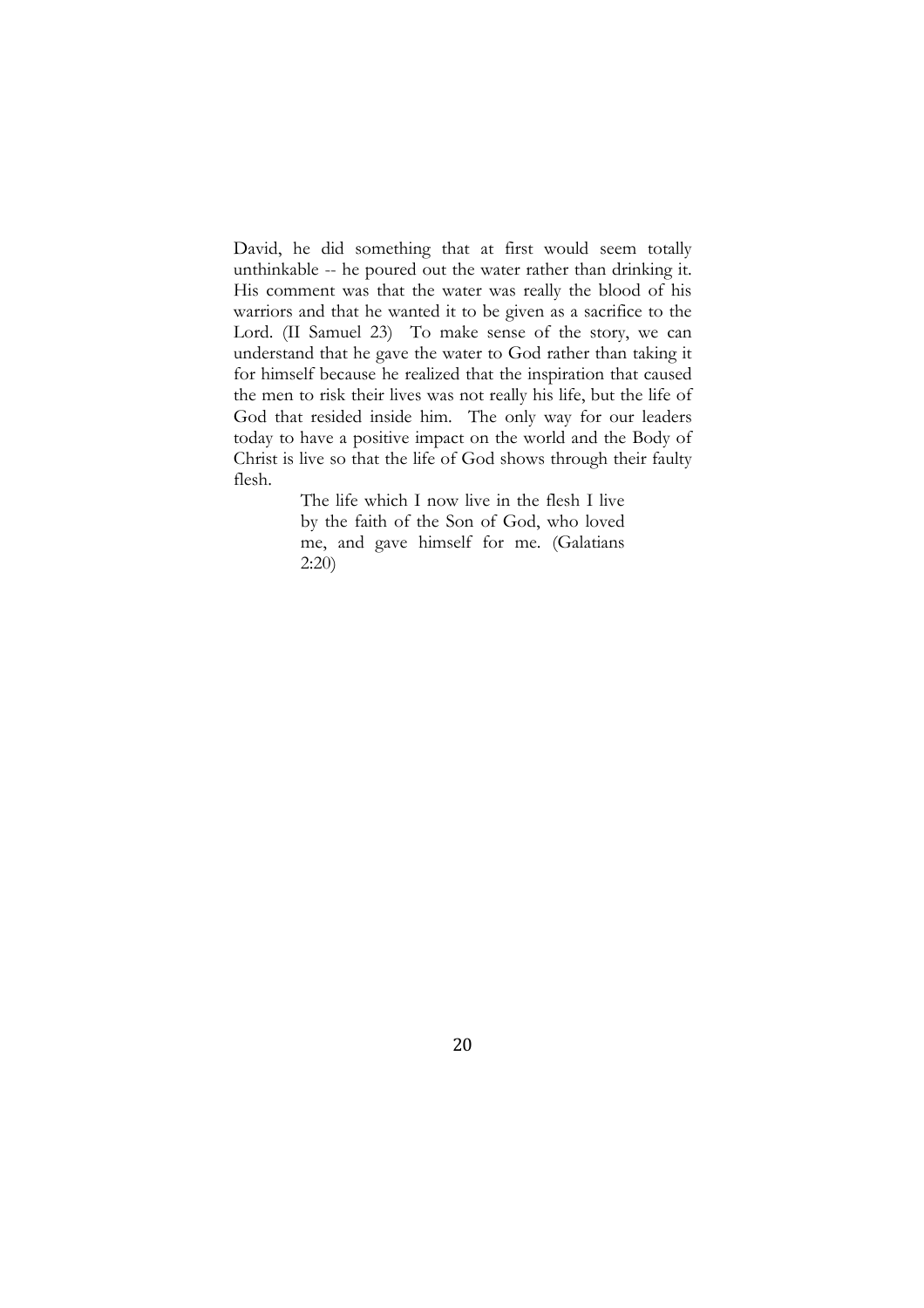David, he did something that at first would seem totally unthinkable -- he poured out the water rather than drinking it. His comment was that the water was really the blood of his warriors and that he wanted it to be given as a sacrifice to the Lord. (II Samuel 23) To make sense of the story, we can understand that he gave the water to God rather than taking it for himself because he realized that the inspiration that caused the men to risk their lives was not really his life, but the life of God that resided inside him. The only way for our leaders today to have a positive impact on the world and the Body of Christ is live so that the life of God shows through their faulty flesh.

> The life which I now live in the flesh I live by the faith of the Son of God, who loved me, and gave himself for me. (Galatians 2:20)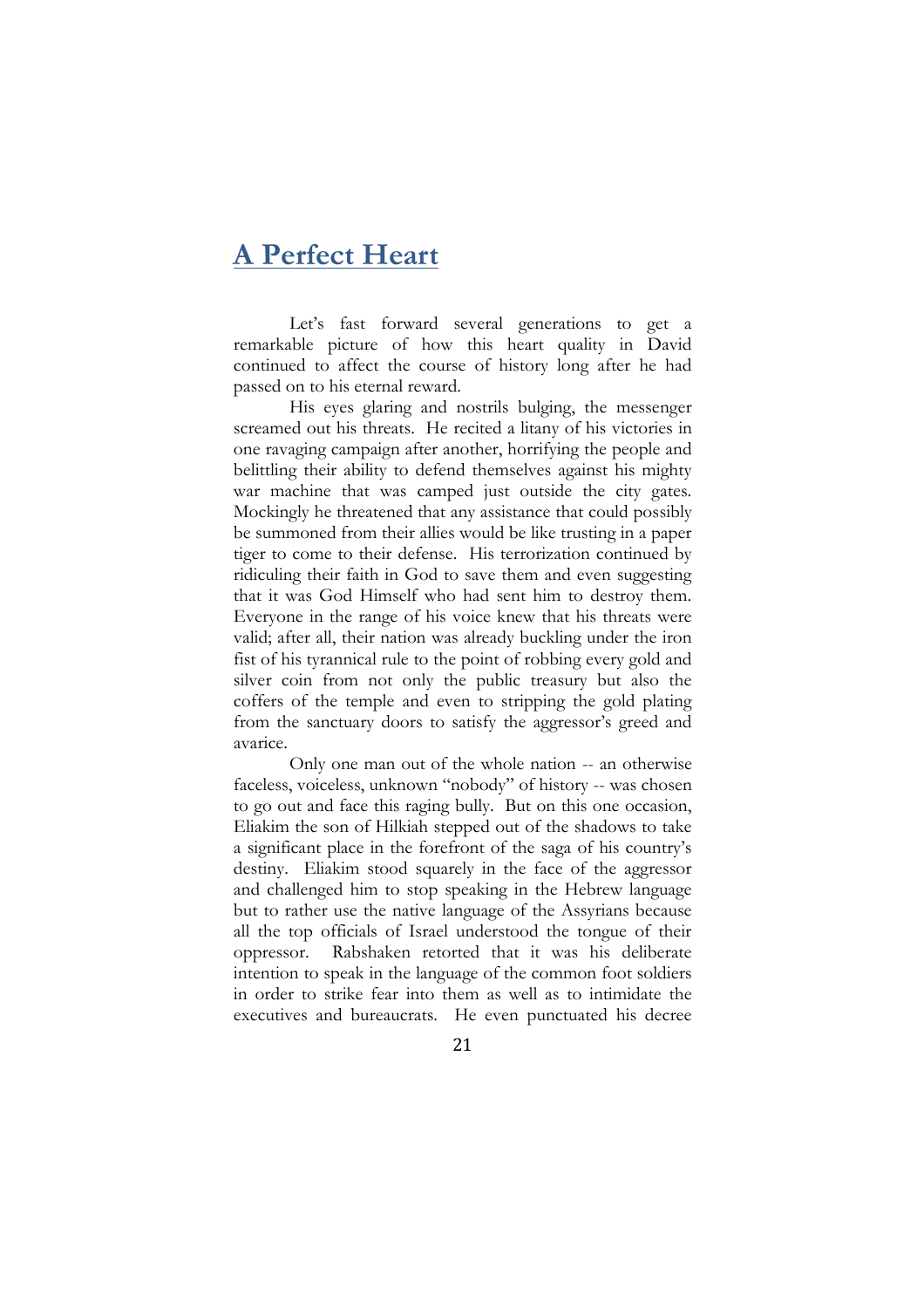## A Perfect Heart

Let's fast forward several generations to get a remarkable picture of how this heart quality in David continued to affect the course of history long after he had passed on to his eternal reward.

His eyes glaring and nostrils bulging, the messenger screamed out his threats. He recited a litany of his victories in one ravaging campaign after another, horrifying the people and belittling their ability to defend themselves against his mighty war machine that was camped just outside the city gates. Mockingly he threatened that any assistance that could possibly be summoned from their allies would be like trusting in a paper tiger to come to their defense. His terrorization continued by ridiculing their faith in God to save them and even suggesting that it was God Himself who had sent him to destroy them. Everyone in the range of his voice knew that his threats were valid; after all, their nation was already buckling under the iron fist of his tyrannical rule to the point of robbing every gold and silver coin from not only the public treasury but also the coffers of the temple and even to stripping the gold plating from the sanctuary doors to satisfy the aggressor's greed and avarice.

Only one man out of the whole nation -- an otherwise faceless, voiceless, unknown "nobody" of history -- was chosen to go out and face this raging bully. But on this one occasion, Eliakim the son of Hilkiah stepped out of the shadows to take a significant place in the forefront of the saga of his country's destiny. Eliakim stood squarely in the face of the aggressor and challenged him to stop speaking in the Hebrew language but to rather use the native language of the Assyrians because all the top officials of Israel understood the tongue of their oppressor. Rabshaken retorted that it was his deliberate intention to speak in the language of the common foot soldiers in order to strike fear into them as well as to intimidate the executives and bureaucrats. He even punctuated his decree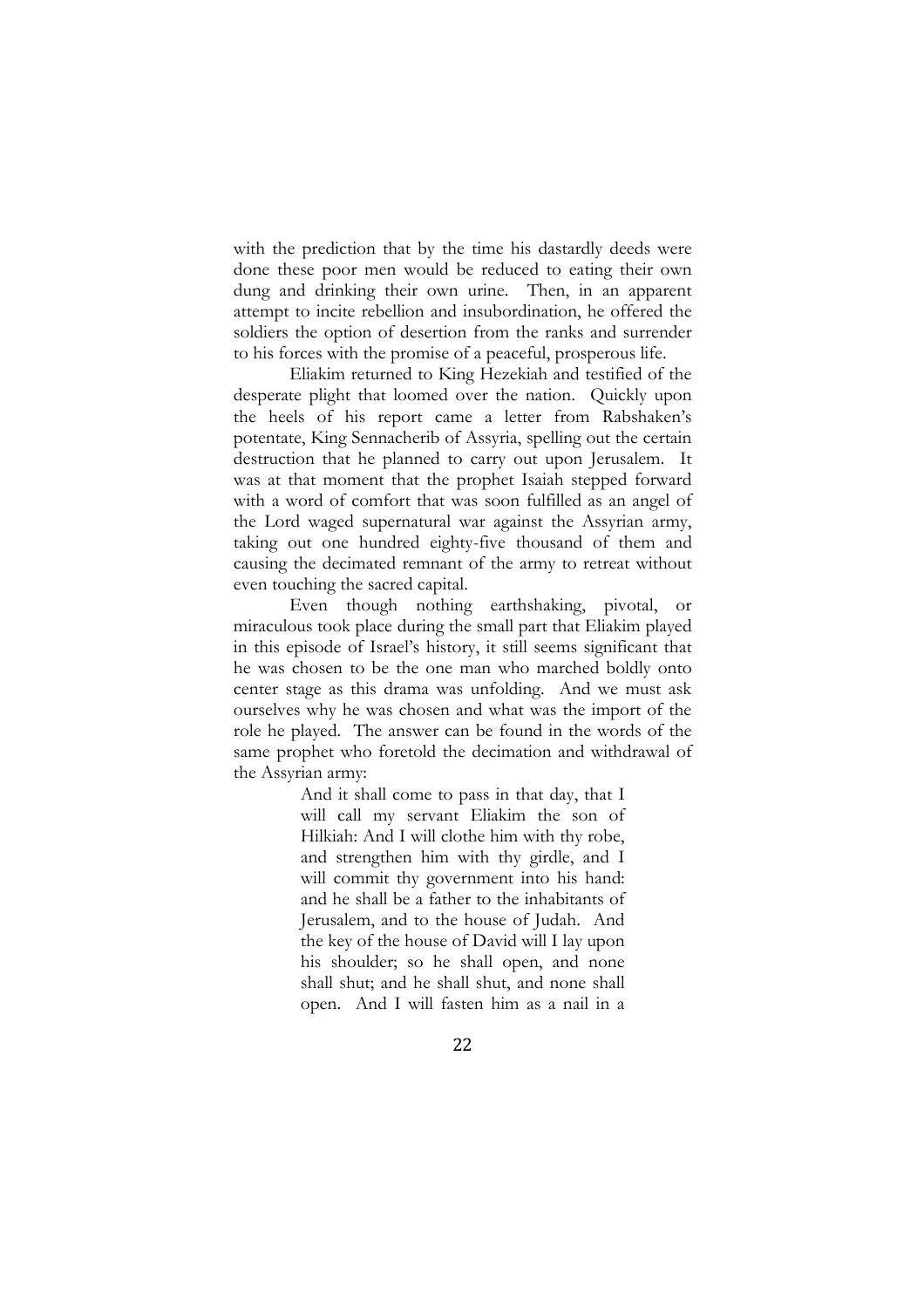with the prediction that by the time his dastardly deeds were done these poor men would be reduced to eating their own dung and drinking their own urine. Then, in an apparent attempt to incite rebellion and insubordination, he offered the soldiers the option of desertion from the ranks and surrender to his forces with the promise of a peaceful, prosperous life.

Eliakim returned to King Hezekiah and testified of the desperate plight that loomed over the nation. Quickly upon the heels of his report came a letter from Rabshaken's potentate, King Sennacherib of Assyria, spelling out the certain destruction that he planned to carry out upon Jerusalem. It was at that moment that the prophet Isaiah stepped forward with a word of comfort that was soon fulfilled as an angel of the Lord waged supernatural war against the Assyrian army, taking out one hundred eighty-five thousand of them and causing the decimated remnant of the army to retreat without even touching the sacred capital.

Even though nothing earthshaking, pivotal, or miraculous took place during the small part that Eliakim played in this episode of Israel's history, it still seems significant that he was chosen to be the one man who marched boldly onto center stage as this drama was unfolding. And we must ask ourselves why he was chosen and what was the import of the role he played. The answer can be found in the words of the same prophet who foretold the decimation and withdrawal of the Assyrian army:

> And it shall come to pass in that day, that I will call my servant Eliakim the son of Hilkiah: And I will clothe him with thy robe, and strengthen him with thy girdle, and I will commit thy government into his hand: and he shall be a father to the inhabitants of Jerusalem, and to the house of Judah. And the key of the house of David will I lay upon his shoulder; so he shall open, and none shall shut; and he shall shut, and none shall open. And I will fasten him as a nail in a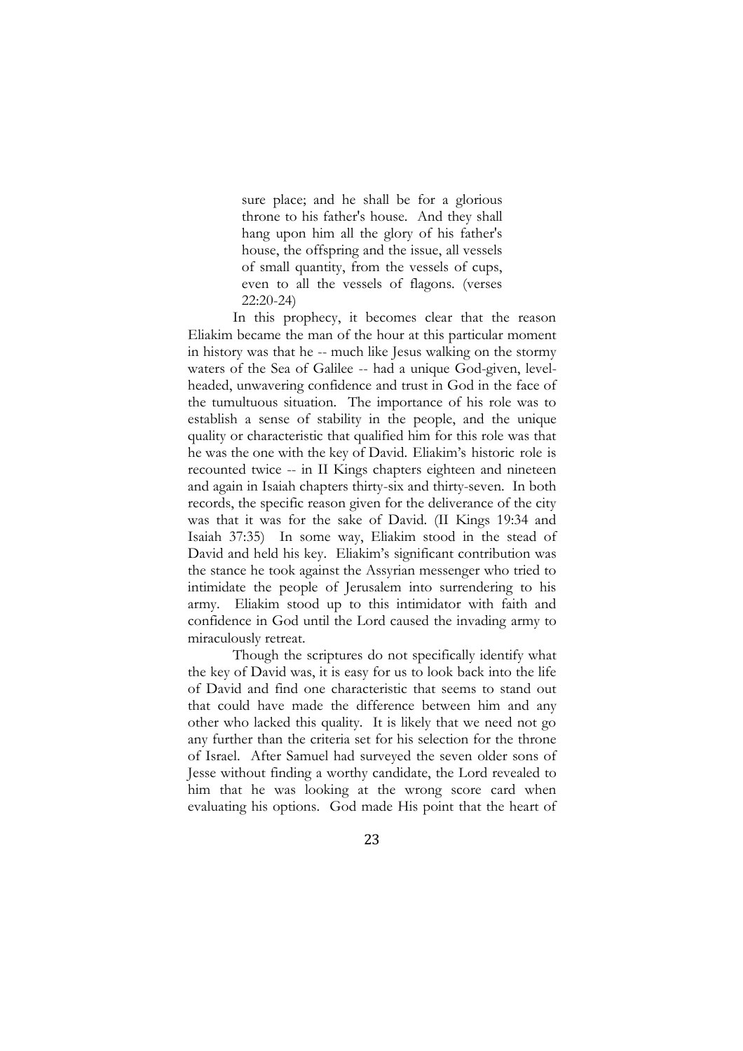> sure place; and he shall be for a glorious throne to his father's house. And they shall hang upon him all the glory of his father's house, the offspring and the issue, all vessels of small quantity, from the vessels of cups, even to all the vessels of flagons. (verses 22:20-24)

In this prophecy, it becomes clear that the reason Eliakim became the man of the hour at this particular moment in history was that he -- much like Jesus walking on the stormy waters of the Sea of Galilee -- had a unique God-given, level-headed, unwavering confidence and trust in God in the face of the tumultuous situation. The importance of his role was to establish a sense of stability in the people, and the unique quality or characteristic that qualified him for this role was that he was the one with the key of David. Eliakim's historic role is recounted twice -- in II Kings chapters eighteen and nineteen and again in Isaiah chapters thirty-six and thirty-seven. In both records, the specific reason given for the deliverance of the city was that it was for the sake of David. (II Kings 19:34 and Isaiah 37:35) In some way, Eliakim stood in the stead of David and held his key. Eliakim's significant contribution was the stance he took against the Assyrian messenger who tried to intimidate the people of Jerusalem into surrendering to his army. Eliakim stood up to this intimidator with faith and confidence in God until the Lord caused the invading army to miraculously retreat.

Though the scriptures do not specifically identify what the key of David was, it is easy for us to look back into the life of David and find one characteristic that seems to stand out that could have made the difference between him and any other who lacked this quality. It is likely that we need not go any further than the criteria set for his selection for the throne of Israel. After Samuel had surveyed the seven older sons of Jesse without finding a worthy candidate, the Lord revealed to him that he was looking at the wrong score card when evaluating his options. God made His point that the heart of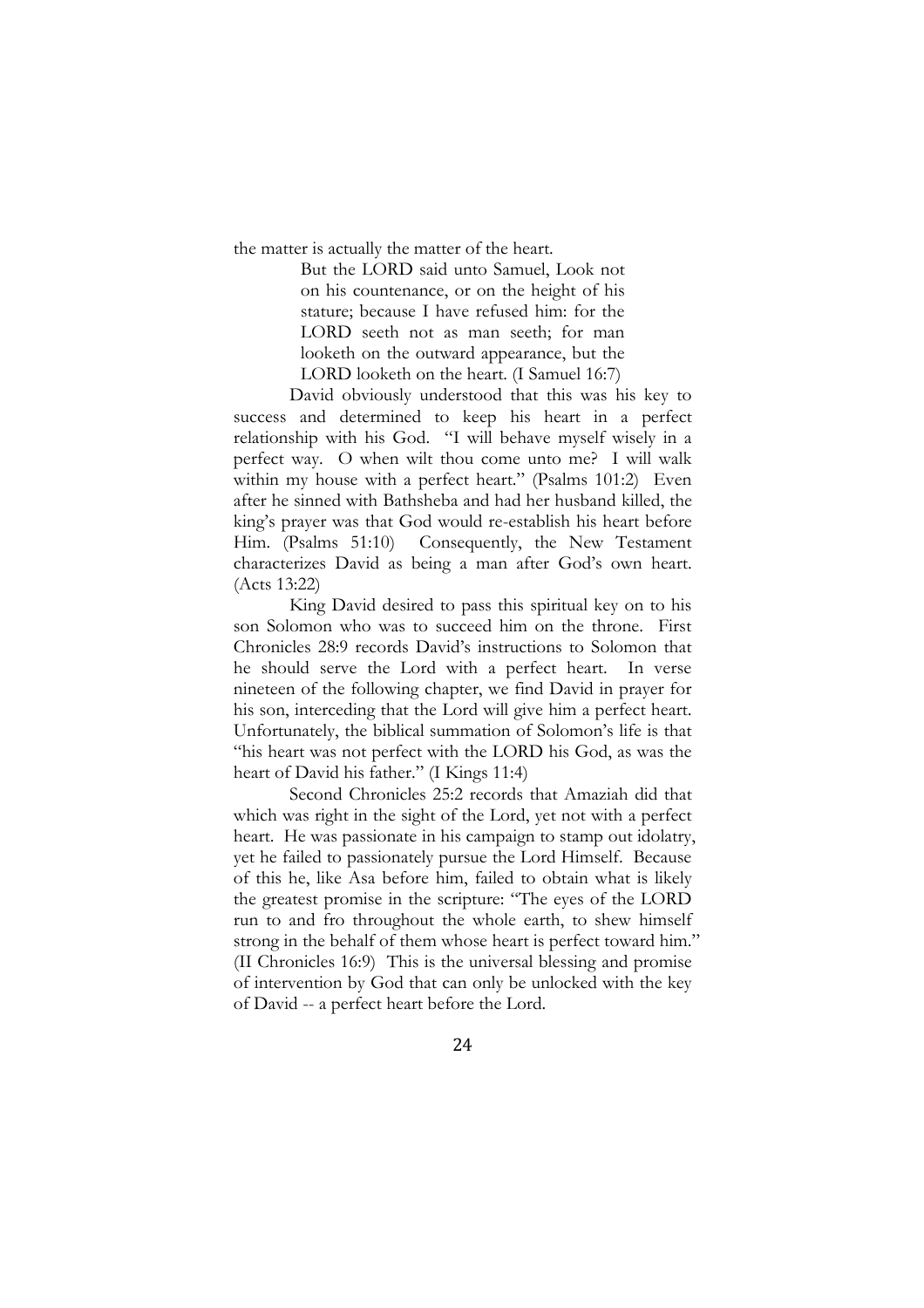the matter is actually the matter of the heart.

> But the LORD said unto Samuel, Look not on his countenance, or on the height of his stature; because I have refused him: for the LORD seeth not as man seeth; for man looketh on the outward appearance, but the LORD looketh on the heart. (I Samuel 16:7)

David obviously understood that this was his key to success and determined to keep his heart in a perfect relationship with his God. "I will behave myself wisely in a perfect way. O when wilt thou come unto me? I will walk within my house with a perfect heart." (Psalms 101:2) Even after he sinned with Bathsheba and had her husband killed, the king's prayer was that God would re-establish his heart before Him. (Psalms 51:10) Consequently, the New Testament characterizes David as being a man after God's own heart. (Acts 13:22)

King David desired to pass this spiritual key on to his son Solomon who was to succeed him on the throne. First Chronicles 28:9 records David's instructions to Solomon that he should serve the Lord with a perfect heart. In verse nineteen of the following chapter, we find David in prayer for his son, interceding that the Lord will give him a perfect heart. Unfortunately, the biblical summation of Solomon's life is that "his heart was not perfect with the LORD his God, as was the heart of David his father." (I Kings 11:4)

Second Chronicles 25:2 records that Amaziah did that which was right in the sight of the Lord, yet not with a perfect heart. He was passionate in his campaign to stamp out idolatry, yet he failed to passionately pursue the Lord Himself. Because of this he, like Asa before him, failed to obtain what is likely the greatest promise in the scripture: "The eyes of the LORD run to and fro throughout the whole earth, to shew himself strong in the behalf of them whose heart is perfect toward him." (II Chronicles 16:9) This is the universal blessing and promise of intervention by God that can only be unlocked with the key of David -- a perfect heart before the Lord.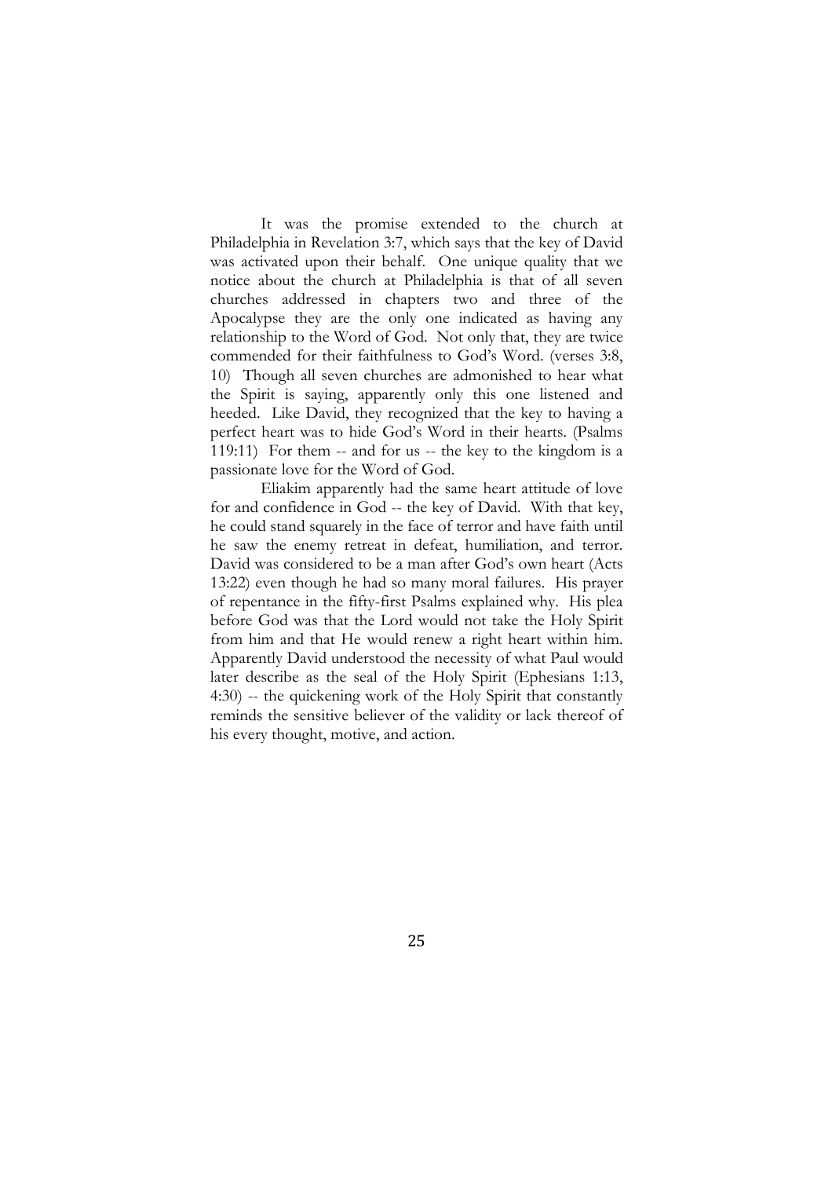It was the promise extended to the church at Philadelphia in Revelation 3:7, which says that the key of David was activated upon their behalf. One unique quality that we notice about the church at Philadelphia is that of all seven churches addressed in chapters two and three of the Apocalypse they are the only one indicated as having any relationship to the Word of God. Not only that, they are twice commended for their faithfulness to God's Word. (verses 3:8, 10) Though all seven churches are admonished to hear what the Spirit is saying, apparently only this one listened and heeded. Like David, they recognized that the key to having a perfect heart was to hide God's Word in their hearts. (Psalms 119:11) For them -- and for us -- the key to the kingdom is a passionate love for the Word of God.

Eliakim apparently had the same heart attitude of love for and confidence in God -- the key of David. With that key, he could stand squarely in the face of terror and have faith until he saw the enemy retreat in defeat, humiliation, and terror. David was considered to be a man after God's own heart (Acts 13:22) even though he had so many moral failures. His prayer of repentance in the fifty-first Psalms explained why. His plea before God was that the Lord would not take the Holy Spirit from him and that He would renew a right heart within him. Apparently David understood the necessity of what Paul would later describe as the seal of the Holy Spirit (Ephesians 1:13, 4:30) -- the quickening work of the Holy Spirit that constantly reminds the sensitive believer of the validity or lack thereof of his every thought, motive, and action.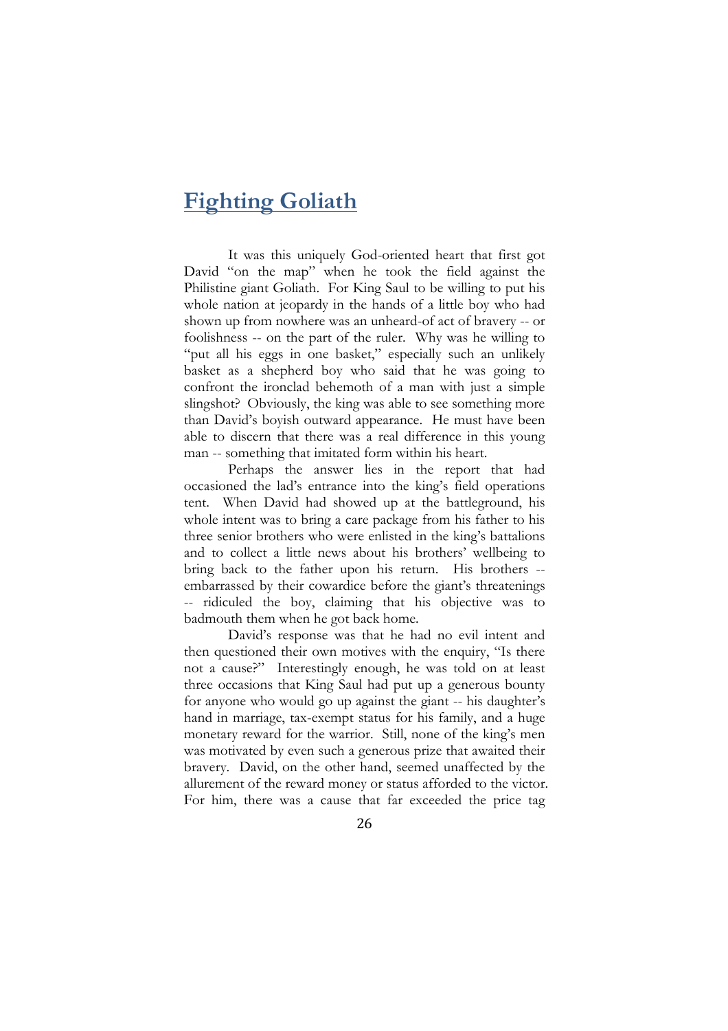## Fighting Goliath

It was this uniquely God-oriented heart that first got David "on the map" when he took the field against the Philistine giant Goliath. For King Saul to be willing to put his whole nation at jeopardy in the hands of a little boy who had shown up from nowhere was an unheard-of act of bravery -- or foolishness -- on the part of the ruler. Why was he willing to "put all his eggs in one basket," especially such an unlikely basket as a shepherd boy who said that he was going to confront the ironclad behemoth of a man with just a simple slingshot? Obviously, the king was able to see something more than David's boyish outward appearance. He must have been able to discern that there was a real difference in this young man -- something that imitated form within his heart.

Perhaps the answer lies in the report that had occasioned the lad's entrance into the king's field operations tent. When David had showed up at the battleground, his whole intent was to bring a care package from his father to his three senior brothers who were enlisted in the king's battalions and to collect a little news about his brothers' wellbeing to bring back to the father upon his return. His brothers -- embarrassed by their cowardice before the giant's threatenings -- ridiculed the boy, claiming that his objective was to badmouth them when he got back home.

David's response was that he had no evil intent and then questioned their own motives with the enquiry, "Is there not a cause?" Interestingly enough, he was told on at least three occasions that King Saul had put up a generous bounty for anyone who would go up against the giant -- his daughter's hand in marriage, tax-exempt status for his family, and a huge monetary reward for the warrior. Still, none of the king's men was motivated by even such a generous prize that awaited their bravery. David, on the other hand, seemed unaffected by the allurement of the reward money or status afforded to the victor. For him, there was a cause that far exceeded the price tag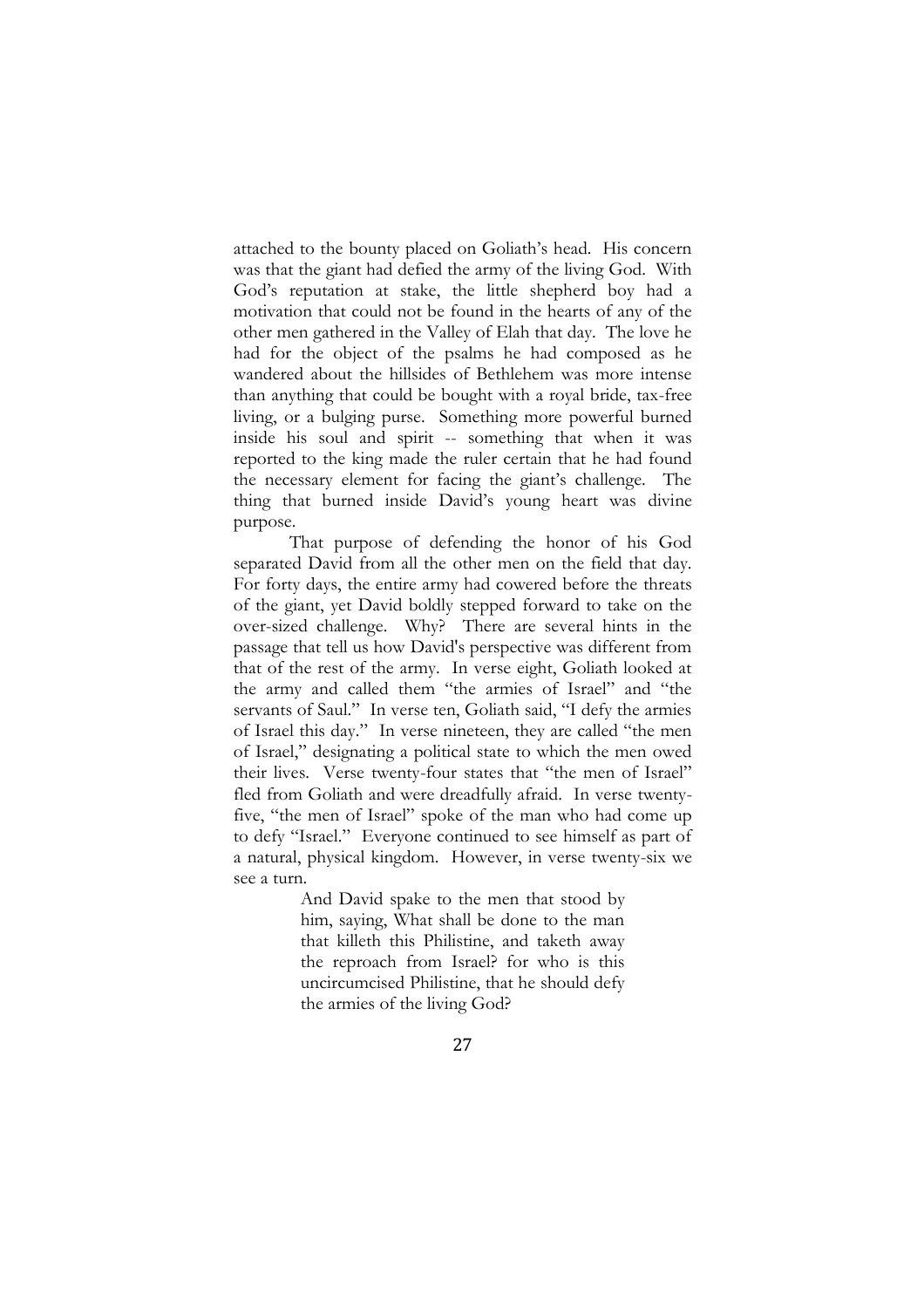attached to the bounty placed on Goliath's head. His concern was that the giant had defied the army of the living God. With God's reputation at stake, the little shepherd boy had a motivation that could not be found in the hearts of any of the other men gathered in the Valley of Elah that day. The love he had for the object of the psalms he had composed as he wandered about the hillsides of Bethlehem was more intense than anything that could be bought with a royal bride, tax-free living, or a bulging purse. Something more powerful burned inside his soul and spirit -- something that when it was reported to the king made the ruler certain that he had found the necessary element for facing the giant's challenge. The thing that burned inside David's young heart was divine purpose.

That purpose of defending the honor of his God separated David from all the other men on the field that day. For forty days, the entire army had cowered before the threats of the giant, yet David boldly stepped forward to take on the over-sized challenge. Why? There are several hints in the passage that tell us how David's perspective was different from that of the rest of the army. In verse eight, Goliath looked at the army and called them "the armies of Israel" and "the servants of Saul." In verse ten, Goliath said, "I defy the armies of Israel this day." In verse nineteen, they are called "the men of Israel," designating a political state to which the men owed their lives. Verse twenty-four states that "the men of Israel" fled from Goliath and were dreadfully afraid. In verse twenty-five, "the men of Israel" spoke of the man who had come up to defy "Israel." Everyone continued to see himself as part of a natural, physical kingdom. However, in verse twenty-six we see a turn.

> And David spake to the men that stood by him, saying, What shall be done to the man that killeth this Philistine, and taketh away the reproach from Israel? for who is this uncircumcised Philistine, that he should defy the armies of the living God?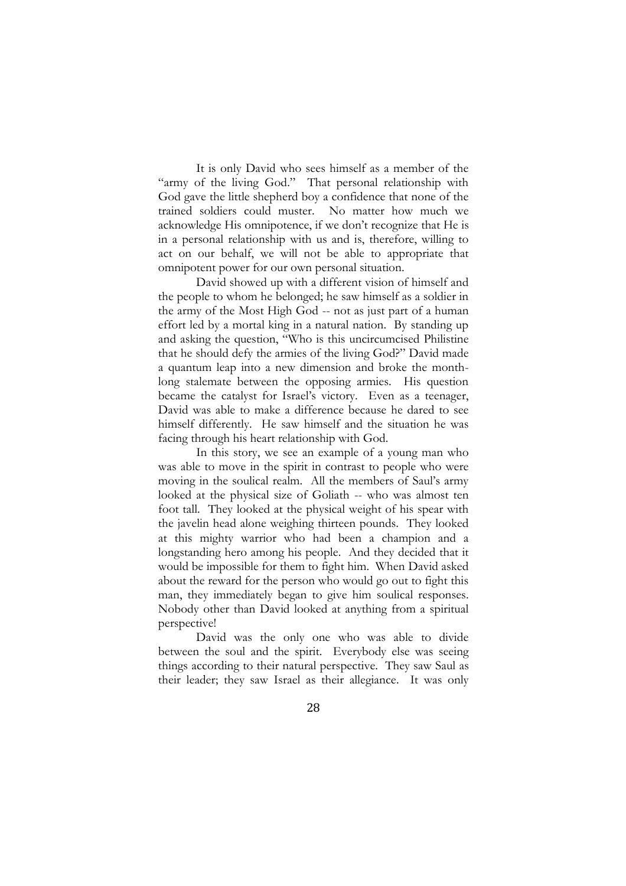It is only David who sees himself as a member of the "army of the living God." That personal relationship with God gave the little shepherd boy a confidence that none of the trained soldiers could muster. No matter how much we acknowledge His omnipotence, if we don't recognize that He is in a personal relationship with us and is, therefore, willing to act on our behalf, we will not be able to appropriate that omnipotent power for our own personal situation.

David showed up with a different vision of himself and the people to whom he belonged; he saw himself as a soldier in the army of the Most High God -- not as just part of a human effort led by a mortal king in a natural nation. By standing up and asking the question, "Who is this uncircumcised Philistine that he should defy the armies of the living God?" David made a quantum leap into a new dimension and broke the month-long stalemate between the opposing armies. His question became the catalyst for Israel's victory. Even as a teenager, David was able to make a difference because he dared to see himself differently. He saw himself and the situation he was facing through his heart relationship with God.

In this story, we see an example of a young man who was able to move in the spirit in contrast to people who were moving in the soulical realm. All the members of Saul's army looked at the physical size of Goliath -- who was almost ten foot tall. They looked at the physical weight of his spear with the javelin head alone weighing thirteen pounds. They looked at this mighty warrior who had been a champion and a longstanding hero among his people. And they decided that it would be impossible for them to fight him. When David asked about the reward for the person who would go out to fight this man, they immediately began to give him soulical responses. Nobody other than David looked at anything from a spiritual perspective!

David was the only one who was able to divide between the soul and the spirit. Everybody else was seeing things according to their natural perspective. They saw Saul as their leader; they saw Israel as their allegiance. It was only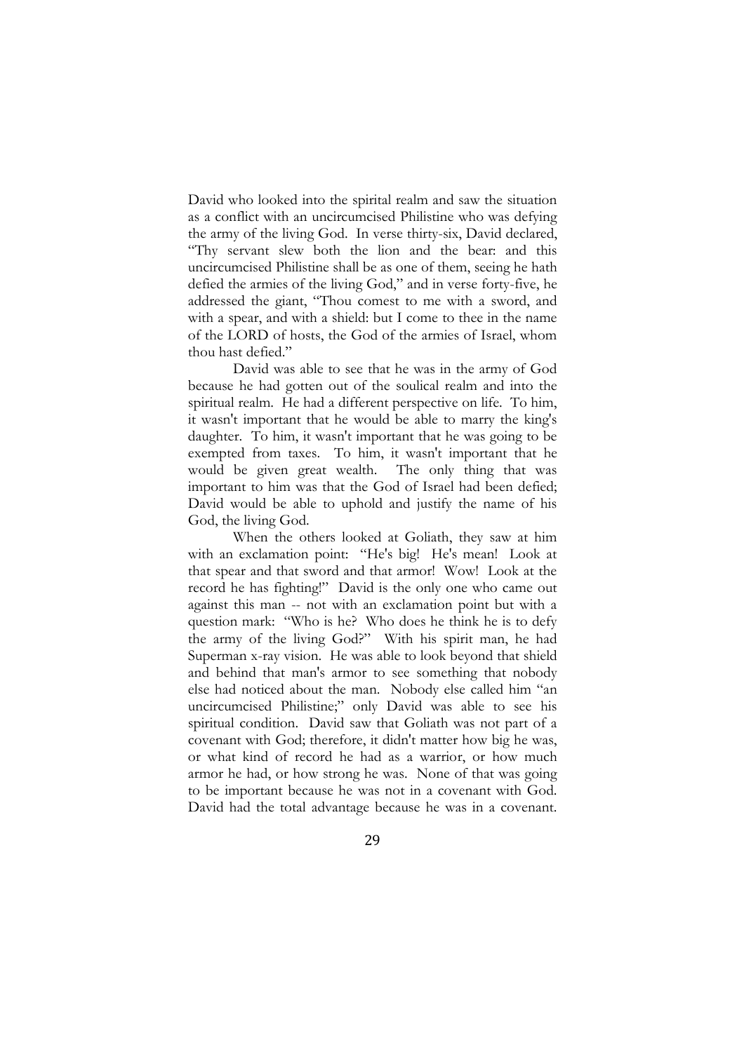David who looked into the spirital realm and saw the situation as a conflict with an uncircumcised Philistine who was defying the army of the living God. In verse thirty-six, David declared, "Thy servant slew both the lion and the bear: and this uncircumcised Philistine shall be as one of them, seeing he hath defied the armies of the living God," and in verse forty-five, he addressed the giant, "Thou comest to me with a sword, and with a spear, and with a shield: but I come to thee in the name of the LORD of hosts, the God of the armies of Israel, whom thou hast defied."

David was able to see that he was in the army of God because he had gotten out of the soulical realm and into the spiritual realm. He had a different perspective on life. To him, it wasn't important that he would be able to marry the king's daughter. To him, it wasn't important that he was going to be exempted from taxes. To him, it wasn't important that he would be given great wealth. The only thing that was important to him was that the God of Israel had been defied; David would be able to uphold and justify the name of his God, the living God.

When the others looked at Goliath, they saw at him with an exclamation point: "He's big! He's mean! Look at that spear and that sword and that armor! Wow! Look at the record he has fighting!" David is the only one who came out against this man -- not with an exclamation point but with a question mark: "Who is he? Who does he think he is to defy the army of the living God?" With his spirit man, he had Superman x-ray vision. He was able to look beyond that shield and behind that man's armor to see something that nobody else had noticed about the man. Nobody else called him "an uncircumcised Philistine;" only David was able to see his spiritual condition. David saw that Goliath was not part of a covenant with God; therefore, it didn't matter how big he was, or what kind of record he had as a warrior, or how much armor he had, or how strong he was. None of that was going to be important because he was not in a covenant with God. David had the total advantage because he was in a covenant.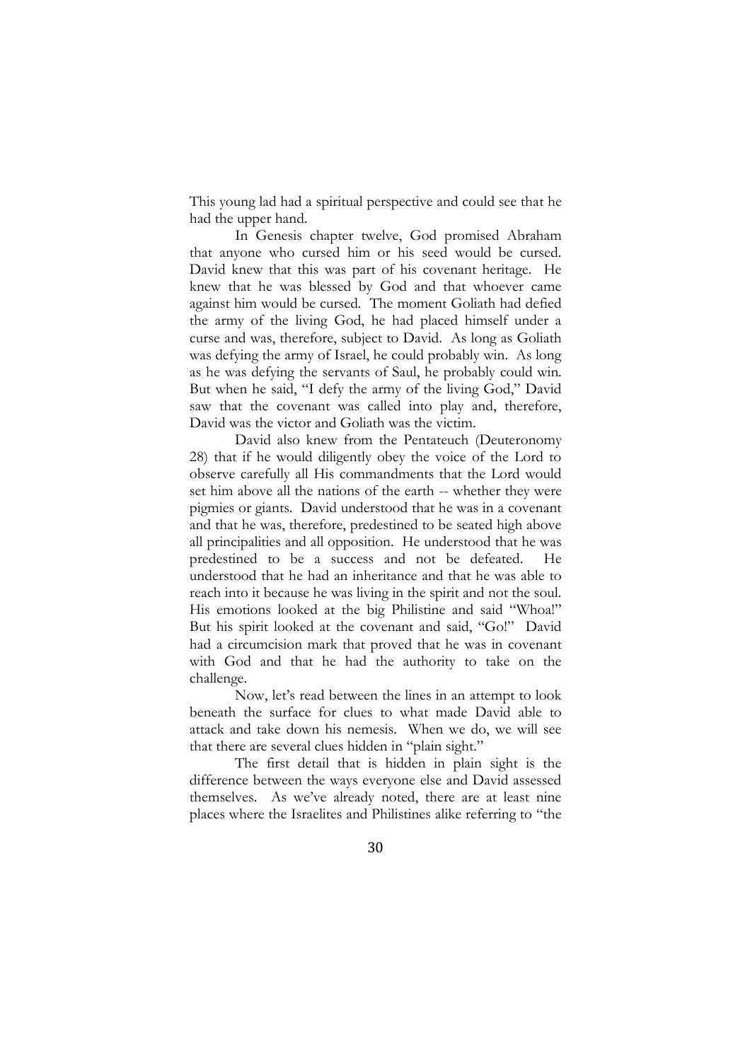This young lad had a spiritual perspective and could see that he had the upper hand.

In Genesis chapter twelve, God promised Abraham that anyone who cursed him or his seed would be cursed. David knew that this was part of his covenant heritage. He knew that he was blessed by God and that whoever came against him would be cursed. The moment Goliath had defied the army of the living God, he had placed himself under a curse and was, therefore, subject to David. As long as Goliath was defying the army of Israel, he could probably win. As long as he was defying the servants of Saul, he probably could win. But when he said, "I defy the army of the living God," David saw that the covenant was called into play and, therefore, David was the victor and Goliath was the victim.

David also knew from the Pentateuch (Deuteronomy 28) that if he would diligently obey the voice of the Lord to observe carefully all His commandments that the Lord would set him above all the nations of the earth -- whether they were pigmies or giants. David understood that he was in a covenant and that he was, therefore, predestined to be seated high above all principalities and all opposition. He understood that he was predestined to be a success and not be defeated. He understood that he had an inheritance and that he was able to reach into it because he was living in the spirit and not the soul. His emotions looked at the big Philistine and said "Whoa!" But his spirit looked at the covenant and said, "Go!" David had a circumcision mark that proved that he was in covenant with God and that he had the authority to take on the challenge.

Now, let's read between the lines in an attempt to look beneath the surface for clues to what made David able to attack and take down his nemesis. When we do, we will see that there are several clues hidden in "plain sight."

The first detail that is hidden in plain sight is the difference between the ways everyone else and David assessed themselves. As we've already noted, there are at least nine places where the Israelites and Philistines alike referring to "the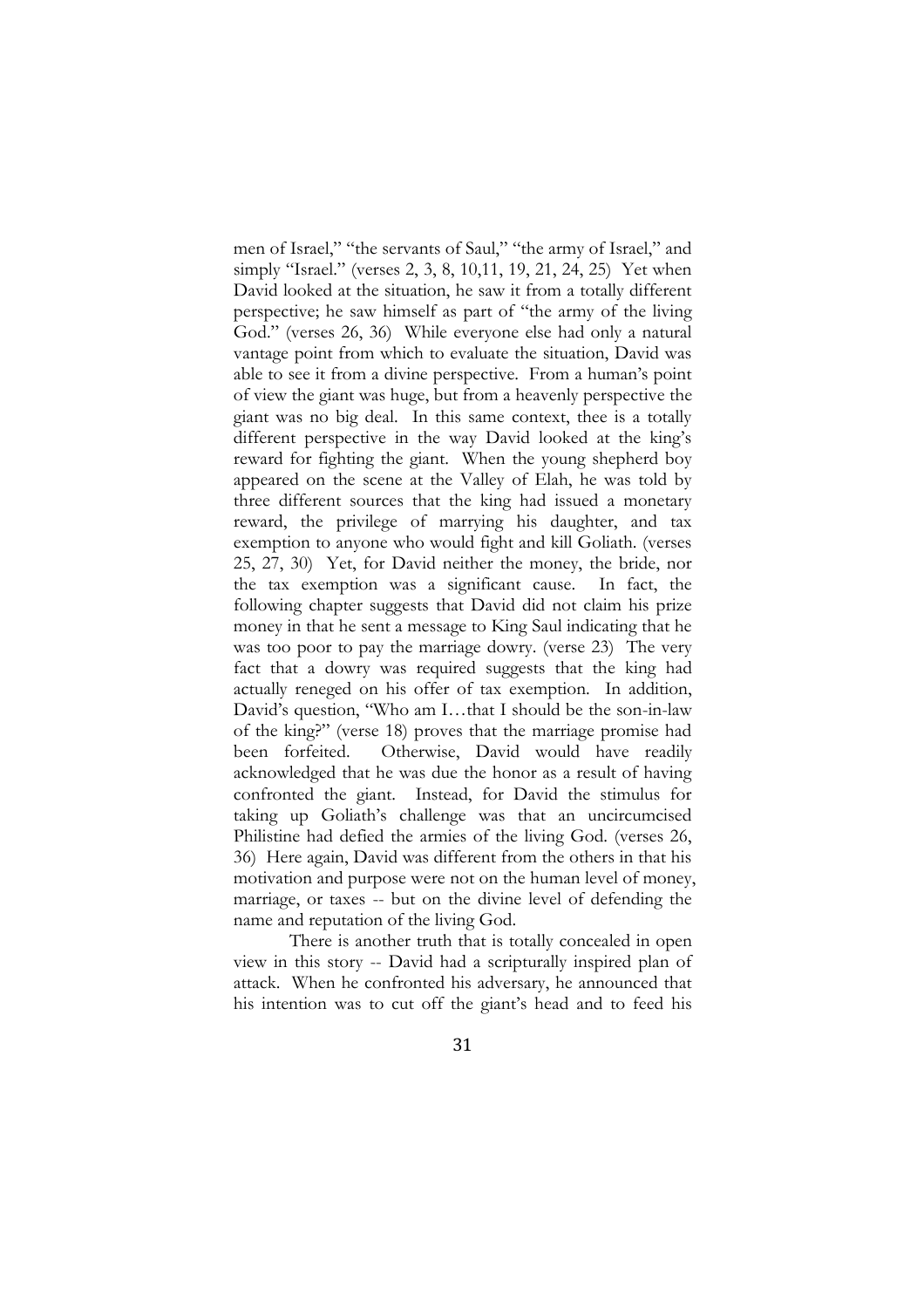men of Israel," "the servants of Saul," "the army of Israel," and simply "Israel." (verses 2, 3, 8, 10,11, 19, 21, 24, 25) Yet when David looked at the situation, he saw it from a totally different perspective; he saw himself as part of "the army of the living God." (verses 26, 36) While everyone else had only a natural vantage point from which to evaluate the situation, David was able to see it from a divine perspective. From a human's point of view the giant was huge, but from a heavenly perspective the giant was no big deal. In this same context, thee is a totally different perspective in the way David looked at the king's reward for fighting the giant. When the young shepherd boy appeared on the scene at the Valley of Elah, he was told by three different sources that the king had issued a monetary reward, the privilege of marrying his daughter, and tax exemption to anyone who would fight and kill Goliath. (verses 25, 27, 30) Yet, for David neither the money, the bride, nor the tax exemption was a significant cause. In fact, the following chapter suggests that David did not claim his prize money in that he sent a message to King Saul indicating that he was too poor to pay the marriage dowry. (verse 23) The very fact that a dowry was required suggests that the king had actually reneged on his offer of tax exemption. In addition, David's question, "Who am I…that I should be the son-in-law of the king?" (verse 18) proves that the marriage promise had been forfeited. Otherwise, David would have readily acknowledged that he was due the honor as a result of having confronted the giant. Instead, for David the stimulus for taking up Goliath's challenge was that an uncircumcised Philistine had defied the armies of the living God. (verses 26, 36) Here again, David was different from the others in that his motivation and purpose were not on the human level of money, marriage, or taxes -- but on the divine level of defending the name and reputation of the living God.

There is another truth that is totally concealed in open view in this story -- David had a scripturally inspired plan of attack. When he confronted his adversary, he announced that his intention was to cut off the giant's head and to feed his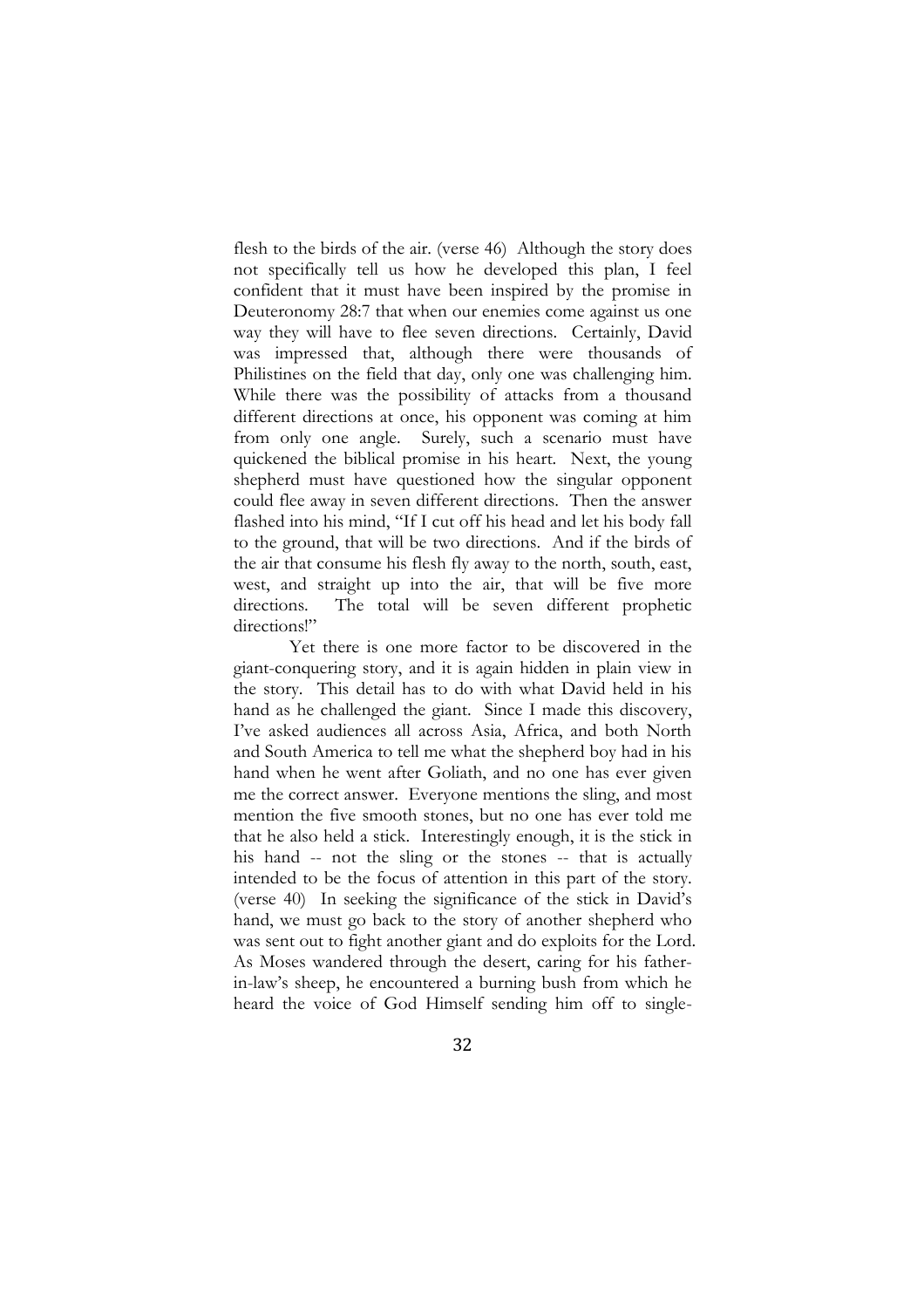flesh to the birds of the air. (verse 46) Although the story does not specifically tell us how he developed this plan, I feel confident that it must have been inspired by the promise in Deuteronomy 28:7 that when our enemies come against us one way they will have to flee seven directions. Certainly, David was impressed that, although there were thousands of Philistines on the field that day, only one was challenging him. While there was the possibility of attacks from a thousand different directions at once, his opponent was coming at him from only one angle. Surely, such a scenario must have quickened the biblical promise in his heart. Next, the young shepherd must have questioned how the singular opponent could flee away in seven different directions. Then the answer flashed into his mind, "If I cut off his head and let his body fall to the ground, that will be two directions. And if the birds of the air that consume his flesh fly away to the north, south, east, west, and straight up into the air, that will be five more directions. The total will be seven different prophetic directions!"

Yet there is one more factor to be discovered in the giant-conquering story, and it is again hidden in plain view in the story. This detail has to do with what David held in his hand as he challenged the giant. Since I made this discovery, I've asked audiences all across Asia, Africa, and both North and South America to tell me what the shepherd boy had in his hand when he went after Goliath, and no one has ever given me the correct answer. Everyone mentions the sling, and most mention the five smooth stones, but no one has ever told me that he also held a stick. Interestingly enough, it is the stick in his hand -- not the sling or the stones -- that is actually intended to be the focus of attention in this part of the story. (verse 40) In seeking the significance of the stick in David's hand, we must go back to the story of another shepherd who was sent out to fight another giant and do exploits for the Lord. As Moses wandered through the desert, caring for his father-in-law's sheep, he encountered a burning bush from which he heard the voice of God Himself sending him off to single-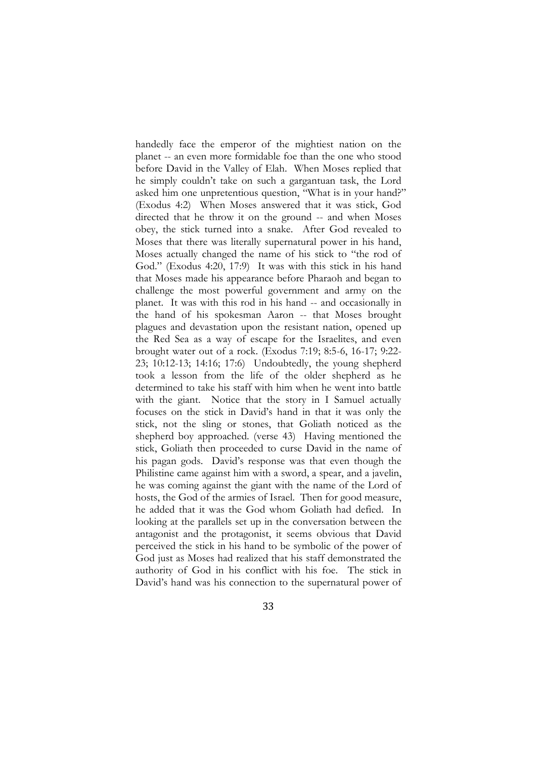handedly face the emperor of the mightiest nation on the planet -- an even more formidable foe than the one who stood before David in the Valley of Elah. When Moses replied that he simply couldn't take on such a gargantuan task, the Lord asked him one unpretentious question, "What is in your hand?" (Exodus 4:2) When Moses answered that it was stick, God directed that he throw it on the ground -- and when Moses obey, the stick turned into a snake. After God revealed to Moses that there was literally supernatural power in his hand, Moses actually changed the name of his stick to "the rod of God." (Exodus 4:20, 17:9) It was with this stick in his hand that Moses made his appearance before Pharaoh and began to challenge the most powerful government and army on the planet. It was with this rod in his hand -- and occasionally in the hand of his spokesman Aaron -- that Moses brought plagues and devastation upon the resistant nation, opened up the Red Sea as a way of escape for the Israelites, and even brought water out of a rock. (Exodus 7:19; 8:5-6, 16-17; 9:22-23; 10:12-13; 14:16; 17:6) Undoubtedly, the young shepherd took a lesson from the life of the older shepherd as he determined to take his staff with him when he went into battle with the giant. Notice that the story in I Samuel actually focuses on the stick in David's hand in that it was only the stick, not the sling or stones, that Goliath noticed as the shepherd boy approached. (verse 43) Having mentioned the stick, Goliath then proceeded to curse David in the name of his pagan gods. David's response was that even though the Philistine came against him with a sword, a spear, and a javelin, he was coming against the giant with the name of the Lord of hosts, the God of the armies of Israel. Then for good measure, he added that it was the God whom Goliath had defied. In looking at the parallels set up in the conversation between the antagonist and the protagonist, it seems obvious that David perceived the stick in his hand to be symbolic of the power of God just as Moses had realized that his staff demonstrated the authority of God in his conflict with his foe. The stick in David's hand was his connection to the supernatural power of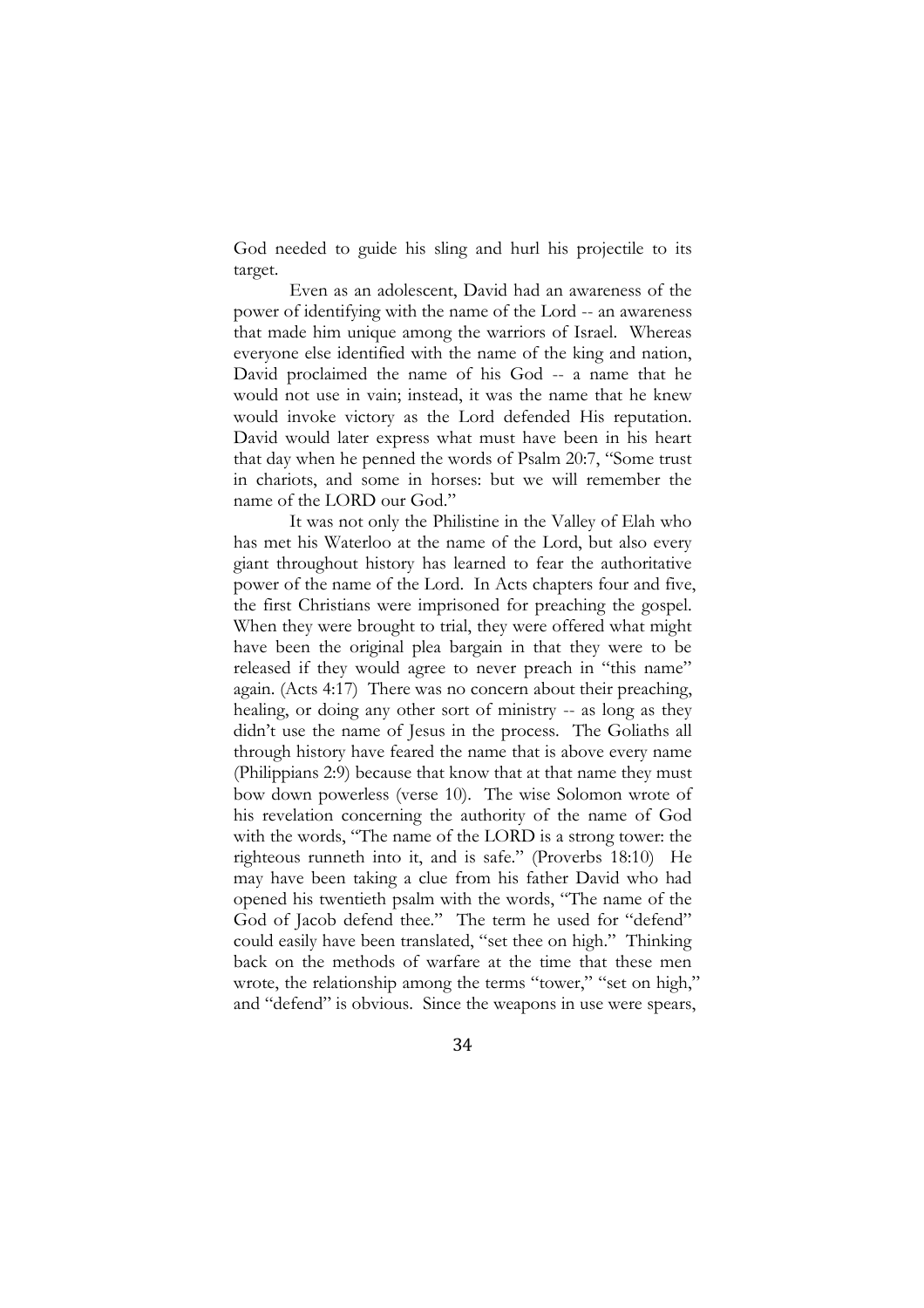God needed to guide his sling and hurl his projectile to its target.

Even as an adolescent, David had an awareness of the power of identifying with the name of the Lord -- an awareness that made him unique among the warriors of Israel. Whereas everyone else identified with the name of the king and nation, David proclaimed the name of his God -- a name that he would not use in vain; instead, it was the name that he knew would invoke victory as the Lord defended His reputation. David would later express what must have been in his heart that day when he penned the words of Psalm 20:7, "Some trust in chariots, and some in horses: but we will remember the name of the LORD our God."

It was not only the Philistine in the Valley of Elah who has met his Waterloo at the name of the Lord, but also every giant throughout history has learned to fear the authoritative power of the name of the Lord. In Acts chapters four and five, the first Christians were imprisoned for preaching the gospel. When they were brought to trial, they were offered what might have been the original plea bargain in that they were to be released if they would agree to never preach in "this name" again. (Acts 4:17) There was no concern about their preaching, healing, or doing any other sort of ministry -- as long as they didn't use the name of Jesus in the process. The Goliaths all through history have feared the name that is above every name (Philippians 2:9) because that know that at that name they must bow down powerless (verse 10). The wise Solomon wrote of his revelation concerning the authority of the name of God with the words, "The name of the LORD is a strong tower: the righteous runneth into it, and is safe." (Proverbs 18:10) He may have been taking a clue from his father David who had opened his twentieth psalm with the words, "The name of the God of Jacob defend thee." The term he used for "defend" could easily have been translated, "set thee on high." Thinking back on the methods of warfare at the time that these men wrote, the relationship among the terms "tower," "set on high," and "defend" is obvious. Since the weapons in use were spears,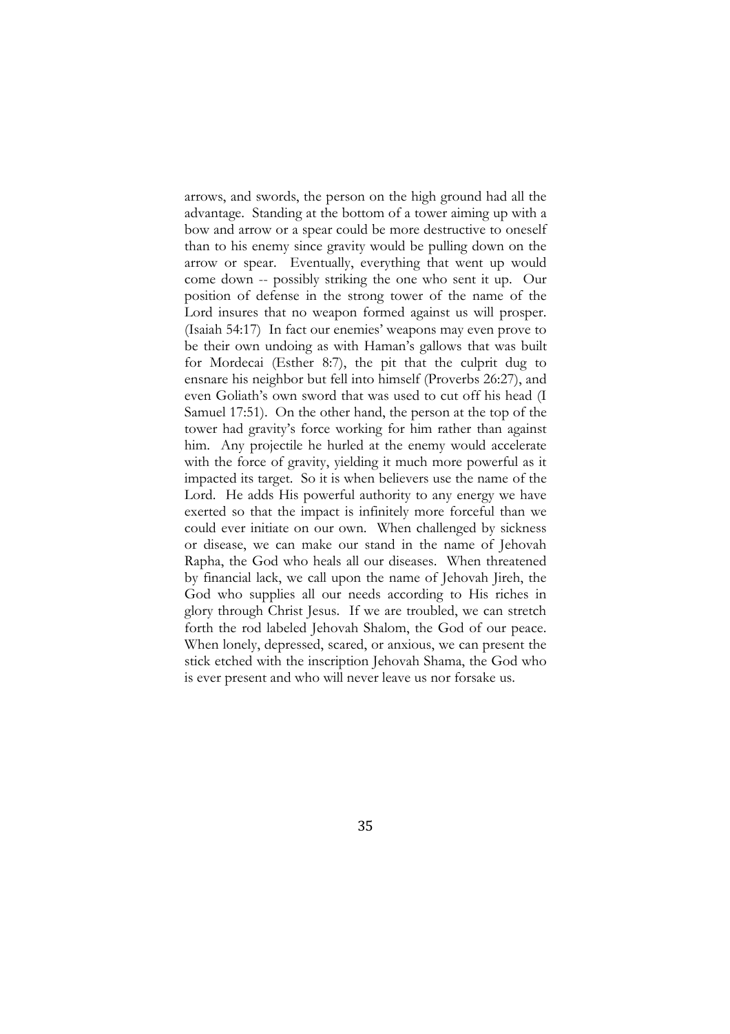arrows, and swords, the person on the high ground had all the advantage. Standing at the bottom of a tower aiming up with a bow and arrow or a spear could be more destructive to oneself than to his enemy since gravity would be pulling down on the arrow or spear. Eventually, everything that went up would come down -- possibly striking the one who sent it up. Our position of defense in the strong tower of the name of the Lord insures that no weapon formed against us will prosper. (Isaiah 54:17) In fact our enemies' weapons may even prove to be their own undoing as with Haman's gallows that was built for Mordecai (Esther 8:7), the pit that the culprit dug to ensnare his neighbor but fell into himself (Proverbs 26:27), and even Goliath's own sword that was used to cut off his head (I Samuel 17:51). On the other hand, the person at the top of the tower had gravity's force working for him rather than against him. Any projectile he hurled at the enemy would accelerate with the force of gravity, yielding it much more powerful as it impacted its target. So it is when believers use the name of the Lord. He adds His powerful authority to any energy we have exerted so that the impact is infinitely more forceful than we could ever initiate on our own. When challenged by sickness or disease, we can make our stand in the name of Jehovah Rapha, the God who heals all our diseases. When threatened by financial lack, we call upon the name of Jehovah Jireh, the God who supplies all our needs according to His riches in glory through Christ Jesus. If we are troubled, we can stretch forth the rod labeled Jehovah Shalom, the God of our peace. When lonely, depressed, scared, or anxious, we can present the stick etched with the inscription Jehovah Shama, the God who is ever present and who will never leave us nor forsake us.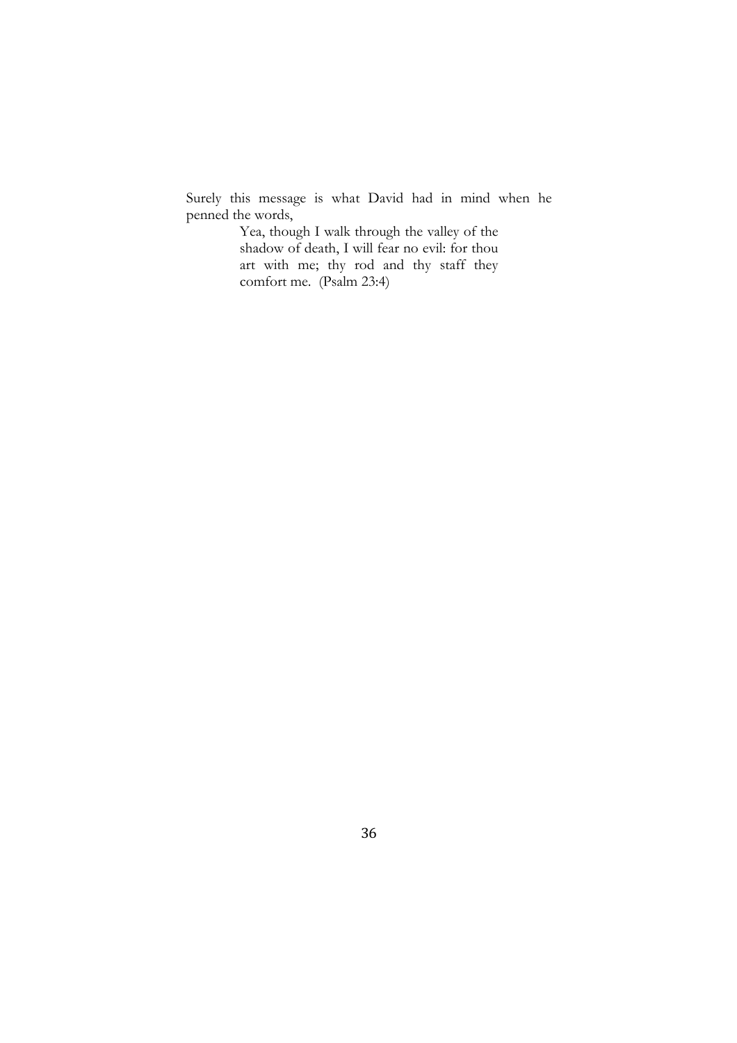Surely this message is what David had in mind when he penned the words,

> Yea, though I walk through the valley of the shadow of death, I will fear no evil: for thou art with me; thy rod and thy staff they comfort me. (Psalm 23:4)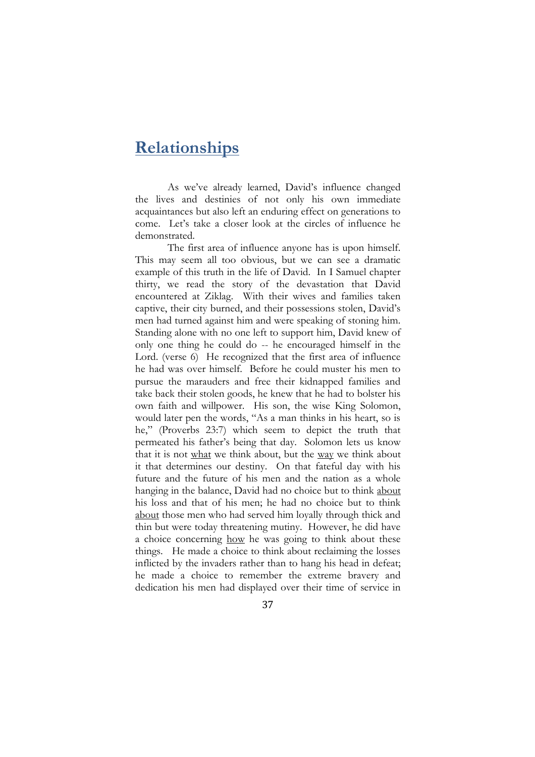# Relationships

As we've already learned, David's influence changed the lives and destinies of not only his own immediate acquaintances but also left an enduring effect on generations to come. Let's take a closer look at the circles of influence he demonstrated.

The first area of influence anyone has is upon himself. This may seem all too obvious, but we can see a dramatic example of this truth in the life of David. In I Samuel chapter thirty, we read the story of the devastation that David encountered at Ziklag. With their wives and families taken captive, their city burned, and their possessions stolen, David's men had turned against him and were speaking of stoning him. Standing alone with no one left to support him, David knew of only one thing he could do -- he encouraged himself in the Lord. (verse 6) He recognized that the first area of influence he had was over himself. Before he could muster his men to pursue the marauders and free their kidnapped families and take back their stolen goods, he knew that he had to bolster his own faith and willpower. His son, the wise King Solomon, would later pen the words, "As a man thinks in his heart, so is he," (Proverbs 23:7) which seem to depict the truth that permeated his father's being that day. Solomon lets us know that it is not <u>what</u> we think about, but the <u>way</u> we think about it that determines our destiny. On that fateful day with his future and the future of his men and the nation as a whole hanging in the balance, David had no choice but to think <u>about</u> his loss and that of his men; he had no choice but to think <u>about</u> those men who had served him loyally through thick and thin but were today threatening mutiny. However, he did have a choice concerning <u>how</u> he was going to think about these things. He made a choice to think about reclaiming the losses inflicted by the invaders rather than to hang his head in defeat; he made a choice to remember the extreme bravery and dedication his men had displayed over their time of service in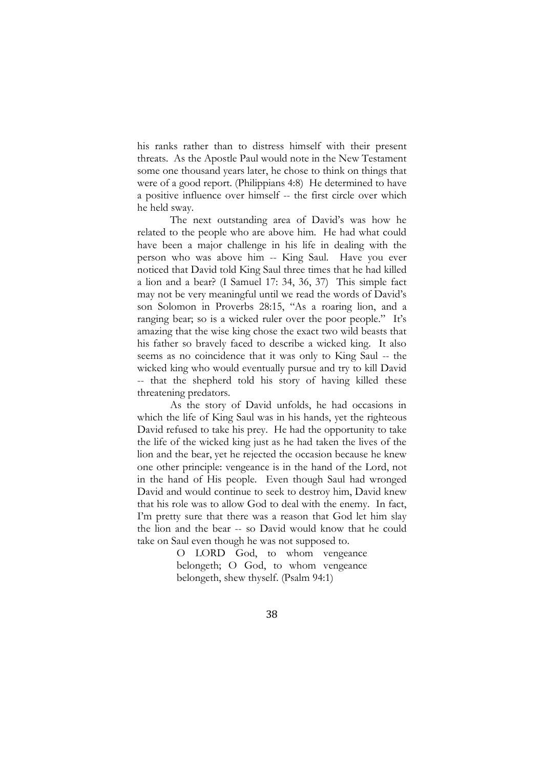his ranks rather than to distress himself with their present threats. As the Apostle Paul would note in the New Testament some one thousand years later, he chose to think on things that were of a good report. (Philippians 4:8) He determined to have a positive influence over himself -- the first circle over which he held sway.

The next outstanding area of David's was how he related to the people who are above him. He had what could have been a major challenge in his life in dealing with the person who was above him -- King Saul. Have you ever noticed that David told King Saul three times that he had killed a lion and a bear? (I Samuel 17: 34, 36, 37) This simple fact may not be very meaningful until we read the words of David's son Solomon in Proverbs 28:15, "As a roaring lion, and a ranging bear; so is a wicked ruler over the poor people." It's amazing that the wise king chose the exact two wild beasts that his father so bravely faced to describe a wicked king. It also seems as no coincidence that it was only to King Saul -- the wicked king who would eventually pursue and try to kill David -- that the shepherd told his story of having killed these threatening predators.

As the story of David unfolds, he had occasions in which the life of King Saul was in his hands, yet the righteous David refused to take his prey. He had the opportunity to take the life of the wicked king just as he had taken the lives of the lion and the bear, yet he rejected the occasion because he knew one other principle: vengeance is in the hand of the Lord, not in the hand of His people. Even though Saul had wronged David and would continue to seek to destroy him, David knew that his role was to allow God to deal with the enemy. In fact, I'm pretty sure that there was a reason that God let him slay the lion and the bear -- so David would know that he could take on Saul even though he was not supposed to.

> O LORD God, to whom vengeance belongeth; O God, to whom vengeance belongeth, shew thyself. (Psalm 94:1)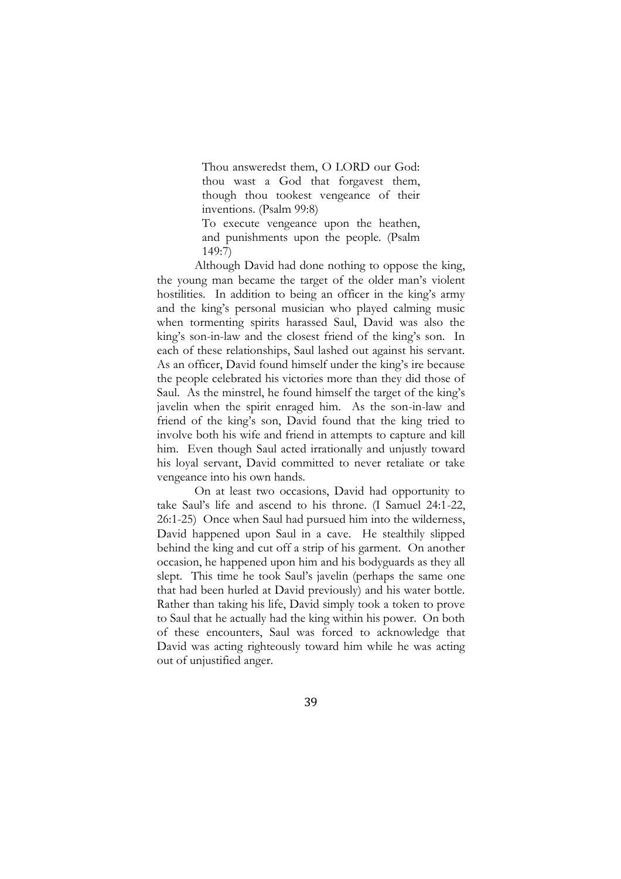> Thou answeredst them, O LORD our God: thou wast a God that forgavest them, though thou tookest vengeance of their inventions. (Psalm 99:8)
>
> To execute vengeance upon the heathen, and punishments upon the people. (Psalm 149:7)

Although David had done nothing to oppose the king, the young man became the target of the older man's violent hostilities. In addition to being an officer in the king's army and the king's personal musician who played calming music when tormenting spirits harassed Saul, David was also the king's son-in-law and the closest friend of the king's son. In each of these relationships, Saul lashed out against his servant. As an officer, David found himself under the king's ire because the people celebrated his victories more than they did those of Saul. As the minstrel, he found himself the target of the king's javelin when the spirit enraged him. As the son-in-law and friend of the king's son, David found that the king tried to involve both his wife and friend in attempts to capture and kill him. Even though Saul acted irrationally and unjustly toward his loyal servant, David committed to never retaliate or take vengeance into his own hands.

On at least two occasions, David had opportunity to take Saul's life and ascend to his throne. (I Samuel 24:1-22, 26:1-25) Once when Saul had pursued him into the wilderness, David happened upon Saul in a cave. He stealthily slipped behind the king and cut off a strip of his garment. On another occasion, he happened upon him and his bodyguards as they all slept. This time he took Saul's javelin (perhaps the same one that had been hurled at David previously) and his water bottle. Rather than taking his life, David simply took a token to prove to Saul that he actually had the king within his power. On both of these encounters, Saul was forced to acknowledge that David was acting righteously toward him while he was acting out of unjustified anger.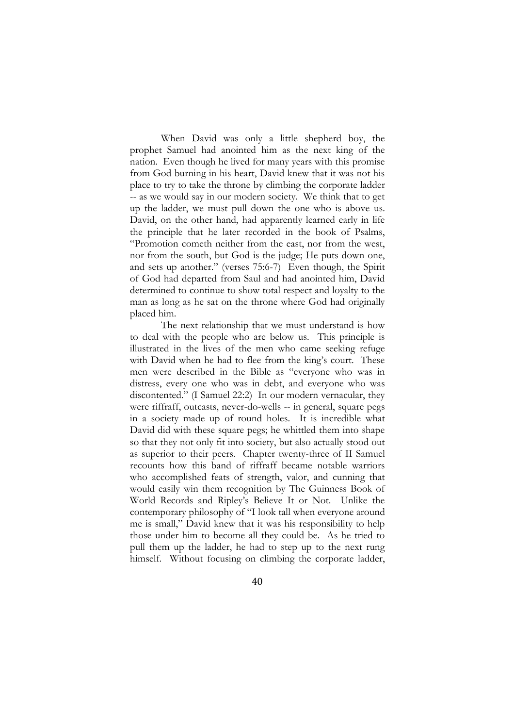When David was only a little shepherd boy, the prophet Samuel had anointed him as the next king of the nation. Even though he lived for many years with this promise from God burning in his heart, David knew that it was not his place to try to take the throne by climbing the corporate ladder -- as we would say in our modern society. We think that to get up the ladder, we must pull down the one who is above us. David, on the other hand, had apparently learned early in life the principle that he later recorded in the book of Psalms, "Promotion cometh neither from the east, nor from the west, nor from the south, but God is the judge; He puts down one, and sets up another." (verses 75:6-7) Even though, the Spirit of God had departed from Saul and had anointed him, David determined to continue to show total respect and loyalty to the man as long as he sat on the throne where God had originally placed him.

The next relationship that we must understand is how to deal with the people who are below us. This principle is illustrated in the lives of the men who came seeking refuge with David when he had to flee from the king's court. These men were described in the Bible as "everyone who was in distress, every one who was in debt, and everyone who was discontented." (I Samuel 22:2) In our modern vernacular, they were riffraff, outcasts, never-do-wells -- in general, square pegs in a society made up of round holes. It is incredible what David did with these square pegs; he whittled them into shape so that they not only fit into society, but also actually stood out as superior to their peers. Chapter twenty-three of II Samuel recounts how this band of riffraff became notable warriors who accomplished feats of strength, valor, and cunning that would easily win them recognition by The Guinness Book of World Records and Ripley's Believe It or Not. Unlike the contemporary philosophy of "I look tall when everyone around me is small," David knew that it was his responsibility to help those under him to become all they could be. As he tried to pull them up the ladder, he had to step up to the next rung himself. Without focusing on climbing the corporate ladder,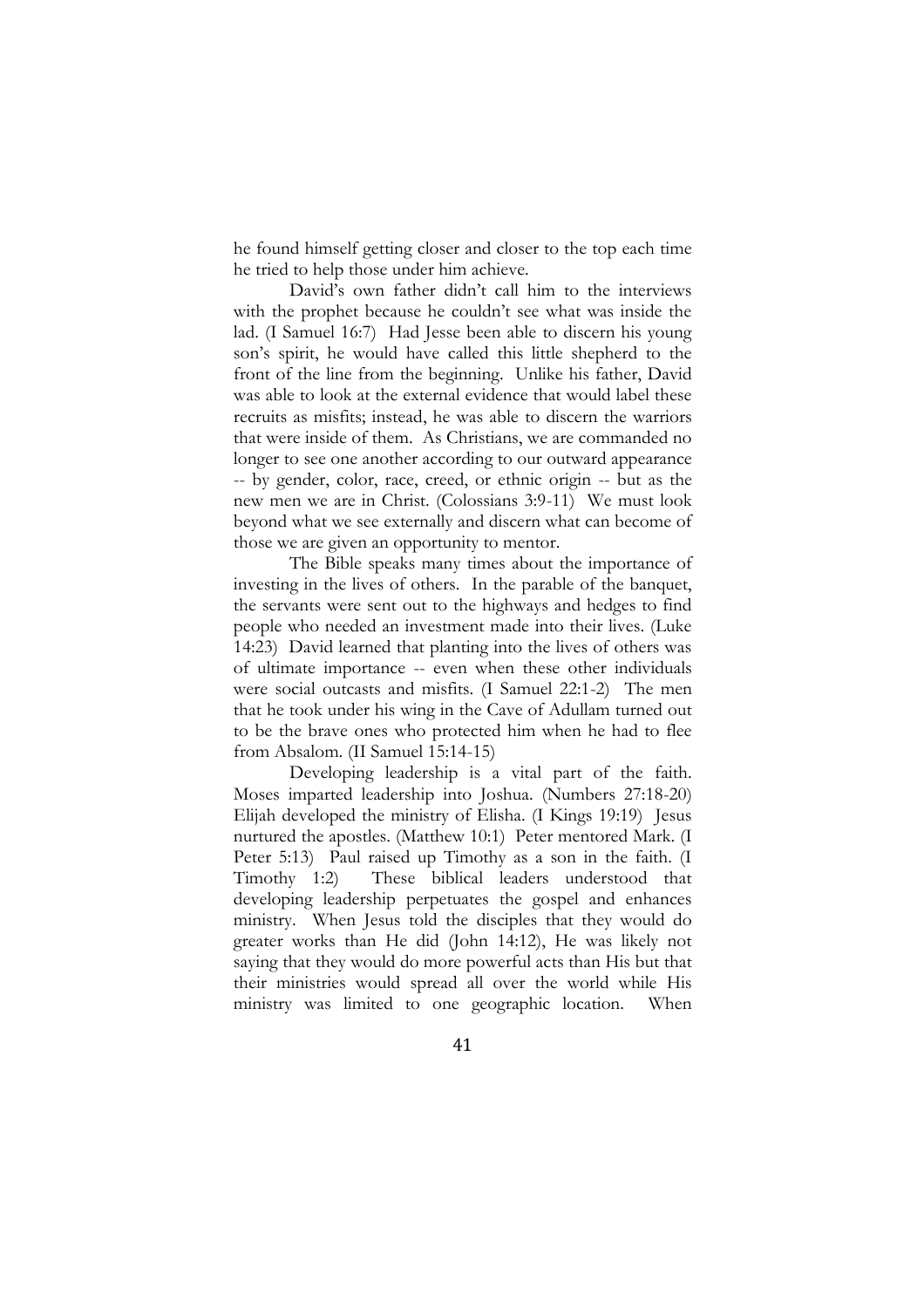he found himself getting closer and closer to the top each time he tried to help those under him achieve.

David's own father didn't call him to the interviews with the prophet because he couldn't see what was inside the lad. (I Samuel 16:7) Had Jesse been able to discern his young son's spirit, he would have called this little shepherd to the front of the line from the beginning. Unlike his father, David was able to look at the external evidence that would label these recruits as misfits; instead, he was able to discern the warriors that were inside of them. As Christians, we are commanded no longer to see one another according to our outward appearance -- by gender, color, race, creed, or ethnic origin -- but as the new men we are in Christ. (Colossians 3:9-11) We must look beyond what we see externally and discern what can become of those we are given an opportunity to mentor.

The Bible speaks many times about the importance of investing in the lives of others. In the parable of the banquet, the servants were sent out to the highways and hedges to find people who needed an investment made into their lives. (Luke 14:23) David learned that planting into the lives of others was of ultimate importance -- even when these other individuals were social outcasts and misfits. (I Samuel 22:1-2) The men that he took under his wing in the Cave of Adullam turned out to be the brave ones who protected him when he had to flee from Absalom. (II Samuel 15:14-15)

Developing leadership is a vital part of the faith. Moses imparted leadership into Joshua. (Numbers 27:18-20) Elijah developed the ministry of Elisha. (I Kings 19:19) Jesus nurtured the apostles. (Matthew 10:1) Peter mentored Mark. (I Peter 5:13) Paul raised up Timothy as a son in the faith. (I Timothy 1:2) These biblical leaders understood that developing leadership perpetuates the gospel and enhances ministry. When Jesus told the disciples that they would do greater works than He did (John 14:12), He was likely not saying that they would do more powerful acts than His but that their ministries would spread all over the world while His ministry was limited to one geographic location. When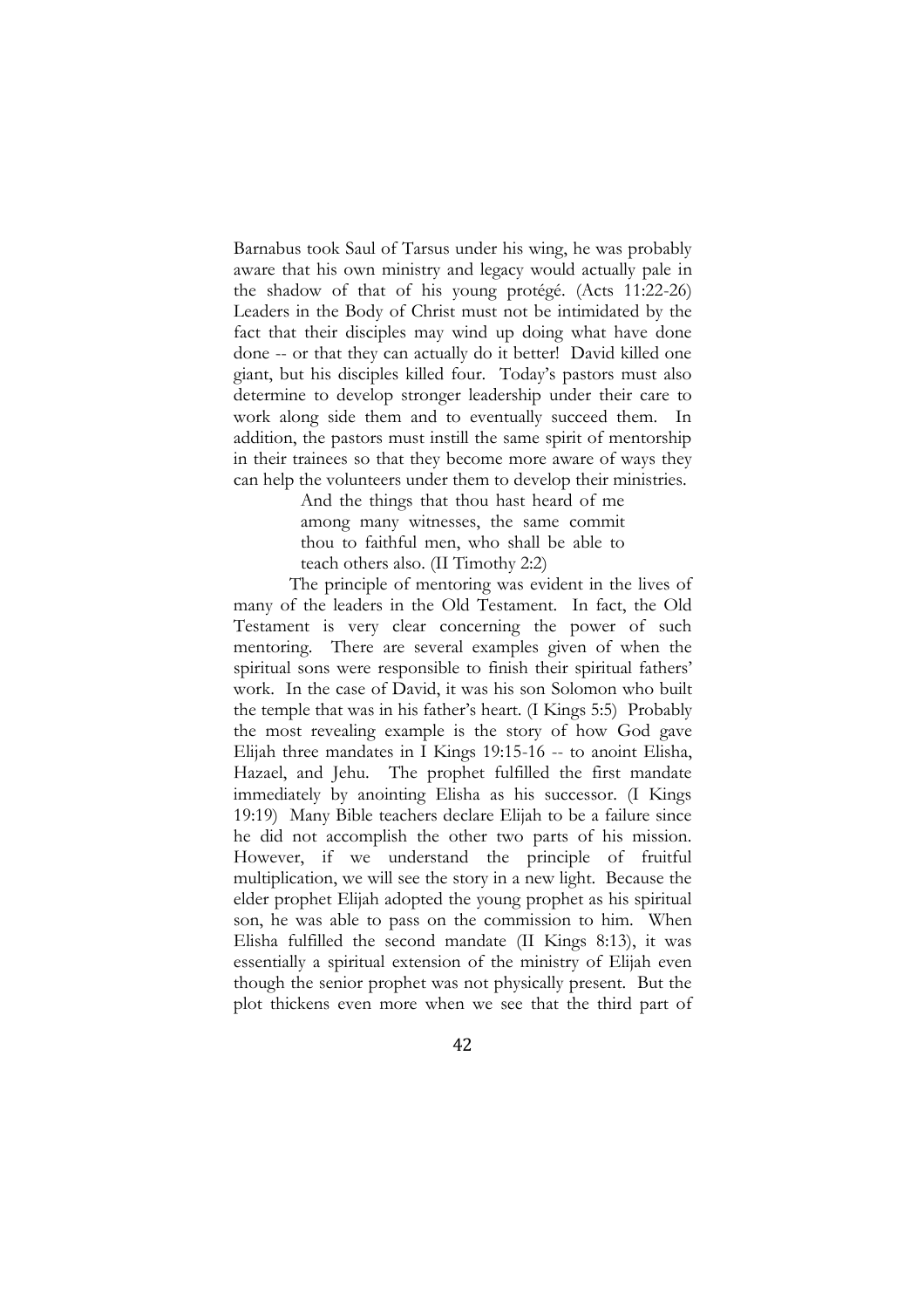Barnabus took Saul of Tarsus under his wing, he was probably aware that his own ministry and legacy would actually pale in the shadow of that of his young protégé. (Acts 11:22-26) Leaders in the Body of Christ must not be intimidated by the fact that their disciples may wind up doing what have done done -- or that they can actually do it better! David killed one giant, but his disciples killed four. Today's pastors must also determine to develop stronger leadership under their care to work along side them and to eventually succeed them. In addition, the pastors must instill the same spirit of mentorship in their trainees so that they become more aware of ways they can help the volunteers under them to develop their ministries.

> And the things that thou hast heard of me among many witnesses, the same commit thou to faithful men, who shall be able to teach others also. (II Timothy 2:2)

The principle of mentoring was evident in the lives of many of the leaders in the Old Testament. In fact, the Old Testament is very clear concerning the power of such mentoring. There are several examples given of when the spiritual sons were responsible to finish their spiritual fathers' work. In the case of David, it was his son Solomon who built the temple that was in his father's heart. (I Kings 5:5) Probably the most revealing example is the story of how God gave Elijah three mandates in I Kings 19:15-16 -- to anoint Elisha, Hazael, and Jehu. The prophet fulfilled the first mandate immediately by anointing Elisha as his successor. (I Kings 19:19) Many Bible teachers declare Elijah to be a failure since he did not accomplish the other two parts of his mission. However, if we understand the principle of fruitful multiplication, we will see the story in a new light. Because the elder prophet Elijah adopted the young prophet as his spiritual son, he was able to pass on the commission to him. When Elisha fulfilled the second mandate (II Kings 8:13), it was essentially a spiritual extension of the ministry of Elijah even though the senior prophet was not physically present. But the plot thickens even more when we see that the third part of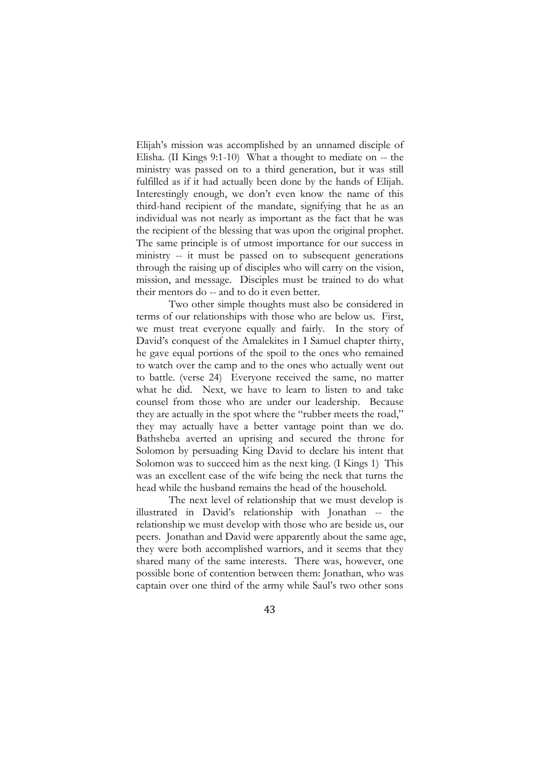Elijah's mission was accomplished by an unnamed disciple of Elisha. (II Kings 9:1-10) What a thought to mediate on -- the ministry was passed on to a third generation, but it was still fulfilled as if it had actually been done by the hands of Elijah. Interestingly enough, we don't even know the name of this third-hand recipient of the mandate, signifying that he as an individual was not nearly as important as the fact that he was the recipient of the blessing that was upon the original prophet. The same principle is of utmost importance for our success in ministry -- it must be passed on to subsequent generations through the raising up of disciples who will carry on the vision, mission, and message. Disciples must be trained to do what their mentors do -- and to do it even better.

Two other simple thoughts must also be considered in terms of our relationships with those who are below us. First, we must treat everyone equally and fairly. In the story of David's conquest of the Amalekites in I Samuel chapter thirty, he gave equal portions of the spoil to the ones who remained to watch over the camp and to the ones who actually went out to battle. (verse 24) Everyone received the same, no matter what he did. Next, we have to learn to listen to and take counsel from those who are under our leadership. Because they are actually in the spot where the "rubber meets the road," they may actually have a better vantage point than we do. Bathsheba averted an uprising and secured the throne for Solomon by persuading King David to declare his intent that Solomon was to succeed him as the next king. (I Kings 1) This was an excellent case of the wife being the neck that turns the head while the husband remains the head of the household.

The next level of relationship that we must develop is illustrated in David's relationship with Jonathan -- the relationship we must develop with those who are beside us, our peers. Jonathan and David were apparently about the same age, they were both accomplished warriors, and it seems that they shared many of the same interests. There was, however, one possible bone of contention between them: Jonathan, who was captain over one third of the army while Saul's two other sons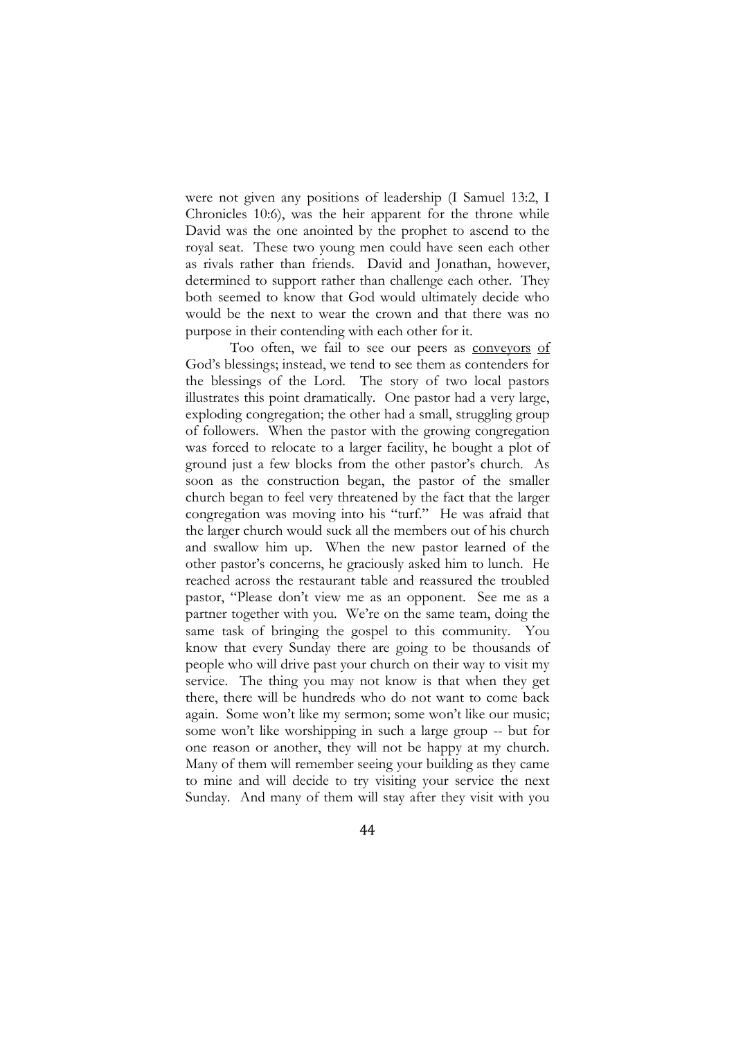were not given any positions of leadership (I Samuel 13:2, I Chronicles 10:6), was the heir apparent for the throne while David was the one anointed by the prophet to ascend to the royal seat. These two young men could have seen each other as rivals rather than friends. David and Jonathan, however, determined to support rather than challenge each other. They both seemed to know that God would ultimately decide who would be the next to wear the crown and that there was no purpose in their contending with each other for it.

Too often, we fail to see our peers as <u>conveyors of</u> God's blessings; instead, we tend to see them as contenders for the blessings of the Lord. The story of two local pastors illustrates this point dramatically. One pastor had a very large, exploding congregation; the other had a small, struggling group of followers. When the pastor with the growing congregation was forced to relocate to a larger facility, he bought a plot of ground just a few blocks from the other pastor's church. As soon as the construction began, the pastor of the smaller church began to feel very threatened by the fact that the larger congregation was moving into his "turf." He was afraid that the larger church would suck all the members out of his church and swallow him up. When the new pastor learned of the other pastor's concerns, he graciously asked him to lunch. He reached across the restaurant table and reassured the troubled pastor, "Please don't view me as an opponent. See me as a partner together with you. We're on the same team, doing the same task of bringing the gospel to this community. You know that every Sunday there are going to be thousands of people who will drive past your church on their way to visit my service. The thing you may not know is that when they get there, there will be hundreds who do not want to come back again. Some won't like my sermon; some won't like our music; some won't like worshipping in such a large group -- but for one reason or another, they will not be happy at my church. Many of them will remember seeing your building as they came to mine and will decide to try visiting your service the next Sunday. And many of them will stay after they visit with you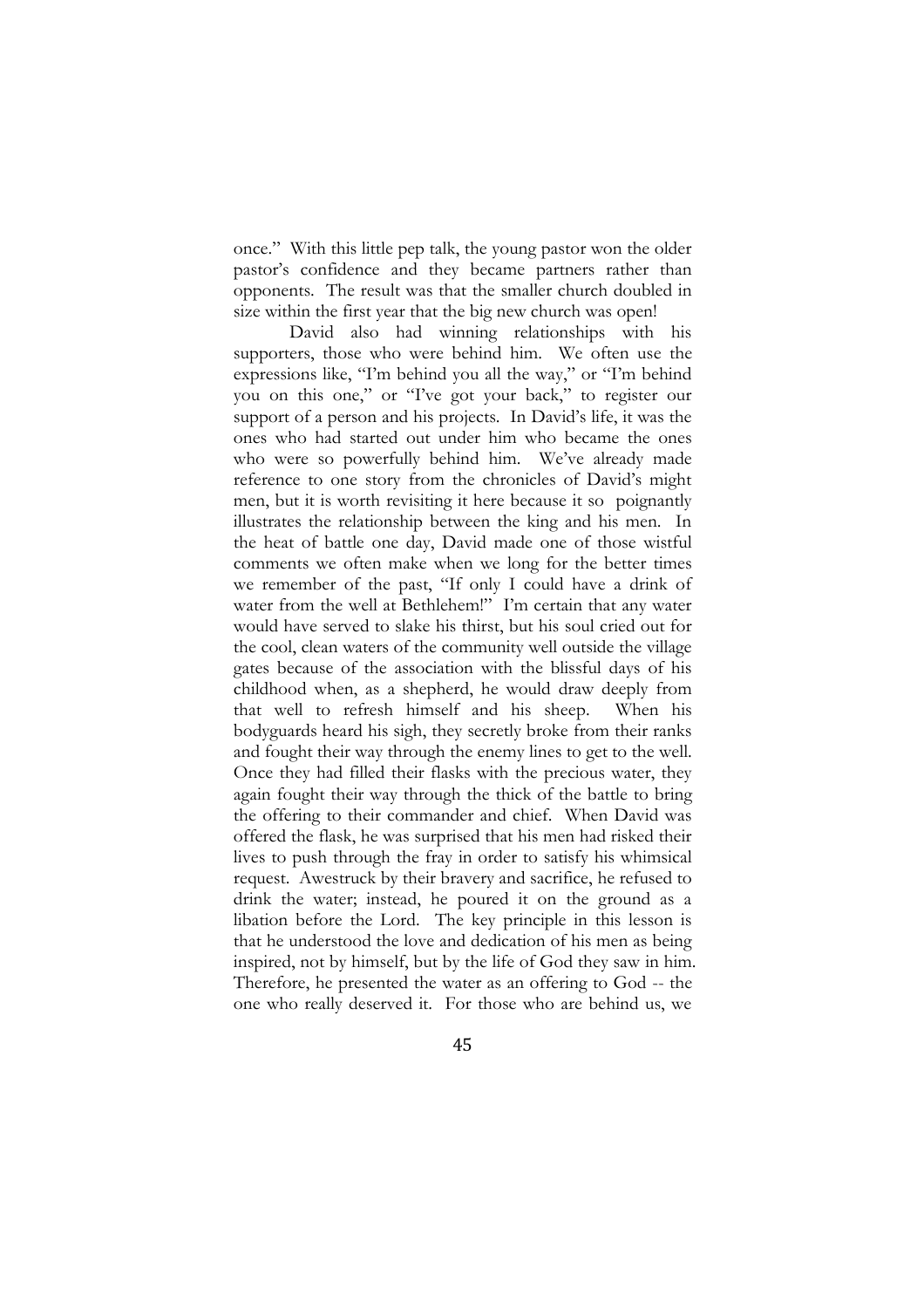once." With this little pep talk, the young pastor won the older pastor's confidence and they became partners rather than opponents. The result was that the smaller church doubled in size within the first year that the big new church was open!

David also had winning relationships with his supporters, those who were behind him. We often use the expressions like, "I'm behind you all the way," or "I'm behind you on this one," or "I've got your back," to register our support of a person and his projects. In David's life, it was the ones who had started out under him who became the ones who were so powerfully behind him. We've already made reference to one story from the chronicles of David's might men, but it is worth revisiting it here because it so poignantly illustrates the relationship between the king and his men. In the heat of battle one day, David made one of those wistful comments we often make when we long for the better times we remember of the past, "If only I could have a drink of water from the well at Bethlehem!" I'm certain that any water would have served to slake his thirst, but his soul cried out for the cool, clean waters of the community well outside the village gates because of the association with the blissful days of his childhood when, as a shepherd, he would draw deeply from that well to refresh himself and his sheep. When his bodyguards heard his sigh, they secretly broke from their ranks and fought their way through the enemy lines to get to the well. Once they had filled their flasks with the precious water, they again fought their way through the thick of the battle to bring the offering to their commander and chief. When David was offered the flask, he was surprised that his men had risked their lives to push through the fray in order to satisfy his whimsical request. Awestruck by their bravery and sacrifice, he refused to drink the water; instead, he poured it on the ground as a libation before the Lord. The key principle in this lesson is that he understood the love and dedication of his men as being inspired, not by himself, but by the life of God they saw in him. Therefore, he presented the water as an offering to God -- the one who really deserved it. For those who are behind us, we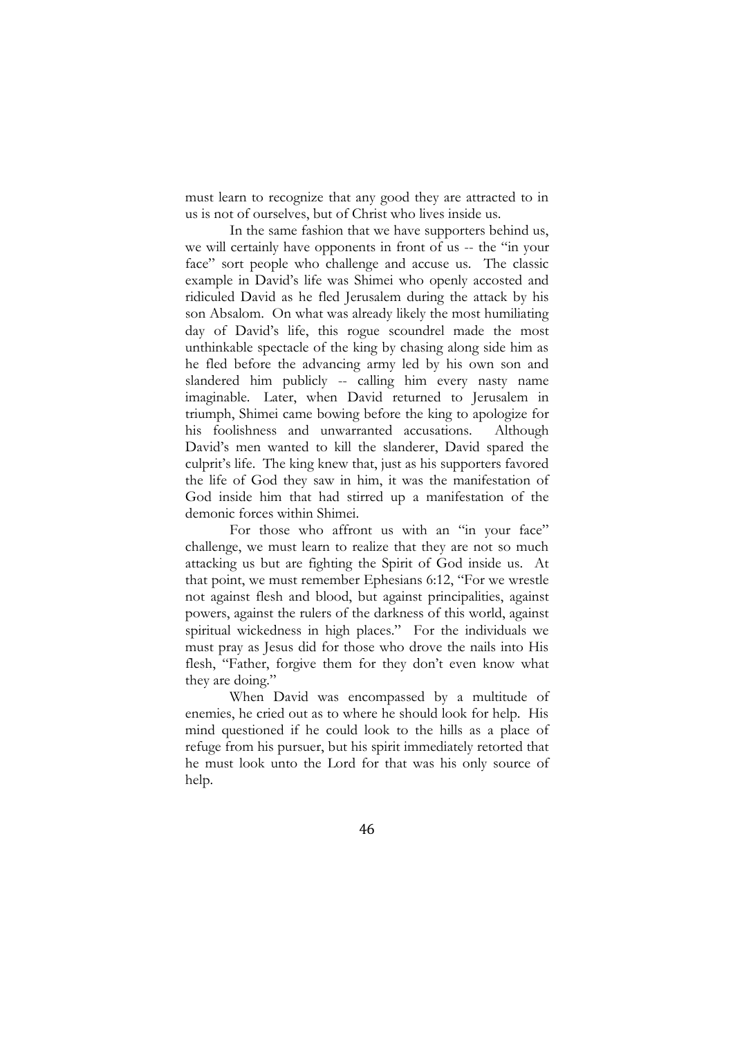must learn to recognize that any good they are attracted to in us is not of ourselves, but of Christ who lives inside us.

In the same fashion that we have supporters behind us, we will certainly have opponents in front of us -- the "in your face" sort people who challenge and accuse us. The classic example in David's life was Shimei who openly accosted and ridiculed David as he fled Jerusalem during the attack by his son Absalom. On what was already likely the most humiliating day of David's life, this rogue scoundrel made the most unthinkable spectacle of the king by chasing along side him as he fled before the advancing army led by his own son and slandered him publicly -- calling him every nasty name imaginable. Later, when David returned to Jerusalem in triumph, Shimei came bowing before the king to apologize for his foolishness and unwarranted accusations. Although David's men wanted to kill the slanderer, David spared the culprit's life. The king knew that, just as his supporters favored the life of God they saw in him, it was the manifestation of God inside him that had stirred up a manifestation of the demonic forces within Shimei.

For those who affront us with an "in your face" challenge, we must learn to realize that they are not so much attacking us but are fighting the Spirit of God inside us. At that point, we must remember Ephesians 6:12, "For we wrestle not against flesh and blood, but against principalities, against powers, against the rulers of the darkness of this world, against spiritual wickedness in high places." For the individuals we must pray as Jesus did for those who drove the nails into His flesh, "Father, forgive them for they don't even know what they are doing."

When David was encompassed by a multitude of enemies, he cried out as to where he should look for help. His mind questioned if he could look to the hills as a place of refuge from his pursuer, but his spirit immediately retorted that he must look unto the Lord for that was his only source of help.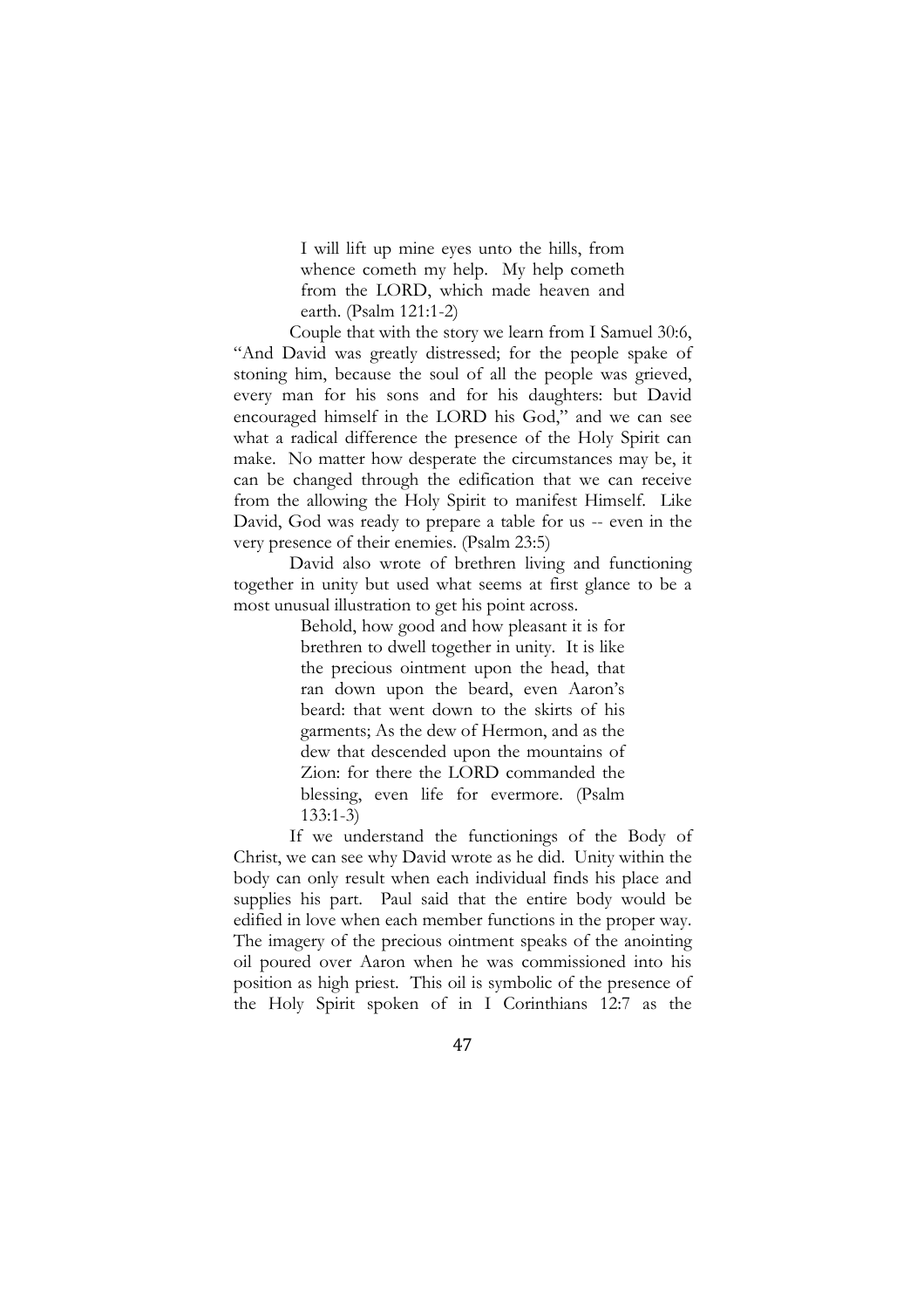> I will lift up mine eyes unto the hills, from whence cometh my help. My help cometh from the LORD, which made heaven and earth. (Psalm 121:1-2)

Couple that with the story we learn from I Samuel 30:6, "And David was greatly distressed; for the people spake of stoning him, because the soul of all the people was grieved, every man for his sons and for his daughters: but David encouraged himself in the LORD his God," and we can see what a radical difference the presence of the Holy Spirit can make. No matter how desperate the circumstances may be, it can be changed through the edification that we can receive from the allowing the Holy Spirit to manifest Himself. Like David, God was ready to prepare a table for us -- even in the very presence of their enemies. (Psalm 23:5)

David also wrote of brethren living and functioning together in unity but used what seems at first glance to be a most unusual illustration to get his point across.

> Behold, how good and how pleasant it is for brethren to dwell together in unity. It is like the precious ointment upon the head, that ran down upon the beard, even Aaron's beard: that went down to the skirts of his garments; As the dew of Hermon, and as the dew that descended upon the mountains of Zion: for there the LORD commanded the blessing, even life for evermore. (Psalm 133:1-3)

If we understand the functionings of the Body of Christ, we can see why David wrote as he did. Unity within the body can only result when each individual finds his place and supplies his part. Paul said that the entire body would be edified in love when each member functions in the proper way. The imagery of the precious ointment speaks of the anointing oil poured over Aaron when he was commissioned into his position as high priest. This oil is symbolic of the presence of the Holy Spirit spoken of in I Corinthians 12:7 as the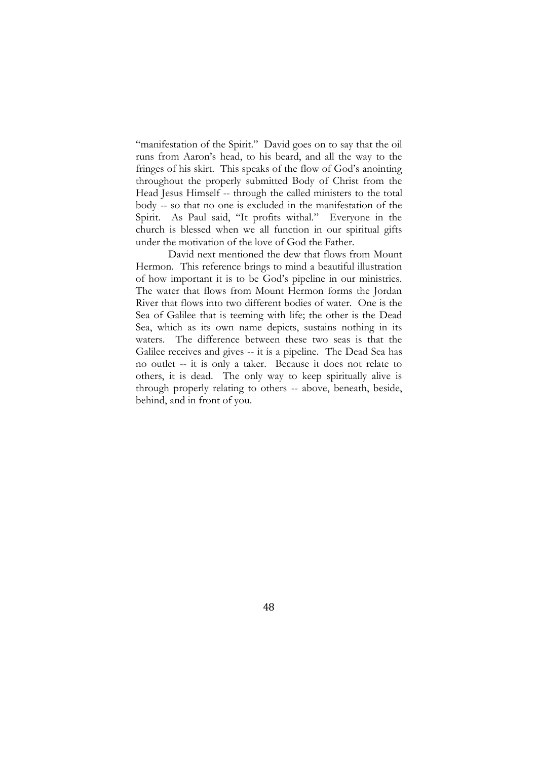"manifestation of the Spirit." David goes on to say that the oil runs from Aaron's head, to his beard, and all the way to the fringes of his skirt. This speaks of the flow of God's anointing throughout the properly submitted Body of Christ from the Head Jesus Himself -- through the called ministers to the total body -- so that no one is excluded in the manifestation of the Spirit. As Paul said, "It profits withal." Everyone in the church is blessed when we all function in our spiritual gifts under the motivation of the love of God the Father.

David next mentioned the dew that flows from Mount Hermon. This reference brings to mind a beautiful illustration of how important it is to be God's pipeline in our ministries. The water that flows from Mount Hermon forms the Jordan River that flows into two different bodies of water. One is the Sea of Galilee that is teeming with life; the other is the Dead Sea, which as its own name depicts, sustains nothing in its waters. The difference between these two seas is that the Galilee receives and gives -- it is a pipeline. The Dead Sea has no outlet -- it is only a taker. Because it does not relate to others, it is dead. The only way to keep spiritually alive is through properly relating to others -- above, beneath, beside, behind, and in front of you.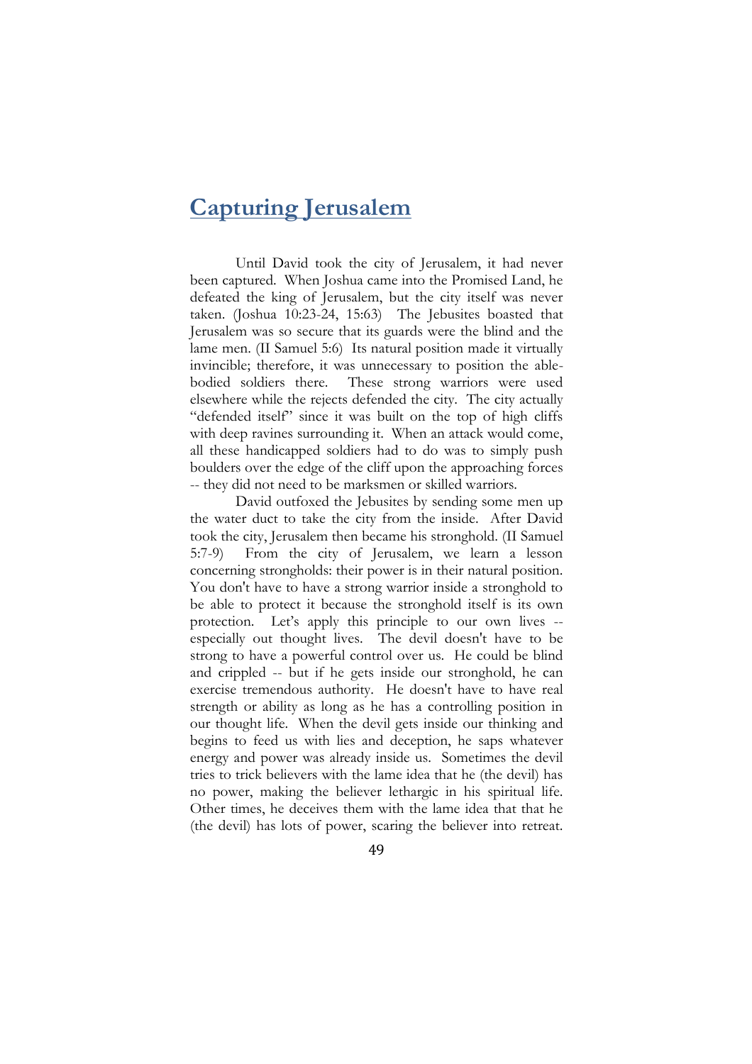# Capturing Jerusalem

Until David took the city of Jerusalem, it had never been captured. When Joshua came into the Promised Land, he defeated the king of Jerusalem, but the city itself was never taken. (Joshua 10:23-24, 15:63) The Jebusites boasted that Jerusalem was so secure that its guards were the blind and the lame men. (II Samuel 5:6) Its natural position made it virtually invincible; therefore, it was unnecessary to position the able-bodied soldiers there. These strong warriors were used elsewhere while the rejects defended the city. The city actually "defended itself" since it was built on the top of high cliffs with deep ravines surrounding it. When an attack would come, all these handicapped soldiers had to do was to simply push boulders over the edge of the cliff upon the approaching forces -- they did not need to be marksmen or skilled warriors.

David outfoxed the Jebusites by sending some men up the water duct to take the city from the inside. After David took the city, Jerusalem then became his stronghold. (II Samuel 5:7-9) From the city of Jerusalem, we learn a lesson concerning strongholds: their power is in their natural position. You don't have to have a strong warrior inside a stronghold to be able to protect it because the stronghold itself is its own protection. Let's apply this principle to our own lives -- especially out thought lives. The devil doesn't have to be strong to have a powerful control over us. He could be blind and crippled -- but if he gets inside our stronghold, he can exercise tremendous authority. He doesn't have to have real strength or ability as long as he has a controlling position in our thought life. When the devil gets inside our thinking and begins to feed us with lies and deception, he saps whatever energy and power was already inside us. Sometimes the devil tries to trick believers with the lame idea that he (the devil) has no power, making the believer lethargic in his spiritual life. Other times, he deceives them with the lame idea that that he (the devil) has lots of power, scaring the believer into retreat.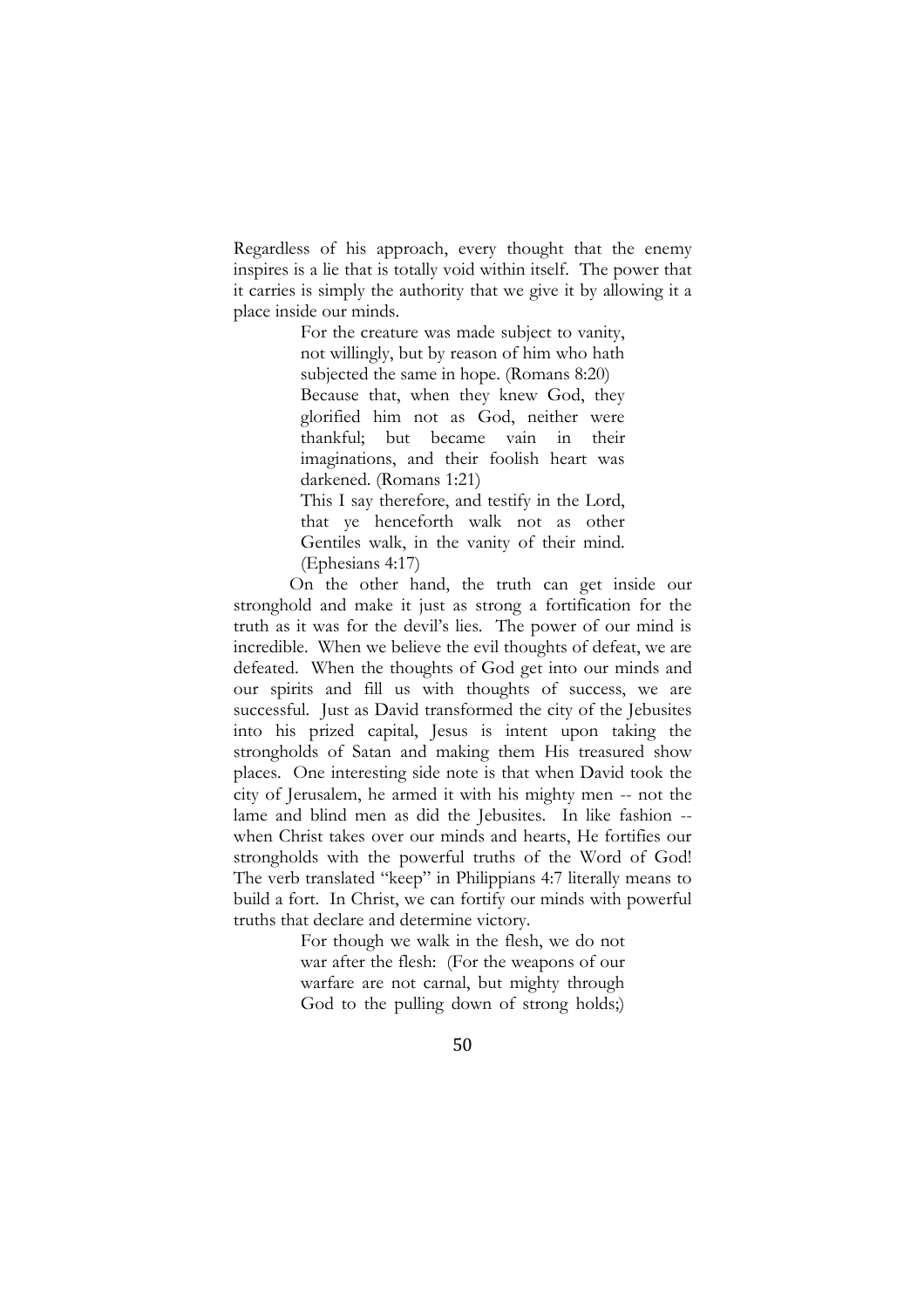Regardless of his approach, every thought that the enemy inspires is a lie that is totally void within itself. The power that it carries is simply the authority that we give it by allowing it a place inside our minds.

> For the creature was made subject to vanity, not willingly, but by reason of him who hath subjected the same in hope. (Romans 8:20)
>
> Because that, when they knew God, they glorified him not as God, neither were thankful; but became vain in their imaginations, and their foolish heart was darkened. (Romans 1:21)
>
> This I say therefore, and testify in the Lord, that ye henceforth walk not as other Gentiles walk, in the vanity of their mind. (Ephesians 4:17)

On the other hand, the truth can get inside our stronghold and make it just as strong a fortification for the truth as it was for the devil's lies. The power of our mind is incredible. When we believe the evil thoughts of defeat, we are defeated. When the thoughts of God get into our minds and our spirits and fill us with thoughts of success, we are successful. Just as David transformed the city of the Jebusites into his prized capital, Jesus is intent upon taking the strongholds of Satan and making them His treasured show places. One interesting side note is that when David took the city of Jerusalem, he armed it with his mighty men -- not the lame and blind men as did the Jebusites. In like fashion -- when Christ takes over our minds and hearts, He fortifies our strongholds with the powerful truths of the Word of God! The verb translated "keep" in Philippians 4:7 literally means to build a fort. In Christ, we can fortify our minds with powerful truths that declare and determine victory.

> For though we walk in the flesh, we do not war after the flesh: (For the weapons of our warfare are not carnal, but mighty through God to the pulling down of strong holds;)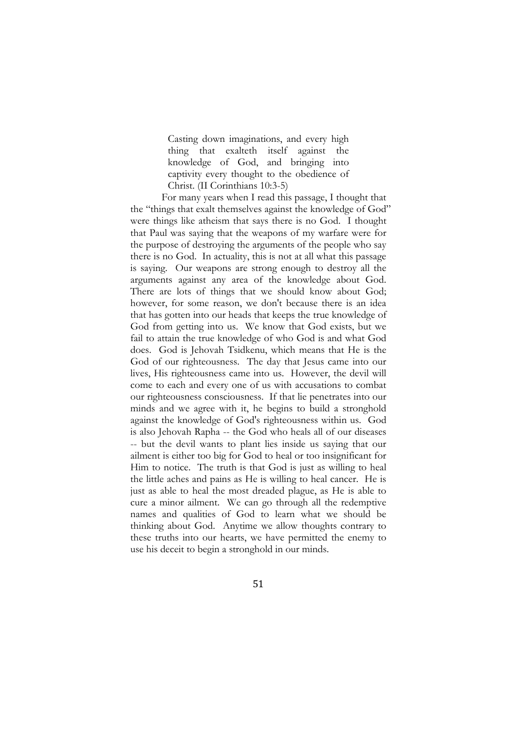> Casting down imaginations, and every high thing that exalteth itself against the knowledge of God, and bringing into captivity every thought to the obedience of Christ. (II Corinthians 10:3-5)

For many years when I read this passage, I thought that the "things that exalt themselves against the knowledge of God" were things like atheism that says there is no God. I thought that Paul was saying that the weapons of my warfare were for the purpose of destroying the arguments of the people who say there is no God. In actuality, this is not at all what this passage is saying. Our weapons are strong enough to destroy all the arguments against any area of the knowledge about God. There are lots of things that we should know about God; however, for some reason, we don't because there is an idea that has gotten into our heads that keeps the true knowledge of God from getting into us. We know that God exists, but we fail to attain the true knowledge of who God is and what God does. God is Jehovah Tsidkenu, which means that He is the God of our righteousness. The day that Jesus came into our lives, His righteousness came into us. However, the devil will come to each and every one of us with accusations to combat our righteousness consciousness. If that lie penetrates into our minds and we agree with it, he begins to build a stronghold against the knowledge of God's righteousness within us. God is also Jehovah Rapha -- the God who heals all of our diseases -- but the devil wants to plant lies inside us saying that our ailment is either too big for God to heal or too insignificant for Him to notice. The truth is that God is just as willing to heal the little aches and pains as He is willing to heal cancer. He is just as able to heal the most dreaded plague, as He is able to cure a minor ailment. We can go through all the redemptive names and qualities of God to learn what we should be thinking about God. Anytime we allow thoughts contrary to these truths into our hearts, we have permitted the enemy to use his deceit to begin a stronghold in our minds.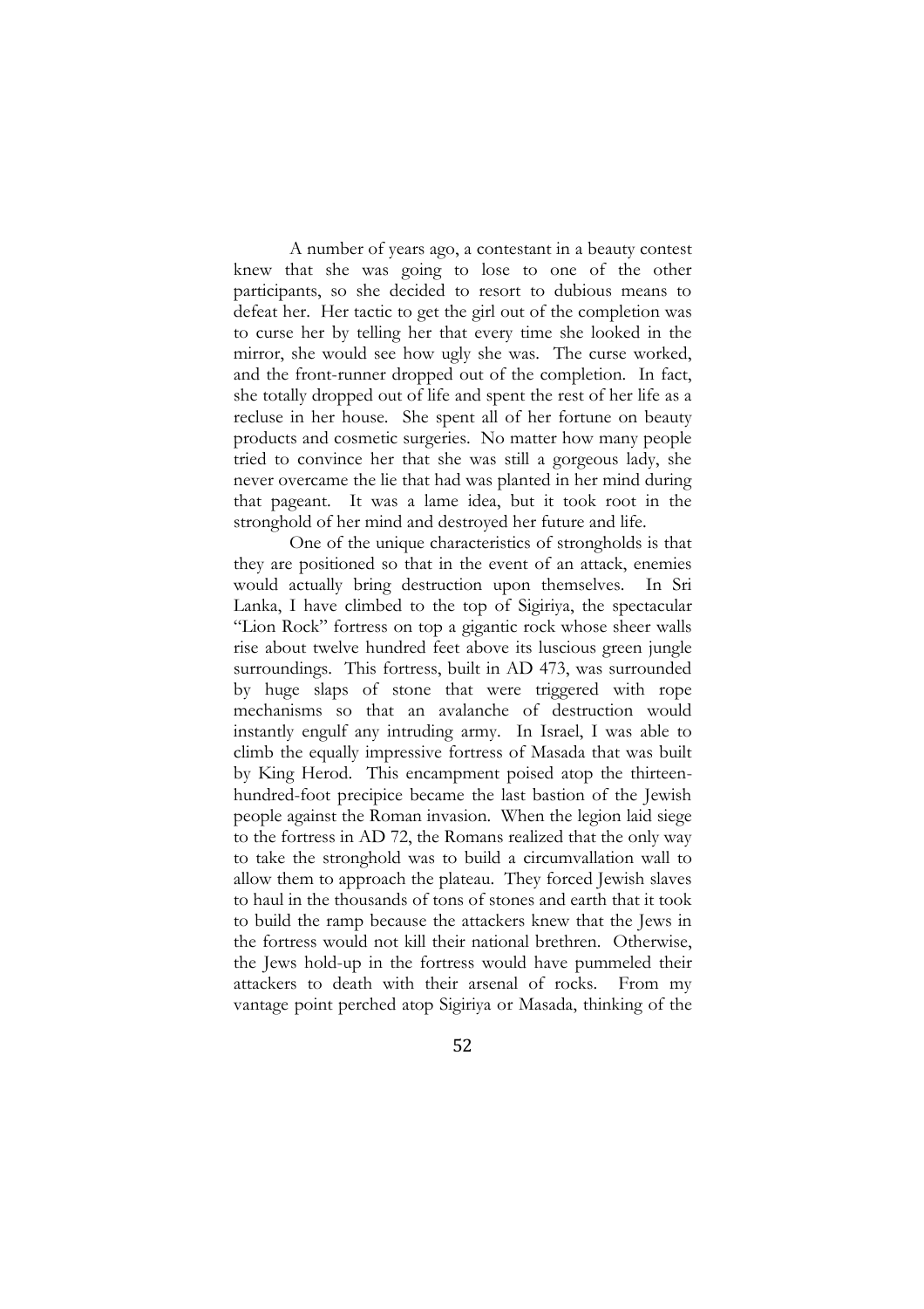A number of years ago, a contestant in a beauty contest knew that she was going to lose to one of the other participants, so she decided to resort to dubious means to defeat her. Her tactic to get the girl out of the completion was to curse her by telling her that every time she looked in the mirror, she would see how ugly she was. The curse worked, and the front-runner dropped out of the completion. In fact, she totally dropped out of life and spent the rest of her life as a recluse in her house. She spent all of her fortune on beauty products and cosmetic surgeries. No matter how many people tried to convince her that she was still a gorgeous lady, she never overcame the lie that had was planted in her mind during that pageant. It was a lame idea, but it took root in the stronghold of her mind and destroyed her future and life.

One of the unique characteristics of strongholds is that they are positioned so that in the event of an attack, enemies would actually bring destruction upon themselves. In Sri Lanka, I have climbed to the top of Sigiriya, the spectacular "Lion Rock" fortress on top a gigantic rock whose sheer walls rise about twelve hundred feet above its luscious green jungle surroundings. This fortress, built in AD 473, was surrounded by huge slaps of stone that were triggered with rope mechanisms so that an avalanche of destruction would instantly engulf any intruding army. In Israel, I was able to climb the equally impressive fortress of Masada that was built by King Herod. This encampment poised atop the thirteen-hundred-foot precipice became the last bastion of the Jewish people against the Roman invasion. When the legion laid siege to the fortress in AD 72, the Romans realized that the only way to take the stronghold was to build a circumvallation wall to allow them to approach the plateau. They forced Jewish slaves to haul in the thousands of tons of stones and earth that it took to build the ramp because the attackers knew that the Jews in the fortress would not kill their national brethren. Otherwise, the Jews hold-up in the fortress would have pummeled their attackers to death with their arsenal of rocks. From my vantage point perched atop Sigiriya or Masada, thinking of the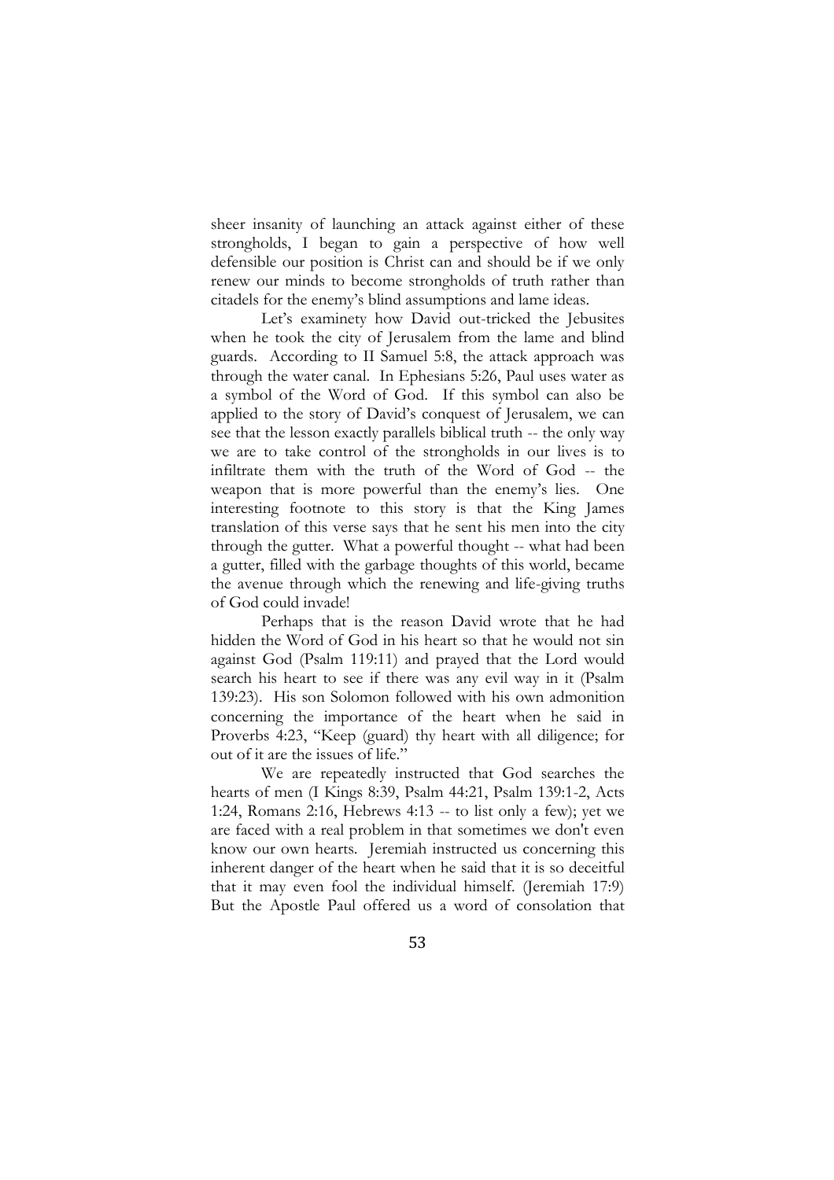sheer insanity of launching an attack against either of these strongholds, I began to gain a perspective of how well defensible our position is Christ can and should be if we only renew our minds to become strongholds of truth rather than citadels for the enemy's blind assumptions and lame ideas.

Let's examinety how David out-tricked the Jebusites when he took the city of Jerusalem from the lame and blind guards. According to II Samuel 5:8, the attack approach was through the water canal. In Ephesians 5:26, Paul uses water as a symbol of the Word of God. If this symbol can also be applied to the story of David's conquest of Jerusalem, we can see that the lesson exactly parallels biblical truth -- the only way we are to take control of the strongholds in our lives is to infiltrate them with the truth of the Word of God -- the weapon that is more powerful than the enemy's lies. One interesting footnote to this story is that the King James translation of this verse says that he sent his men into the city through the gutter. What a powerful thought -- what had been a gutter, filled with the garbage thoughts of this world, became the avenue through which the renewing and life-giving truths of God could invade!

Perhaps that is the reason David wrote that he had hidden the Word of God in his heart so that he would not sin against God (Psalm 119:11) and prayed that the Lord would search his heart to see if there was any evil way in it (Psalm 139:23). His son Solomon followed with his own admonition concerning the importance of the heart when he said in Proverbs 4:23, "Keep (guard) thy heart with all diligence; for out of it are the issues of life."

We are repeatedly instructed that God searches the hearts of men (I Kings 8:39, Psalm 44:21, Psalm 139:1-2, Acts 1:24, Romans 2:16, Hebrews 4:13 -- to list only a few); yet we are faced with a real problem in that sometimes we don't even know our own hearts. Jeremiah instructed us concerning this inherent danger of the heart when he said that it is so deceitful that it may even fool the individual himself. (Jeremiah 17:9) But the Apostle Paul offered us a word of consolation that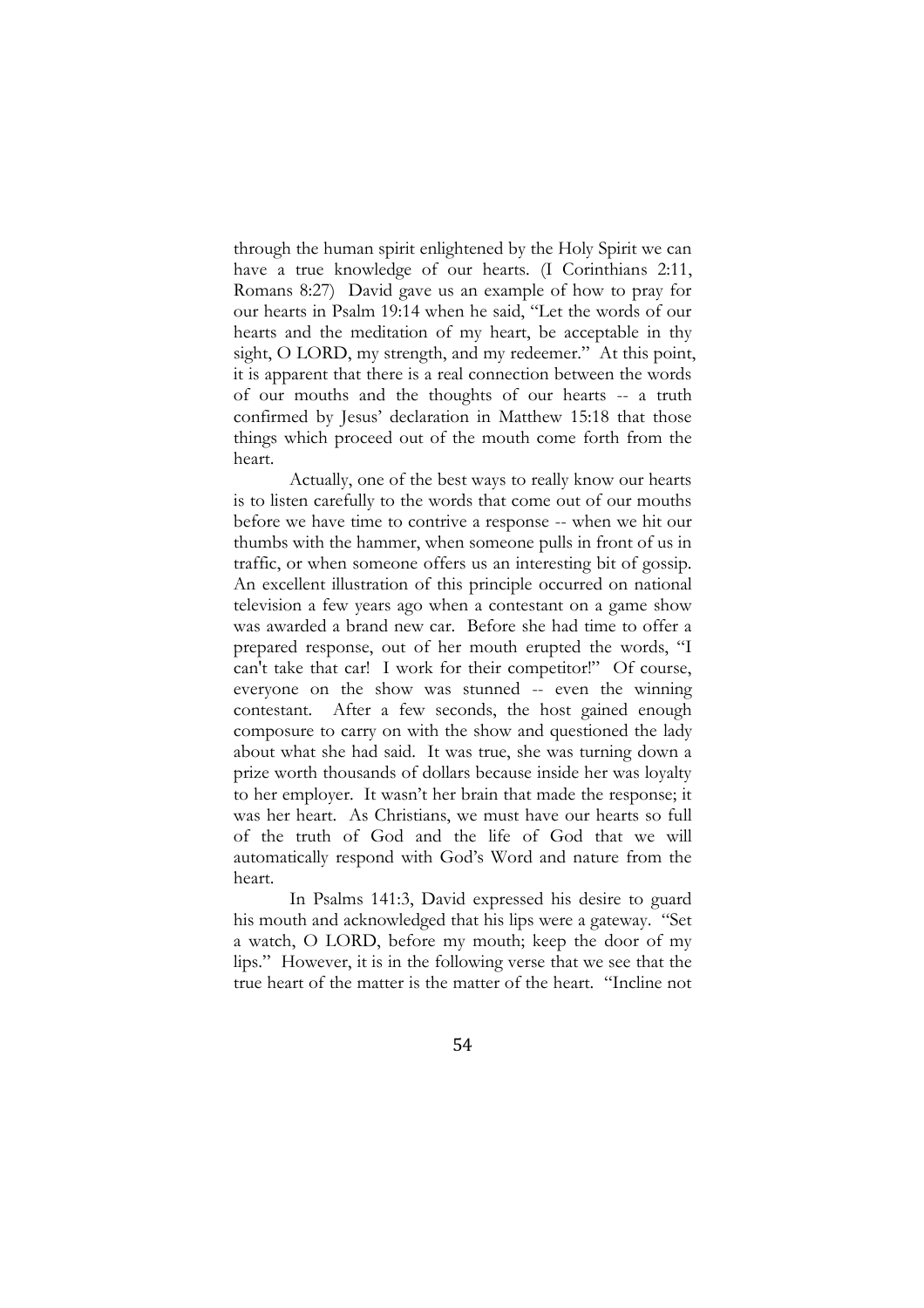through the human spirit enlightened by the Holy Spirit we can have a true knowledge of our hearts. (I Corinthians 2:11, Romans 8:27) David gave us an example of how to pray for our hearts in Psalm 19:14 when he said, "Let the words of our hearts and the meditation of my heart, be acceptable in thy sight, O LORD, my strength, and my redeemer." At this point, it is apparent that there is a real connection between the words of our mouths and the thoughts of our hearts -- a truth confirmed by Jesus' declaration in Matthew 15:18 that those things which proceed out of the mouth come forth from the heart.

Actually, one of the best ways to really know our hearts is to listen carefully to the words that come out of our mouths before we have time to contrive a response -- when we hit our thumbs with the hammer, when someone pulls in front of us in traffic, or when someone offers us an interesting bit of gossip. An excellent illustration of this principle occurred on national television a few years ago when a contestant on a game show was awarded a brand new car. Before she had time to offer a prepared response, out of her mouth erupted the words, "I can't take that car! I work for their competitor!" Of course, everyone on the show was stunned -- even the winning contestant. After a few seconds, the host gained enough composure to carry on with the show and questioned the lady about what she had said. It was true, she was turning down a prize worth thousands of dollars because inside her was loyalty to her employer. It wasn't her brain that made the response; it was her heart. As Christians, we must have our hearts so full of the truth of God and the life of God that we will automatically respond with God's Word and nature from the heart.

In Psalms 141:3, David expressed his desire to guard his mouth and acknowledged that his lips were a gateway. "Set a watch, O LORD, before my mouth; keep the door of my lips." However, it is in the following verse that we see that the true heart of the matter is the matter of the heart. "Incline not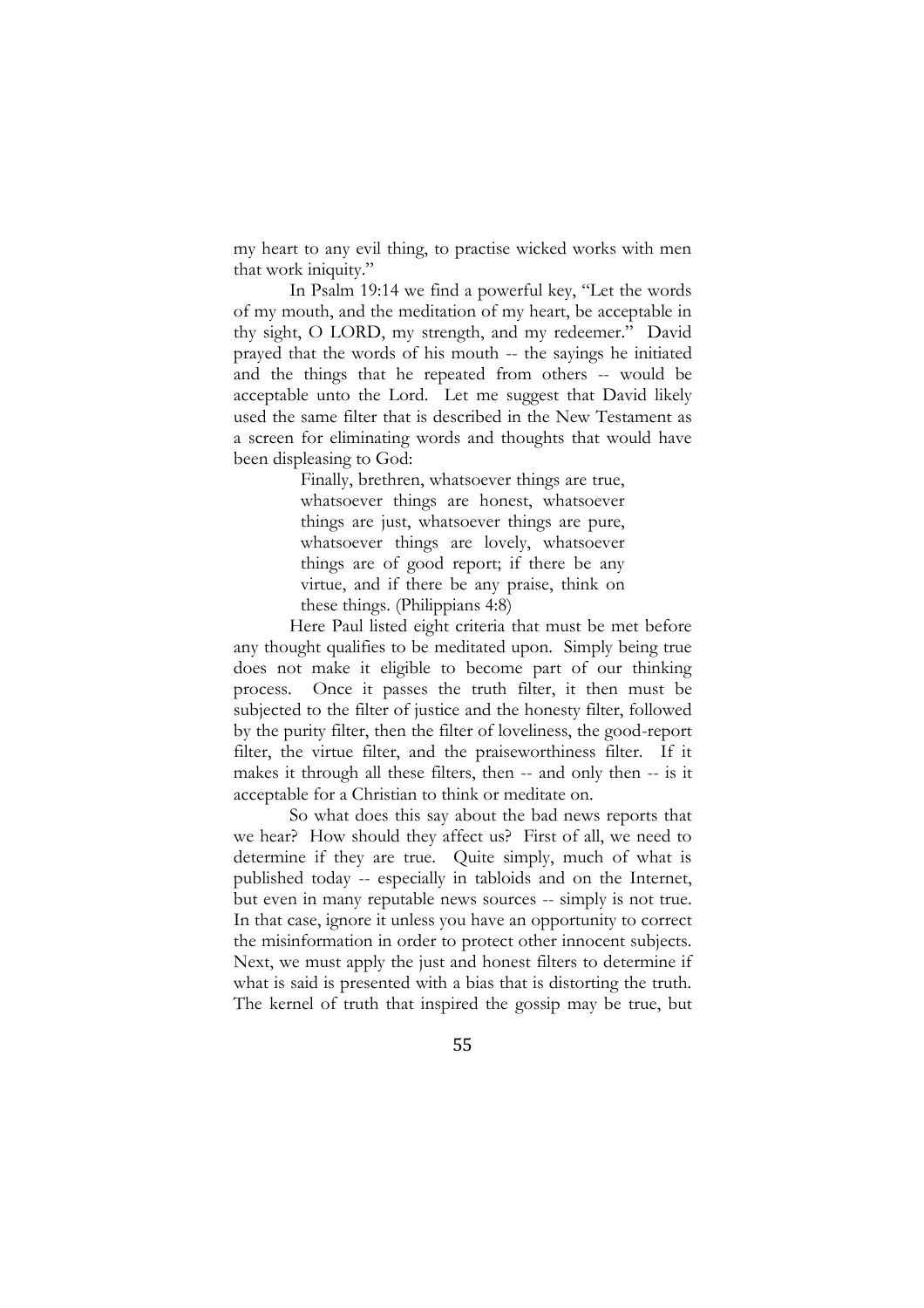my heart to any evil thing, to practise wicked works with men that work iniquity."

In Psalm 19:14 we find a powerful key, "Let the words of my mouth, and the meditation of my heart, be acceptable in thy sight, O LORD, my strength, and my redeemer." David prayed that the words of his mouth -- the sayings he initiated and the things that he repeated from others -- would be acceptable unto the Lord. Let me suggest that David likely used the same filter that is described in the New Testament as a screen for eliminating words and thoughts that would have been displeasing to God:

> Finally, brethren, whatsoever things are true, whatsoever things are honest, whatsoever things are just, whatsoever things are pure, whatsoever things are lovely, whatsoever things are of good report; if there be any virtue, and if there be any praise, think on these things. (Philippians 4:8)

Here Paul listed eight criteria that must be met before any thought qualifies to be meditated upon. Simply being true does not make it eligible to become part of our thinking process. Once it passes the truth filter, it then must be subjected to the filter of justice and the honesty filter, followed by the purity filter, then the filter of loveliness, the good-report filter, the virtue filter, and the praiseworthiness filter. If it makes it through all these filters, then -- and only then -- is it acceptable for a Christian to think or meditate on.

So what does this say about the bad news reports that we hear? How should they affect us? First of all, we need to determine if they are true. Quite simply, much of what is published today -- especially in tabloids and on the Internet, but even in many reputable news sources -- simply is not true. In that case, ignore it unless you have an opportunity to correct the misinformation in order to protect other innocent subjects. Next, we must apply the just and honest filters to determine if what is said is presented with a bias that is distorting the truth. The kernel of truth that inspired the gossip may be true, but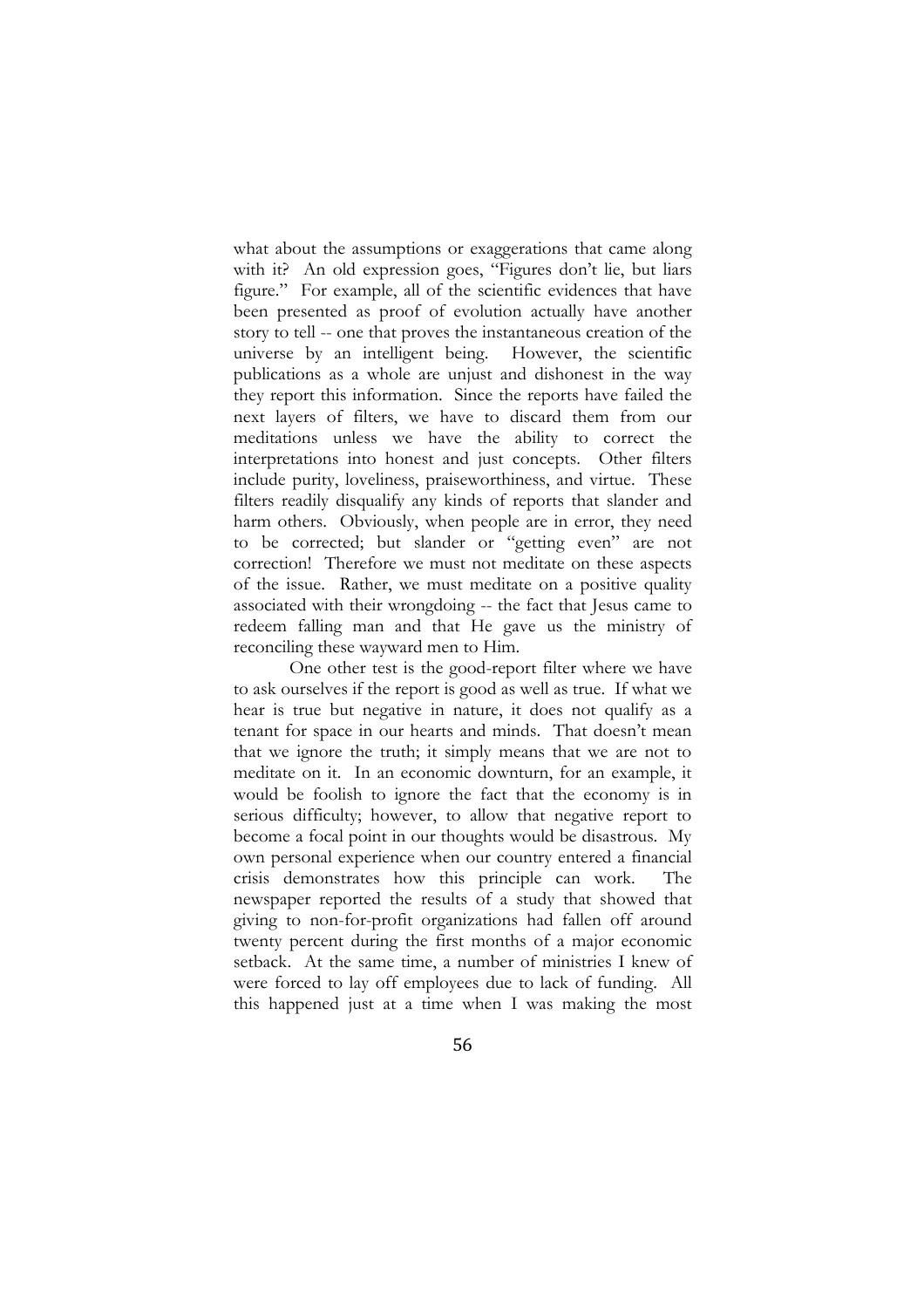what about the assumptions or exaggerations that came along with it? An old expression goes, "Figures don't lie, but liars figure." For example, all of the scientific evidences that have been presented as proof of evolution actually have another story to tell -- one that proves the instantaneous creation of the universe by an intelligent being. However, the scientific publications as a whole are unjust and dishonest in the way they report this information. Since the reports have failed the next layers of filters, we have to discard them from our meditations unless we have the ability to correct the interpretations into honest and just concepts. Other filters include purity, loveliness, praiseworthiness, and virtue. These filters readily disqualify any kinds of reports that slander and harm others. Obviously, when people are in error, they need to be corrected; but slander or "getting even" are not correction! Therefore we must not meditate on these aspects of the issue. Rather, we must meditate on a positive quality associated with their wrongdoing -- the fact that Jesus came to redeem falling man and that He gave us the ministry of reconciling these wayward men to Him.

One other test is the good-report filter where we have to ask ourselves if the report is good as well as true. If what we hear is true but negative in nature, it does not qualify as a tenant for space in our hearts and minds. That doesn't mean that we ignore the truth; it simply means that we are not to meditate on it. In an economic downturn, for an example, it would be foolish to ignore the fact that the economy is in serious difficulty; however, to allow that negative report to become a focal point in our thoughts would be disastrous. My own personal experience when our country entered a financial crisis demonstrates how this principle can work. The newspaper reported the results of a study that showed that giving to non-for-profit organizations had fallen off around twenty percent during the first months of a major economic setback. At the same time, a number of ministries I knew of were forced to lay off employees due to lack of funding. All this happened just at a time when I was making the most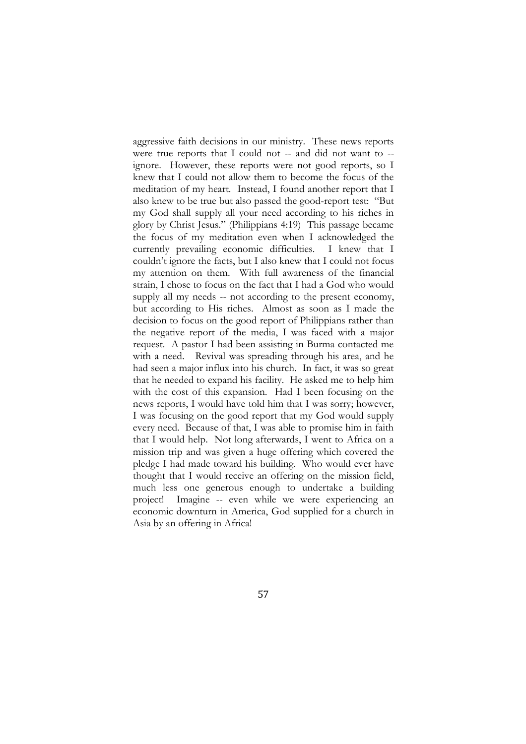aggressive faith decisions in our ministry. These news reports were true reports that I could not -- and did not want to -- ignore. However, these reports were not good reports, so I knew that I could not allow them to become the focus of the meditation of my heart. Instead, I found another report that I also knew to be true but also passed the good-report test: "But my God shall supply all your need according to his riches in glory by Christ Jesus." (Philippians 4:19) This passage became the focus of my meditation even when I acknowledged the currently prevailing economic difficulties. I knew that I couldn't ignore the facts, but I also knew that I could not focus my attention on them. With full awareness of the financial strain, I chose to focus on the fact that I had a God who would supply all my needs -- not according to the present economy, but according to His riches. Almost as soon as I made the decision to focus on the good report of Philippians rather than the negative report of the media, I was faced with a major request. A pastor I had been assisting in Burma contacted me with a need. Revival was spreading through his area, and he had seen a major influx into his church. In fact, it was so great that he needed to expand his facility. He asked me to help him with the cost of this expansion. Had I been focusing on the news reports, I would have told him that I was sorry; however, I was focusing on the good report that my God would supply every need. Because of that, I was able to promise him in faith that I would help. Not long afterwards, I went to Africa on a mission trip and was given a huge offering which covered the pledge I had made toward his building. Who would ever have thought that I would receive an offering on the mission field, much less one generous enough to undertake a building project! Imagine -- even while we were experiencing an economic downturn in America, God supplied for a church in Asia by an offering in Africa!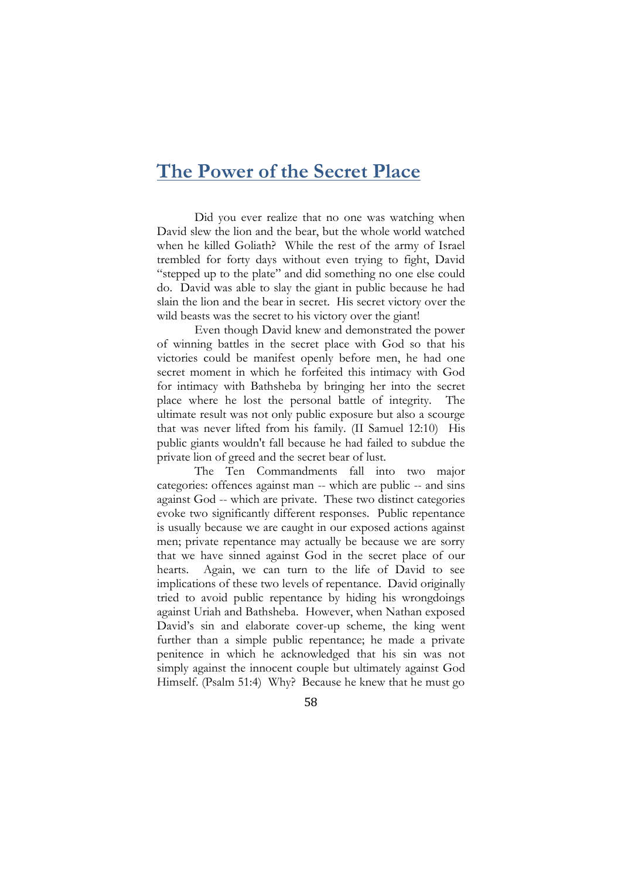# The Power of the Secret Place

Did you ever realize that no one was watching when David slew the lion and the bear, but the whole world watched when he killed Goliath? While the rest of the army of Israel trembled for forty days without even trying to fight, David "stepped up to the plate" and did something no one else could do. David was able to slay the giant in public because he had slain the lion and the bear in secret. His secret victory over the wild beasts was the secret to his victory over the giant!

Even though David knew and demonstrated the power of winning battles in the secret place with God so that his victories could be manifest openly before men, he had one secret moment in which he forfeited this intimacy with God for intimacy with Bathsheba by bringing her into the secret place where he lost the personal battle of integrity. The ultimate result was not only public exposure but also a scourge that was never lifted from his family. (II Samuel 12:10) His public giants wouldn't fall because he had failed to subdue the private lion of greed and the secret bear of lust.

The Ten Commandments fall into two major categories: offences against man -- which are public -- and sins against God -- which are private. These two distinct categories evoke two significantly different responses. Public repentance is usually because we are caught in our exposed actions against men; private repentance may actually be because we are sorry that we have sinned against God in the secret place of our hearts. Again, we can turn to the life of David to see implications of these two levels of repentance. David originally tried to avoid public repentance by hiding his wrongdoings against Uriah and Bathsheba. However, when Nathan exposed David's sin and elaborate cover-up scheme, the king went further than a simple public repentance; he made a private penitence in which he acknowledged that his sin was not simply against the innocent couple but ultimately against God Himself. (Psalm 51:4) Why? Because he knew that he must go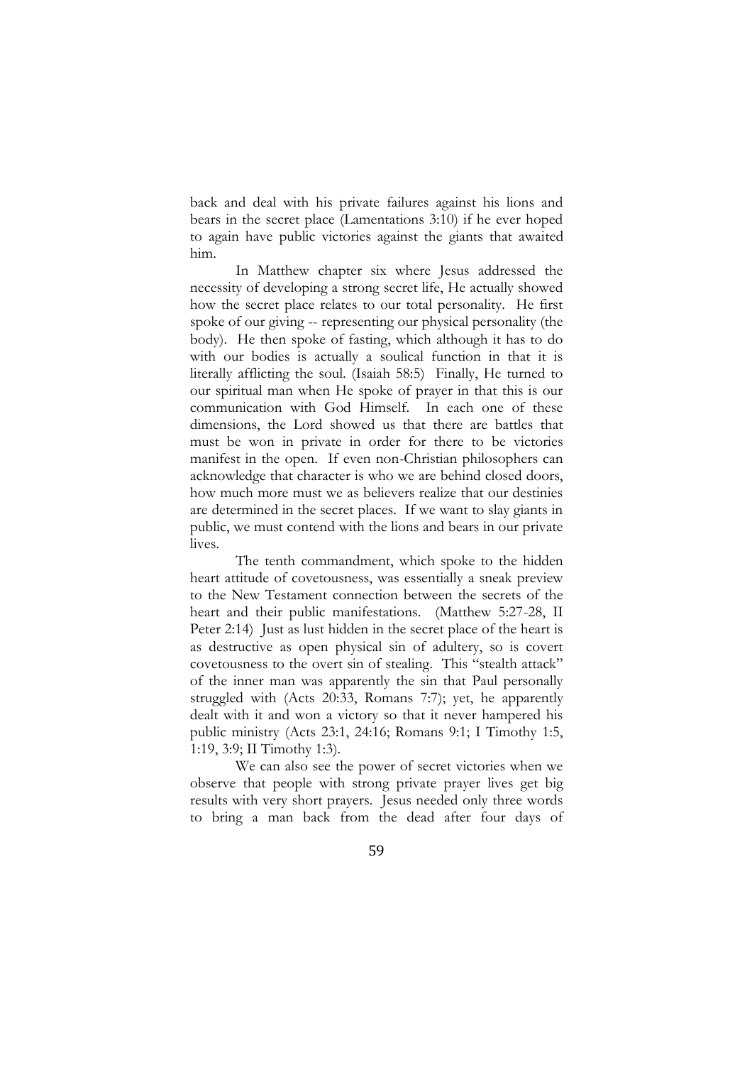back and deal with his private failures against his lions and bears in the secret place (Lamentations 3:10) if he ever hoped to again have public victories against the giants that awaited him.

In Matthew chapter six where Jesus addressed the necessity of developing a strong secret life, He actually showed how the secret place relates to our total personality. He first spoke of our giving -- representing our physical personality (the body). He then spoke of fasting, which although it has to do with our bodies is actually a soulical function in that it is literally afflicting the soul. (Isaiah 58:5) Finally, He turned to our spiritual man when He spoke of prayer in that this is our communication with God Himself. In each one of these dimensions, the Lord showed us that there are battles that must be won in private in order for there to be victories manifest in the open. If even non-Christian philosophers can acknowledge that character is who we are behind closed doors, how much more must we as believers realize that our destinies are determined in the secret places. If we want to slay giants in public, we must contend with the lions and bears in our private lives.

The tenth commandment, which spoke to the hidden heart attitude of covetousness, was essentially a sneak preview to the New Testament connection between the secrets of the heart and their public manifestations. (Matthew 5:27-28, II Peter 2:14) Just as lust hidden in the secret place of the heart is as destructive as open physical sin of adultery, so is covert covetousness to the overt sin of stealing. This "stealth attack" of the inner man was apparently the sin that Paul personally struggled with (Acts 20:33, Romans 7:7); yet, he apparently dealt with it and won a victory so that it never hampered his public ministry (Acts 23:1, 24:16; Romans 9:1; I Timothy 1:5, 1:19, 3:9; II Timothy 1:3).

We can also see the power of secret victories when we observe that people with strong private prayer lives get big results with very short prayers. Jesus needed only three words to bring a man back from the dead after four days of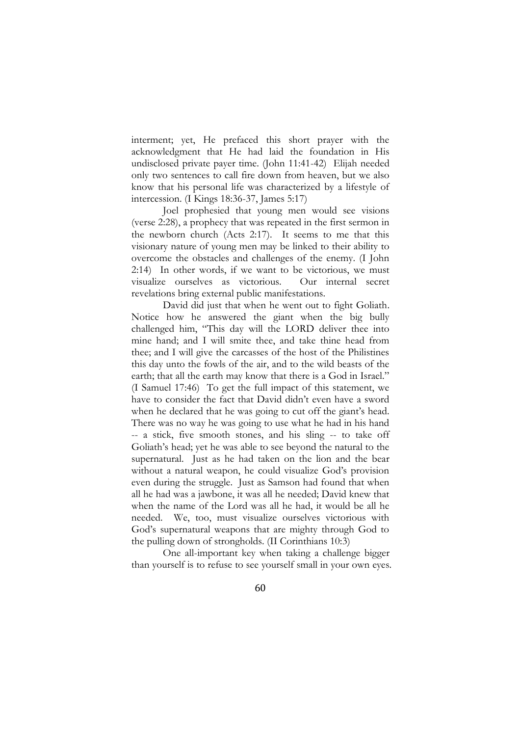interment; yet, He prefaced this short prayer with the acknowledgment that He had laid the foundation in His undisclosed private payer time. (John 11:41-42) Elijah needed only two sentences to call fire down from heaven, but we also know that his personal life was characterized by a lifestyle of intercession. (I Kings 18:36-37, James 5:17)

Joel prophesied that young men would see visions (verse 2:28), a prophecy that was repeated in the first sermon in the newborn church (Acts 2:17). It seems to me that this visionary nature of young men may be linked to their ability to overcome the obstacles and challenges of the enemy. (I John 2:14) In other words, if we want to be victorious, we must visualize ourselves as victorious. Our internal secret revelations bring external public manifestations.

David did just that when he went out to fight Goliath. Notice how he answered the giant when the big bully challenged him, "This day will the LORD deliver thee into mine hand; and I will smite thee, and take thine head from thee; and I will give the carcasses of the host of the Philistines this day unto the fowls of the air, and to the wild beasts of the earth; that all the earth may know that there is a God in Israel." (I Samuel 17:46) To get the full impact of this statement, we have to consider the fact that David didn't even have a sword when he declared that he was going to cut off the giant's head. There was no way he was going to use what he had in his hand -- a stick, five smooth stones, and his sling -- to take off Goliath's head; yet he was able to see beyond the natural to the supernatural. Just as he had taken on the lion and the bear without a natural weapon, he could visualize God's provision even during the struggle. Just as Samson had found that when all he had was a jawbone, it was all he needed; David knew that when the name of the Lord was all he had, it would be all he needed. We, too, must visualize ourselves victorious with God's supernatural weapons that are mighty through God to the pulling down of strongholds. (II Corinthians 10:3)

One all-important key when taking a challenge bigger than yourself is to refuse to see yourself small in your own eyes.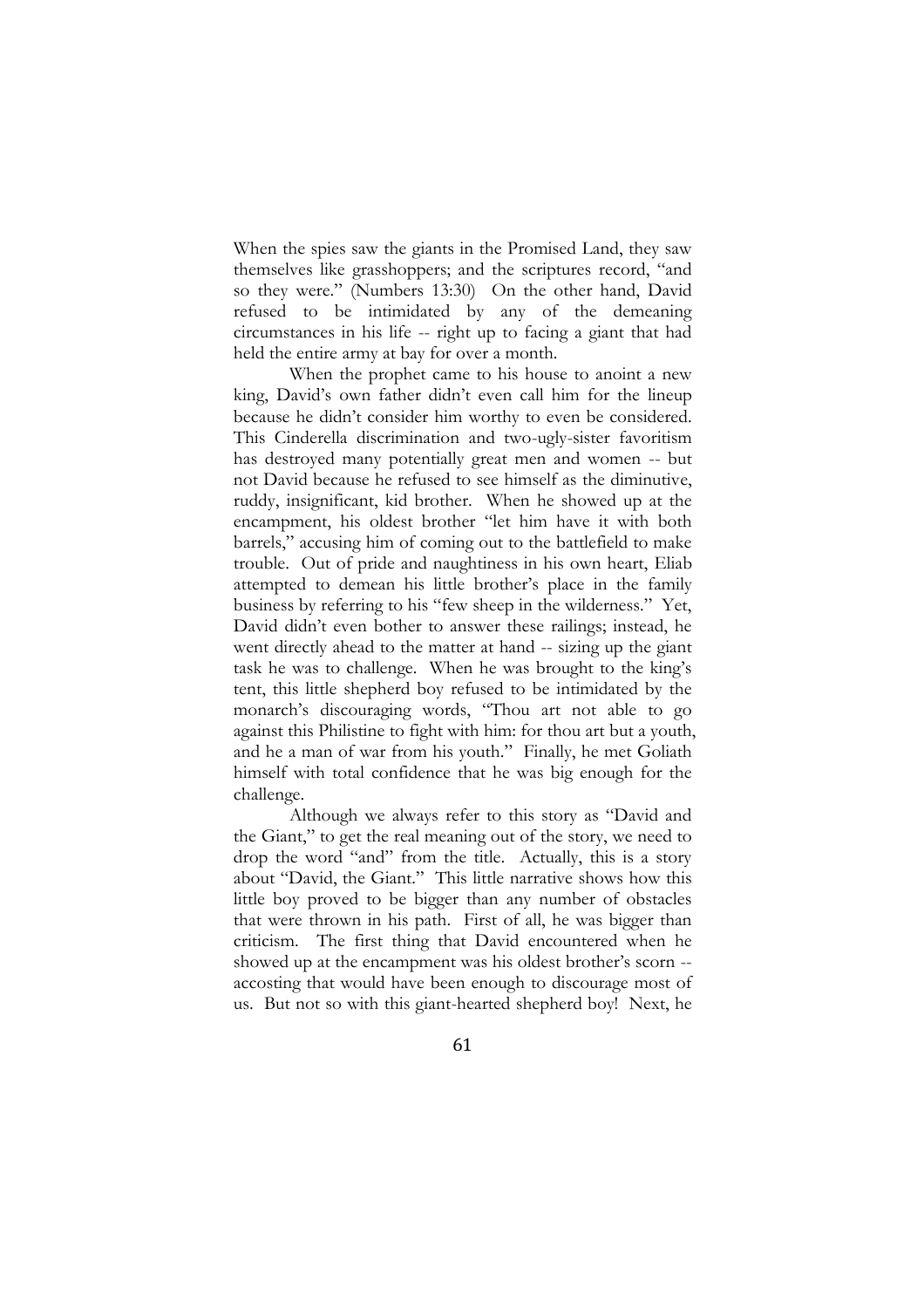When the spies saw the giants in the Promised Land, they saw themselves like grasshoppers; and the scriptures record, "and so they were." (Numbers 13:30) On the other hand, David refused to be intimidated by any of the demeaning circumstances in his life -- right up to facing a giant that had held the entire army at bay for over a month.

When the prophet came to his house to anoint a new king, David's own father didn't even call him for the lineup because he didn't consider him worthy to even be considered. This Cinderella discrimination and two-ugly-sister favoritism has destroyed many potentially great men and women -- but not David because he refused to see himself as the diminutive, ruddy, insignificant, kid brother. When he showed up at the encampment, his oldest brother "let him have it with both barrels," accusing him of coming out to the battlefield to make trouble. Out of pride and naughtiness in his own heart, Eliab attempted to demean his little brother's place in the family business by referring to his "few sheep in the wilderness." Yet, David didn't even bother to answer these railings; instead, he went directly ahead to the matter at hand -- sizing up the giant task he was to challenge. When he was brought to the king's tent, this little shepherd boy refused to be intimidated by the monarch's discouraging words, "Thou art not able to go against this Philistine to fight with him: for thou art but a youth, and he a man of war from his youth." Finally, he met Goliath himself with total confidence that he was big enough for the challenge.

Although we always refer to this story as "David and the Giant," to get the real meaning out of the story, we need to drop the word "and" from the title. Actually, this is a story about "David, the Giant." This little narrative shows how this little boy proved to be bigger than any number of obstacles that were thrown in his path. First of all, he was bigger than criticism. The first thing that David encountered when he showed up at the encampment was his oldest brother's scorn -- accosting that would have been enough to discourage most of us. But not so with this giant-hearted shepherd boy! Next, he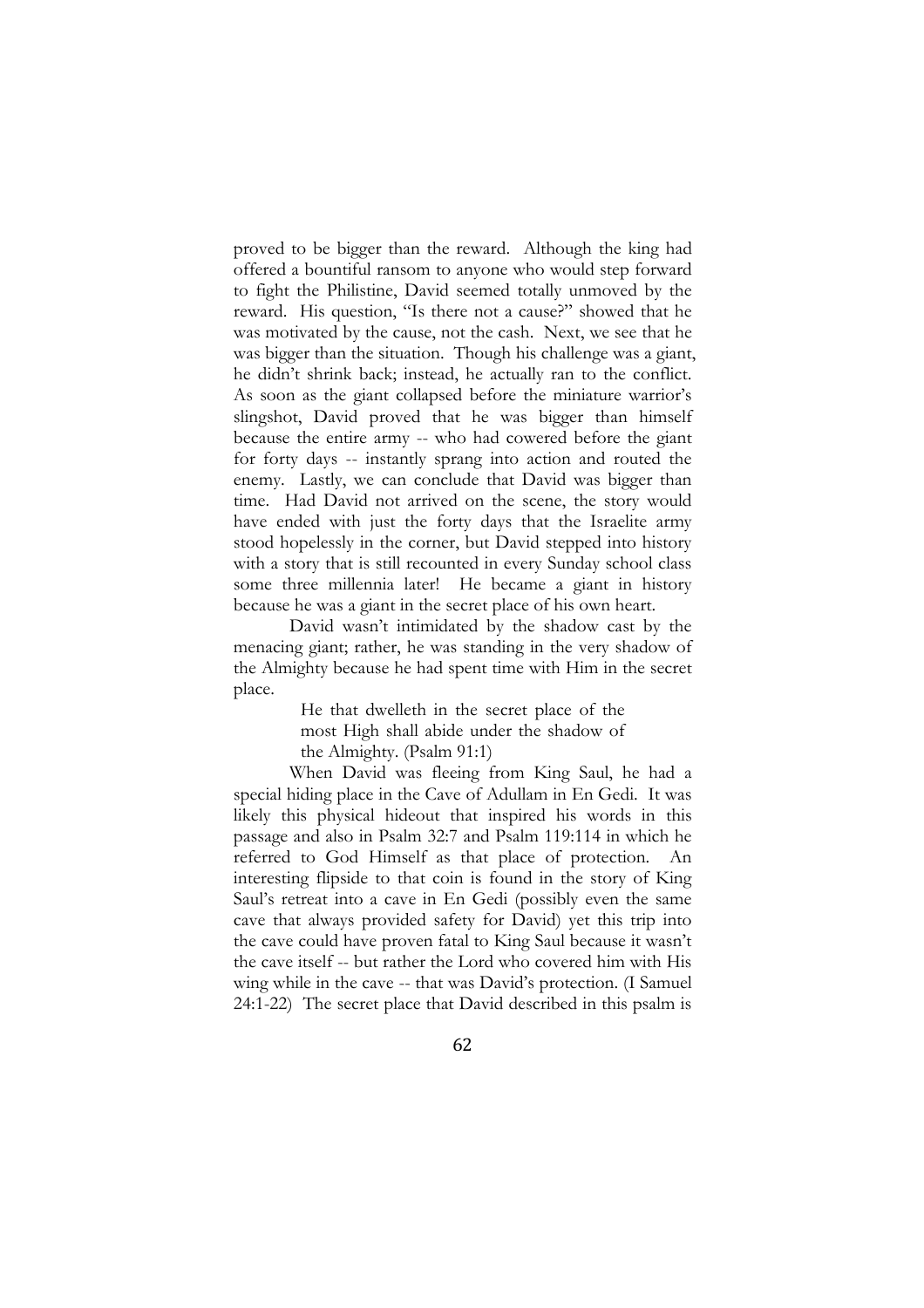proved to be bigger than the reward. Although the king had offered a bountiful ransom to anyone who would step forward to fight the Philistine, David seemed totally unmoved by the reward. His question, "Is there not a cause?" showed that he was motivated by the cause, not the cash. Next, we see that he was bigger than the situation. Though his challenge was a giant, he didn't shrink back; instead, he actually ran to the conflict. As soon as the giant collapsed before the miniature warrior's slingshot, David proved that he was bigger than himself because the entire army -- who had cowered before the giant for forty days -- instantly sprang into action and routed the enemy. Lastly, we can conclude that David was bigger than time. Had David not arrived on the scene, the story would have ended with just the forty days that the Israelite army stood hopelessly in the corner, but David stepped into history with a story that is still recounted in every Sunday school class some three millennia later! He became a giant in history because he was a giant in the secret place of his own heart.

David wasn't intimidated by the shadow cast by the menacing giant; rather, he was standing in the very shadow of the Almighty because he had spent time with Him in the secret place.

> He that dwelleth in the secret place of the most High shall abide under the shadow of the Almighty. (Psalm 91:1)

When David was fleeing from King Saul, he had a special hiding place in the Cave of Adullam in En Gedi. It was likely this physical hideout that inspired his words in this passage and also in Psalm 32:7 and Psalm 119:114 in which he referred to God Himself as that place of protection. An interesting flipside to that coin is found in the story of King Saul's retreat into a cave in En Gedi (possibly even the same cave that always provided safety for David) yet this trip into the cave could have proven fatal to King Saul because it wasn't the cave itself -- but rather the Lord who covered him with His wing while in the cave -- that was David's protection. (I Samuel 24:1-22) The secret place that David described in this psalm is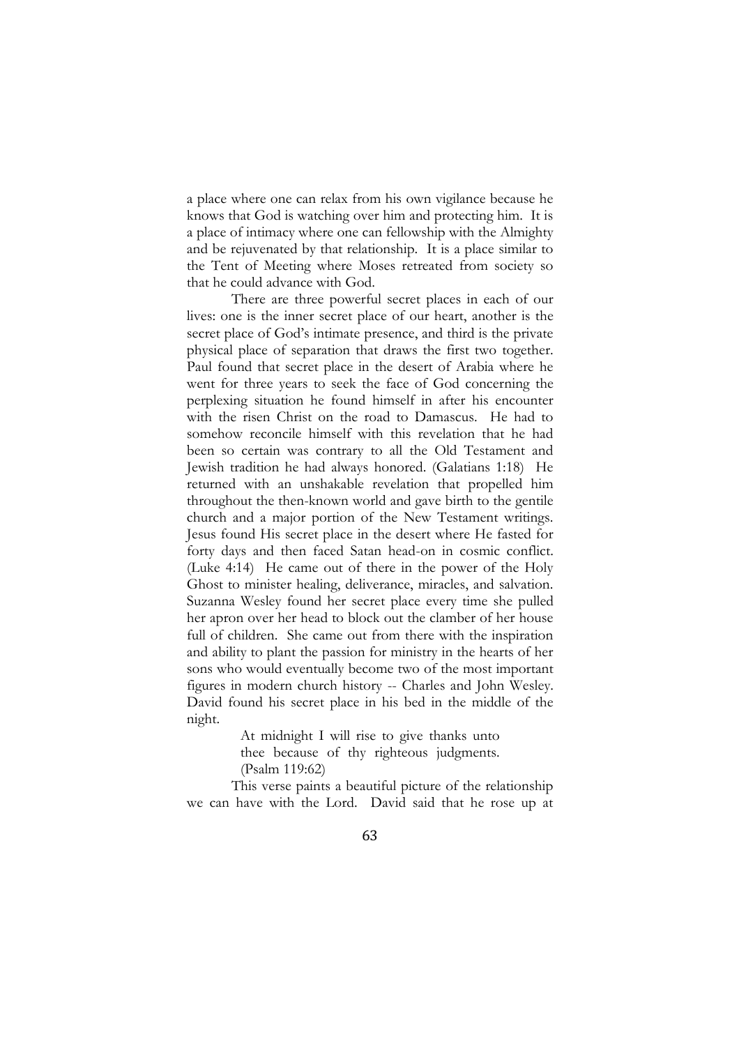a place where one can relax from his own vigilance because he knows that God is watching over him and protecting him. It is a place of intimacy where one can fellowship with the Almighty and be rejuvenated by that relationship. It is a place similar to the Tent of Meeting where Moses retreated from society so that he could advance with God.

There are three powerful secret places in each of our lives: one is the inner secret place of our heart, another is the secret place of God's intimate presence, and third is the private physical place of separation that draws the first two together. Paul found that secret place in the desert of Arabia where he went for three years to seek the face of God concerning the perplexing situation he found himself in after his encounter with the risen Christ on the road to Damascus. He had to somehow reconcile himself with this revelation that he had been so certain was contrary to all the Old Testament and Jewish tradition he had always honored. (Galatians 1:18) He returned with an unshakable revelation that propelled him throughout the then-known world and gave birth to the gentile church and a major portion of the New Testament writings. Jesus found His secret place in the desert where He fasted for forty days and then faced Satan head-on in cosmic conflict. (Luke 4:14) He came out of there in the power of the Holy Ghost to minister healing, deliverance, miracles, and salvation. Suzanna Wesley found her secret place every time she pulled her apron over her head to block out the clamber of her house full of children. She came out from there with the inspiration and ability to plant the passion for ministry in the hearts of her sons who would eventually become two of the most important figures in modern church history -- Charles and John Wesley. David found his secret place in his bed in the middle of the night.

> At midnight I will rise to give thanks unto thee because of thy righteous judgments. (Psalm 119:62)

This verse paints a beautiful picture of the relationship we can have with the Lord. David said that he rose up at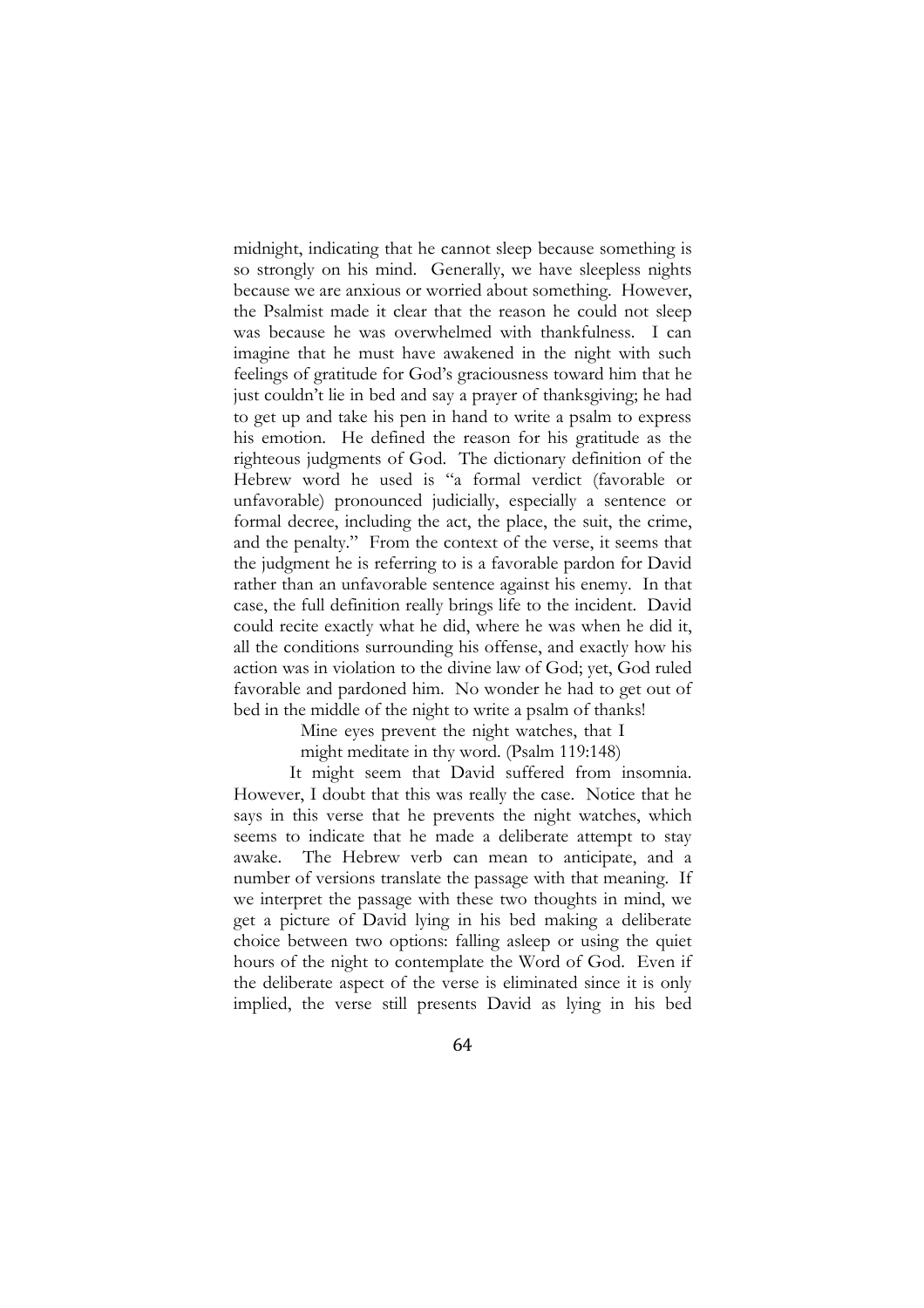midnight, indicating that he cannot sleep because something is so strongly on his mind. Generally, we have sleepless nights because we are anxious or worried about something. However, the Psalmist made it clear that the reason he could not sleep was because he was overwhelmed with thankfulness. I can imagine that he must have awakened in the night with such feelings of gratitude for God's graciousness toward him that he just couldn't lie in bed and say a prayer of thanksgiving; he had to get up and take his pen in hand to write a psalm to express his emotion. He defined the reason for his gratitude as the righteous judgments of God. The dictionary definition of the Hebrew word he used is "a formal verdict (favorable or unfavorable) pronounced judicially, especially a sentence or formal decree, including the act, the place, the suit, the crime, and the penalty." From the context of the verse, it seems that the judgment he is referring to is a favorable pardon for David rather than an unfavorable sentence against his enemy. In that case, the full definition really brings life to the incident. David could recite exactly what he did, where he was when he did it, all the conditions surrounding his offense, and exactly how his action was in violation to the divine law of God; yet, God ruled favorable and pardoned him. No wonder he had to get out of bed in the middle of the night to write a psalm of thanks!

> Mine eyes prevent the night watches, that I
> might meditate in thy word. (Psalm 119:148)

It might seem that David suffered from insomnia. However, I doubt that this was really the case. Notice that he says in this verse that he prevents the night watches, which seems to indicate that he made a deliberate attempt to stay awake. The Hebrew verb can mean to anticipate, and a number of versions translate the passage with that meaning. If we interpret the passage with these two thoughts in mind, we get a picture of David lying in his bed making a deliberate choice between two options: falling asleep or using the quiet hours of the night to contemplate the Word of God. Even if the deliberate aspect of the verse is eliminated since it is only implied, the verse still presents David as lying in his bed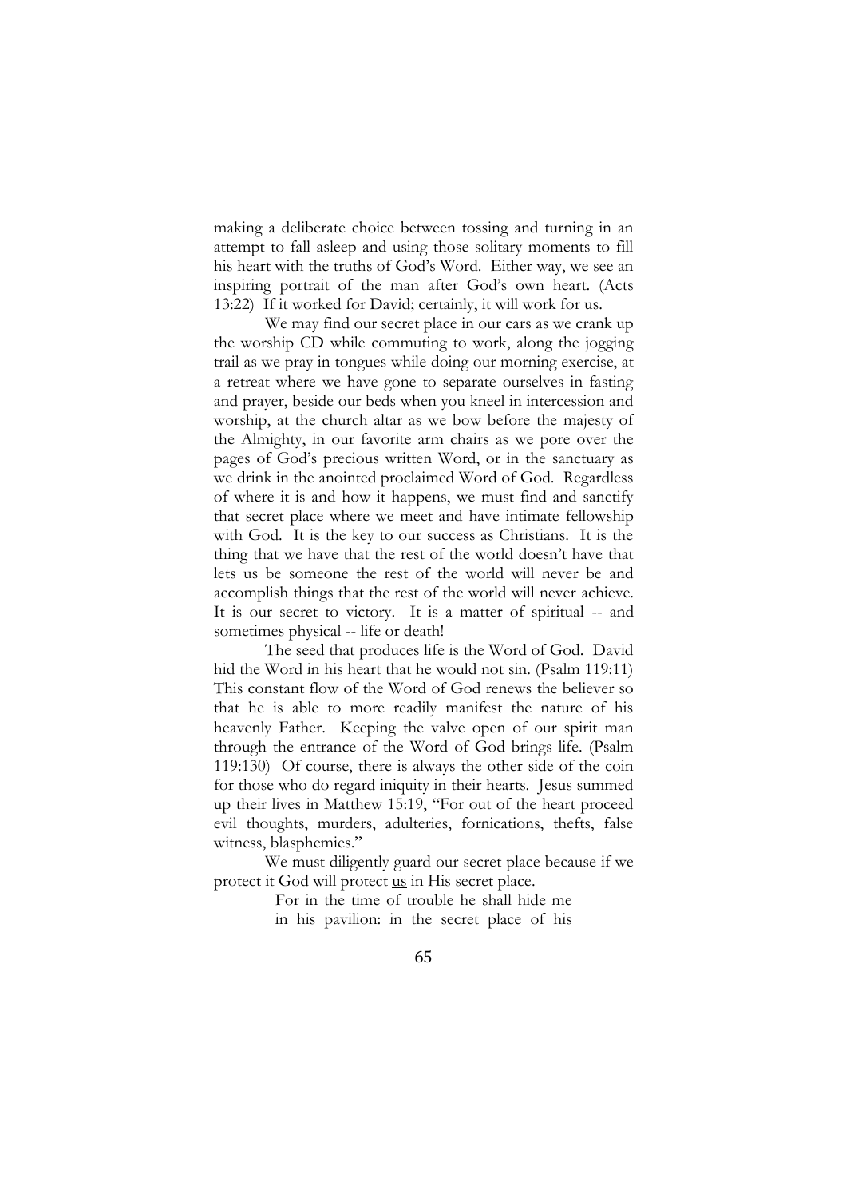making a deliberate choice between tossing and turning in an attempt to fall asleep and using those solitary moments to fill his heart with the truths of God's Word. Either way, we see an inspiring portrait of the man after God's own heart. (Acts 13:22) If it worked for David; certainly, it will work for us.

We may find our secret place in our cars as we crank up the worship CD while commuting to work, along the jogging trail as we pray in tongues while doing our morning exercise, at a retreat where we have gone to separate ourselves in fasting and prayer, beside our beds when you kneel in intercession and worship, at the church altar as we bow before the majesty of the Almighty, in our favorite arm chairs as we pore over the pages of God's precious written Word, or in the sanctuary as we drink in the anointed proclaimed Word of God. Regardless of where it is and how it happens, we must find and sanctify that secret place where we meet and have intimate fellowship with God. It is the key to our success as Christians. It is the thing that we have that the rest of the world doesn't have that lets us be someone the rest of the world will never be and accomplish things that the rest of the world will never achieve. It is our secret to victory. It is a matter of spiritual -- and sometimes physical -- life or death!

The seed that produces life is the Word of God. David hid the Word in his heart that he would not sin. (Psalm 119:11) This constant flow of the Word of God renews the believer so that he is able to more readily manifest the nature of his heavenly Father. Keeping the valve open of our spirit man through the entrance of the Word of God brings life. (Psalm 119:130) Of course, there is always the other side of the coin for those who do regard iniquity in their hearts. Jesus summed up their lives in Matthew 15:19, "For out of the heart proceed evil thoughts, murders, adulteries, fornications, thefts, false witness, blasphemies."

We must diligently guard our secret place because if we protect it God will protect <u>us</u> in His secret place.

> For in the time of trouble he shall hide me in his pavilion: in the secret place of his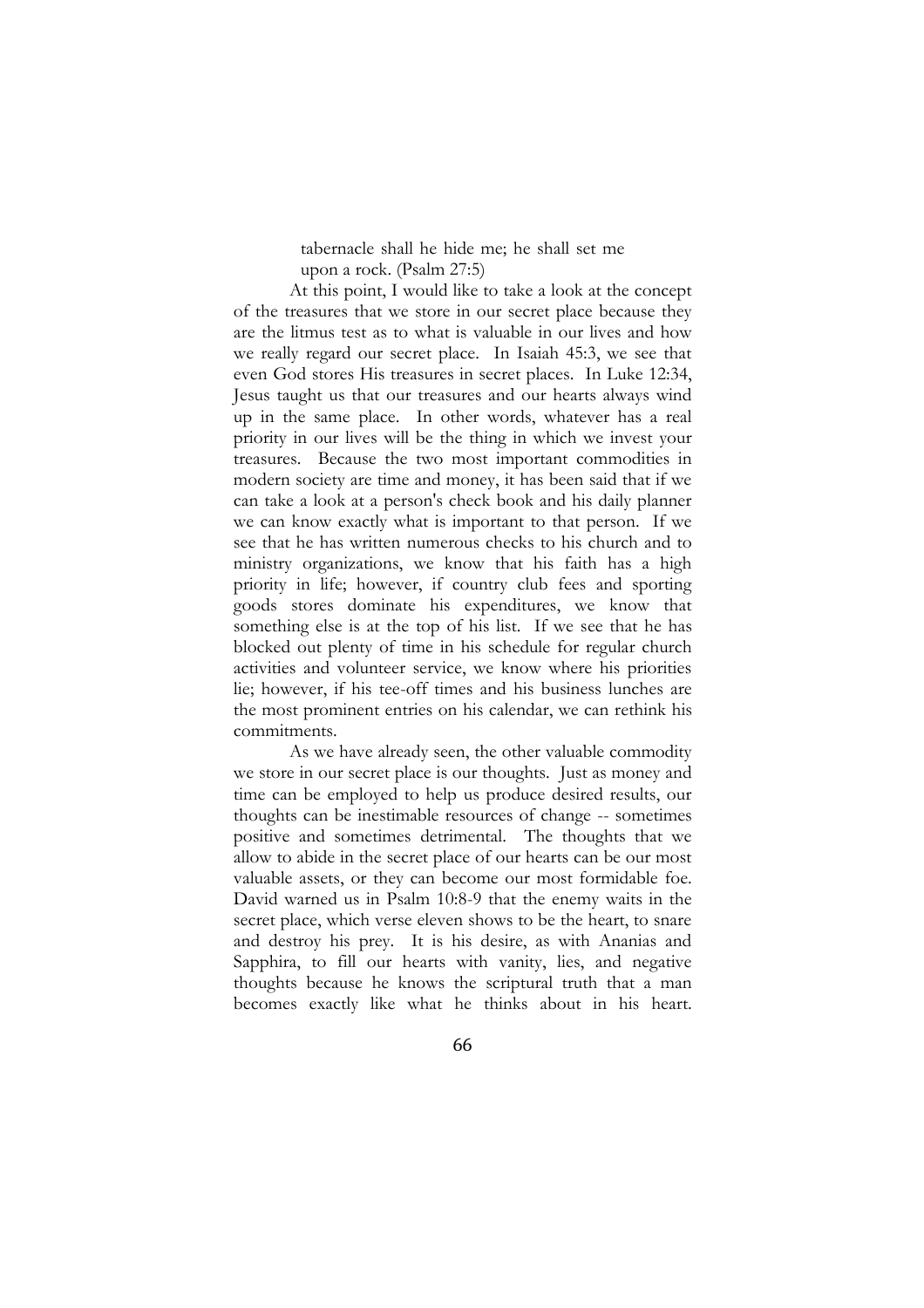> tabernacle shall he hide me; he shall set me upon a rock. (Psalm 27:5)

At this point, I would like to take a look at the concept of the treasures that we store in our secret place because they are the litmus test as to what is valuable in our lives and how we really regard our secret place. In Isaiah 45:3, we see that even God stores His treasures in secret places. In Luke 12:34, Jesus taught us that our treasures and our hearts always wind up in the same place. In other words, whatever has a real priority in our lives will be the thing in which we invest your treasures. Because the two most important commodities in modern society are time and money, it has been said that if we can take a look at a person's check book and his daily planner we can know exactly what is important to that person. If we see that he has written numerous checks to his church and to ministry organizations, we know that his faith has a high priority in life; however, if country club fees and sporting goods stores dominate his expenditures, we know that something else is at the top of his list. If we see that he has blocked out plenty of time in his schedule for regular church activities and volunteer service, we know where his priorities lie; however, if his tee-off times and his business lunches are the most prominent entries on his calendar, we can rethink his commitments.

As we have already seen, the other valuable commodity we store in our secret place is our thoughts. Just as money and time can be employed to help us produce desired results, our thoughts can be inestimable resources of change -- sometimes positive and sometimes detrimental. The thoughts that we allow to abide in the secret place of our hearts can be our most valuable assets, or they can become our most formidable foe. David warned us in Psalm 10:8-9 that the enemy waits in the secret place, which verse eleven shows to be the heart, to snare and destroy his prey. It is his desire, as with Ananias and Sapphira, to fill our hearts with vanity, lies, and negative thoughts because he knows the scriptural truth that a man becomes exactly like what he thinks about in his heart.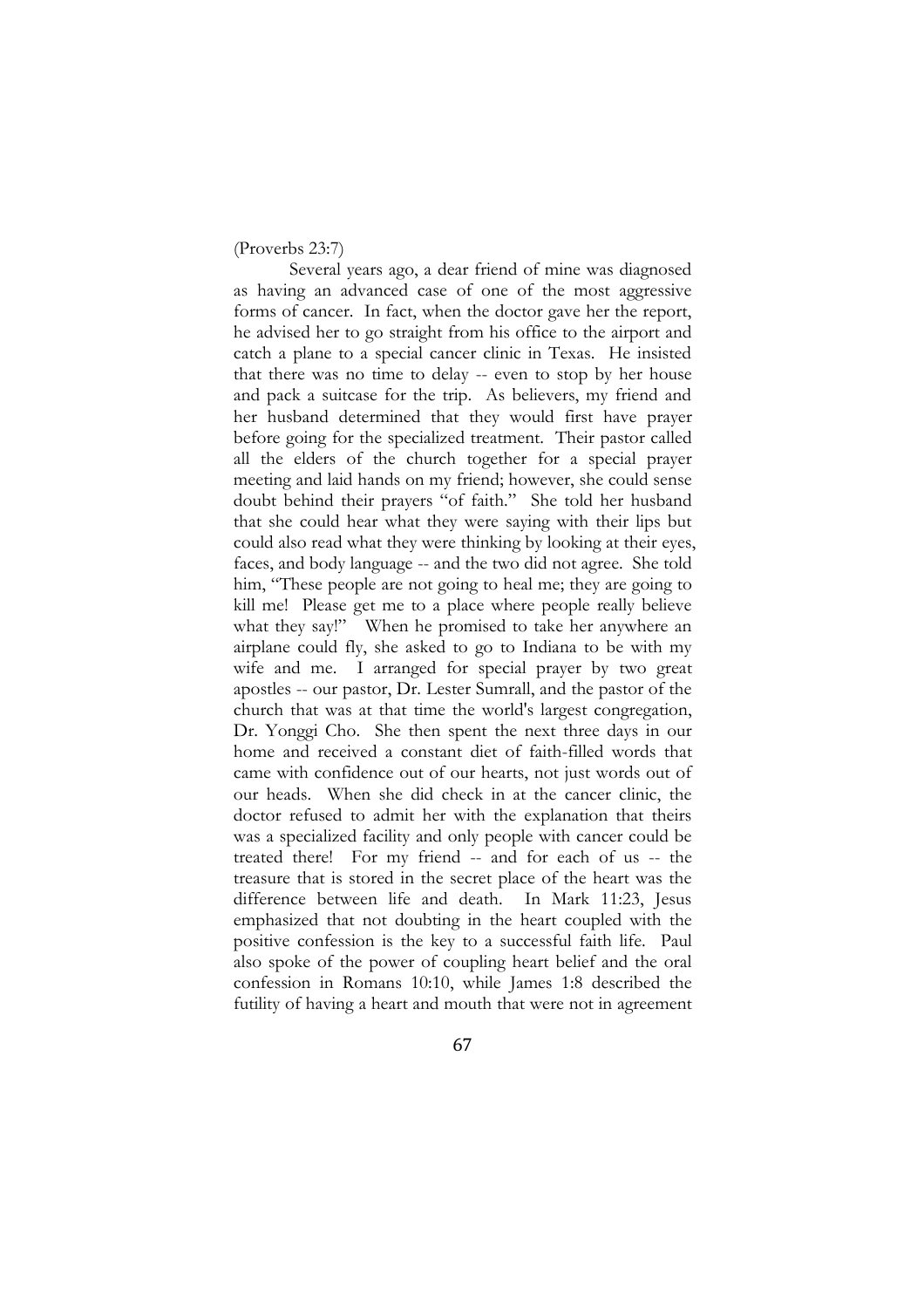(Proverbs 23:7)

Several years ago, a dear friend of mine was diagnosed as having an advanced case of one of the most aggressive forms of cancer. In fact, when the doctor gave her the report, he advised her to go straight from his office to the airport and catch a plane to a special cancer clinic in Texas. He insisted that there was no time to delay -- even to stop by her house and pack a suitcase for the trip. As believers, my friend and her husband determined that they would first have prayer before going for the specialized treatment. Their pastor called all the elders of the church together for a special prayer meeting and laid hands on my friend; however, she could sense doubt behind their prayers "of faith." She told her husband that she could hear what they were saying with their lips but could also read what they were thinking by looking at their eyes, faces, and body language -- and the two did not agree. She told him, "These people are not going to heal me; they are going to kill me! Please get me to a place where people really believe what they say!" When he promised to take her anywhere an airplane could fly, she asked to go to Indiana to be with my wife and me. I arranged for special prayer by two great apostles -- our pastor, Dr. Lester Sumrall, and the pastor of the church that was at that time the world's largest congregation, Dr. Yonggi Cho. She then spent the next three days in our home and received a constant diet of faith-filled words that came with confidence out of our hearts, not just words out of our heads. When she did check in at the cancer clinic, the doctor refused to admit her with the explanation that theirs was a specialized facility and only people with cancer could be treated there! For my friend -- and for each of us -- the treasure that is stored in the secret place of the heart was the difference between life and death. In Mark 11:23, Jesus emphasized that not doubting in the heart coupled with the positive confession is the key to a successful faith life. Paul also spoke of the power of coupling heart belief and the oral confession in Romans 10:10, while James 1:8 described the futility of having a heart and mouth that were not in agreement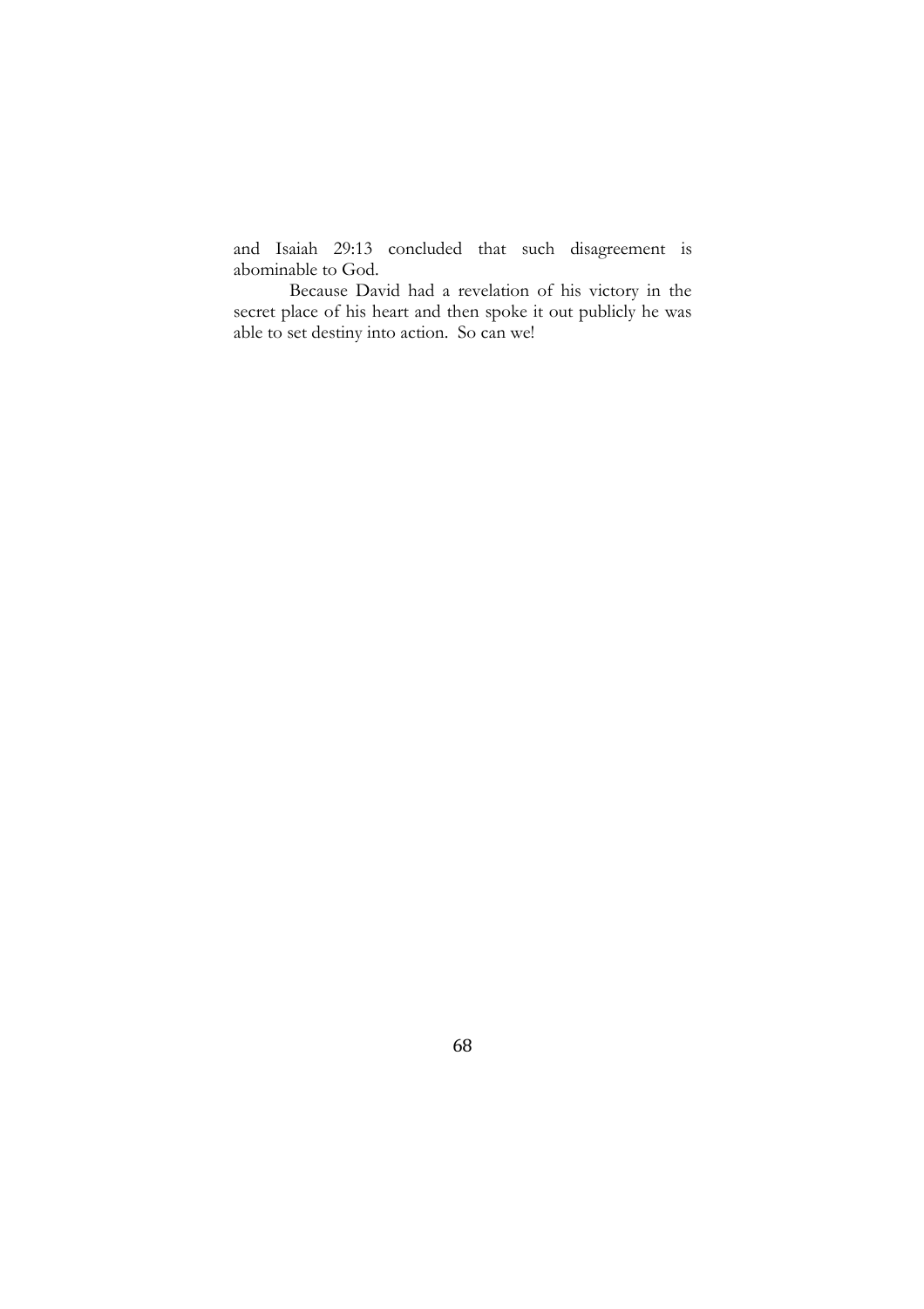and Isaiah 29:13 concluded that such disagreement is abominable to God.

Because David had a revelation of his victory in the secret place of his heart and then spoke it out publicly he was able to set destiny into action. So can we!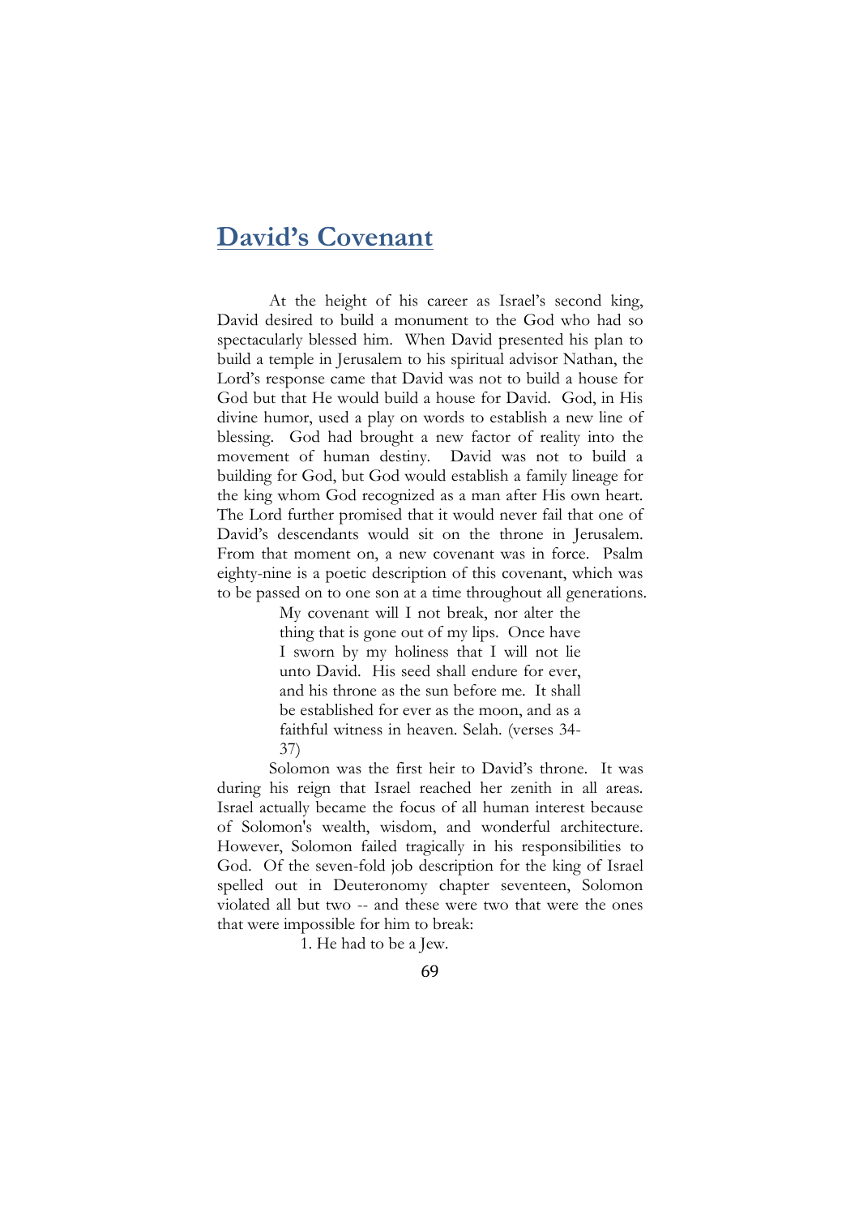## David's Covenant

At the height of his career as Israel's second king, David desired to build a monument to the God who had so spectacularly blessed him. When David presented his plan to build a temple in Jerusalem to his spiritual advisor Nathan, the Lord's response came that David was not to build a house for God but that He would build a house for David. God, in His divine humor, used a play on words to establish a new line of blessing. God had brought a new factor of reality into the movement of human destiny. David was not to build a building for God, but God would establish a family lineage for the king whom God recognized as a man after His own heart. The Lord further promised that it would never fail that one of David's descendants would sit on the throne in Jerusalem. From that moment on, a new covenant was in force. Psalm eighty-nine is a poetic description of this covenant, which was to be passed on to one son at a time throughout all generations.

> My covenant will I not break, nor alter the thing that is gone out of my lips. Once have I sworn by my holiness that I will not lie unto David. His seed shall endure for ever, and his throne as the sun before me. It shall be established for ever as the moon, and as a faithful witness in heaven. Selah. (verses 34-37)

Solomon was the first heir to David's throne. It was during his reign that Israel reached her zenith in all areas. Israel actually became the focus of all human interest because of Solomon's wealth, wisdom, and wonderful architecture. However, Solomon failed tragically in his responsibilities to God. Of the seven-fold job description for the king of Israel spelled out in Deuteronomy chapter seventeen, Solomon violated all but two -- and these were two that were the ones that were impossible for him to break:

1. He had to be a Jew.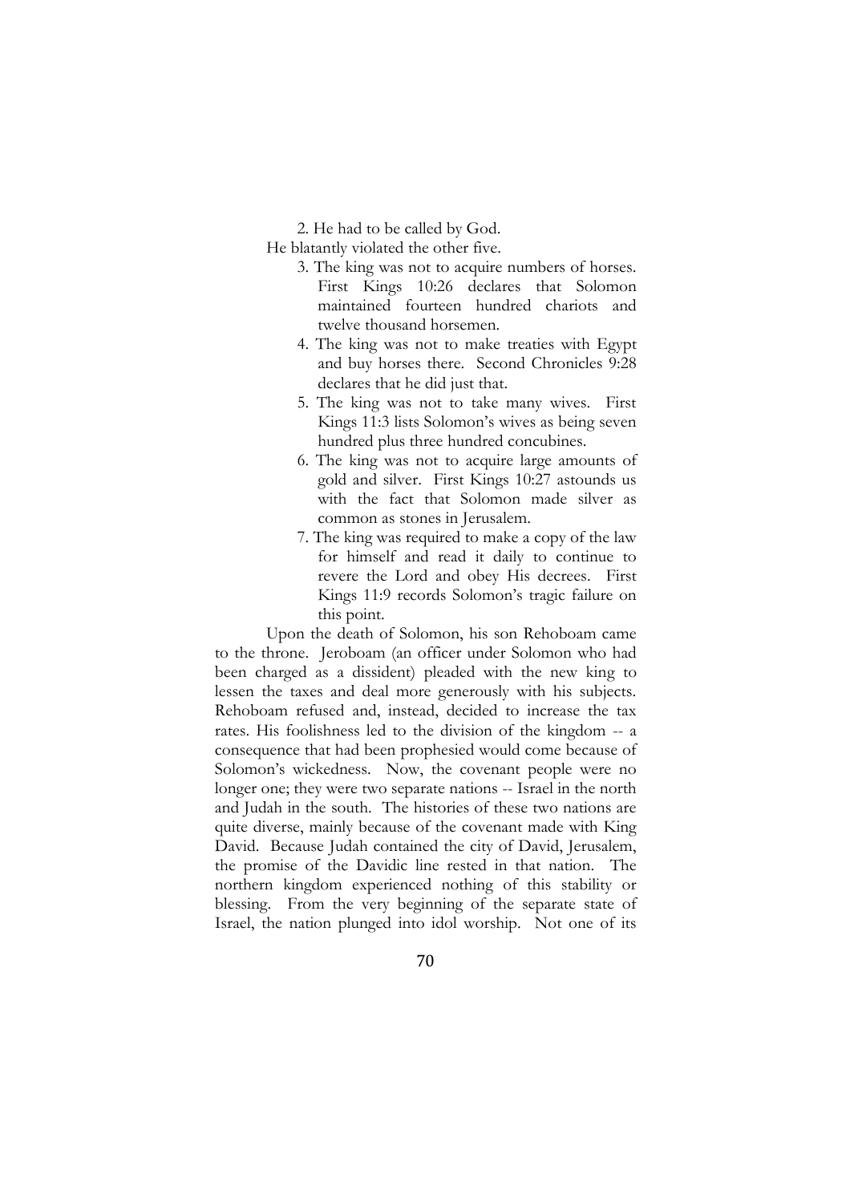2. He had to be called by God.

He blatantly violated the other five.

3. The king was not to acquire numbers of horses. First Kings 10:26 declares that Solomon maintained fourteen hundred chariots and twelve thousand horsemen.
4. The king was not to make treaties with Egypt and buy horses there. Second Chronicles 9:28 declares that he did just that.
5. The king was not to take many wives. First Kings 11:3 lists Solomon's wives as being seven hundred plus three hundred concubines.
6. The king was not to acquire large amounts of gold and silver. First Kings 10:27 astounds us with the fact that Solomon made silver as common as stones in Jerusalem.
7. The king was required to make a copy of the law for himself and read it daily to continue to revere the Lord and obey His decrees. First Kings 11:9 records Solomon's tragic failure on this point.

Upon the death of Solomon, his son Rehoboam came to the throne. Jeroboam (an officer under Solomon who had been charged as a dissident) pleaded with the new king to lessen the taxes and deal more generously with his subjects. Rehoboam refused and, instead, decided to increase the tax rates. His foolishness led to the division of the kingdom -- a consequence that had been prophesied would come because of Solomon's wickedness. Now, the covenant people were no longer one; they were two separate nations -- Israel in the north and Judah in the south. The histories of these two nations are quite diverse, mainly because of the covenant made with King David. Because Judah contained the city of David, Jerusalem, the promise of the Davidic line rested in that nation. The northern kingdom experienced nothing of this stability or blessing. From the very beginning of the separate state of Israel, the nation plunged into idol worship. Not one of its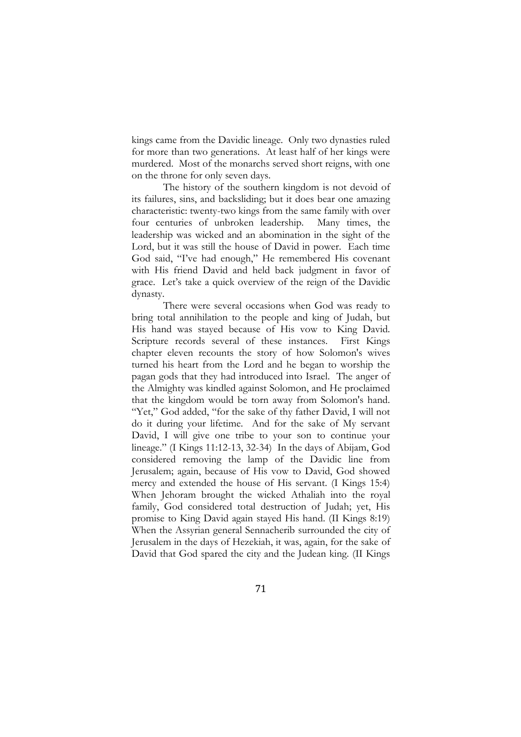kings came from the Davidic lineage. Only two dynasties ruled for more than two generations. At least half of her kings were murdered. Most of the monarchs served short reigns, with one on the throne for only seven days.

The history of the southern kingdom is not devoid of its failures, sins, and backsliding; but it does bear one amazing characteristic: twenty-two kings from the same family with over four centuries of unbroken leadership. Many times, the leadership was wicked and an abomination in the sight of the Lord, but it was still the house of David in power. Each time God said, "I've had enough," He remembered His covenant with His friend David and held back judgment in favor of grace. Let's take a quick overview of the reign of the Davidic dynasty.

There were several occasions when God was ready to bring total annihilation to the people and king of Judah, but His hand was stayed because of His vow to King David. Scripture records several of these instances. First Kings chapter eleven recounts the story of how Solomon's wives turned his heart from the Lord and he began to worship the pagan gods that they had introduced into Israel. The anger of the Almighty was kindled against Solomon, and He proclaimed that the kingdom would be torn away from Solomon's hand. "Yet," God added, "for the sake of thy father David, I will not do it during your lifetime. And for the sake of My servant David, I will give one tribe to your son to continue your lineage." (I Kings 11:12-13, 32-34) In the days of Abijam, God considered removing the lamp of the Davidic line from Jerusalem; again, because of His vow to David, God showed mercy and extended the house of His servant. (I Kings 15:4) When Jehoram brought the wicked Athaliah into the royal family, God considered total destruction of Judah; yet, His promise to King David again stayed His hand. (II Kings 8:19) When the Assyrian general Sennacherib surrounded the city of Jerusalem in the days of Hezekiah, it was, again, for the sake of David that God spared the city and the Judean king. (II Kings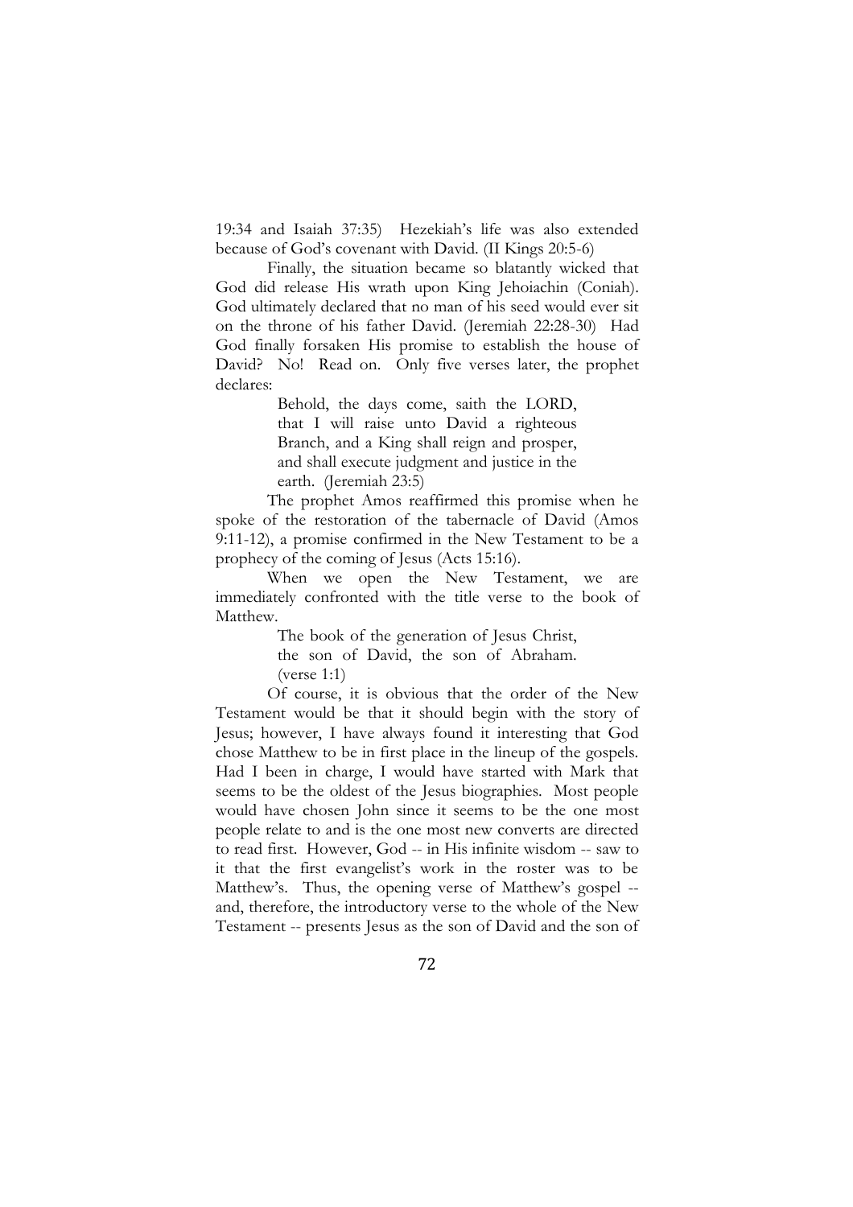19:34 and Isaiah 37:35) Hezekiah's life was also extended because of God's covenant with David. (II Kings 20:5-6)

Finally, the situation became so blatantly wicked that God did release His wrath upon King Jehoiachin (Coniah). God ultimately declared that no man of his seed would ever sit on the throne of his father David. (Jeremiah 22:28-30) Had God finally forsaken His promise to establish the house of David? No! Read on. Only five verses later, the prophet declares:

> Behold, the days come, saith the LORD, that I will raise unto David a righteous Branch, and a King shall reign and prosper, and shall execute judgment and justice in the earth. (Jeremiah 23:5)

The prophet Amos reaffirmed this promise when he spoke of the restoration of the tabernacle of David (Amos 9:11-12), a promise confirmed in the New Testament to be a prophecy of the coming of Jesus (Acts 15:16).

When we open the New Testament, we are immediately confronted with the title verse to the book of Matthew.

> The book of the generation of Jesus Christ, the son of David, the son of Abraham. (verse 1:1)

Of course, it is obvious that the order of the New Testament would be that it should begin with the story of Jesus; however, I have always found it interesting that God chose Matthew to be in first place in the lineup of the gospels. Had I been in charge, I would have started with Mark that seems to be the oldest of the Jesus biographies. Most people would have chosen John since it seems to be the one most people relate to and is the one most new converts are directed to read first. However, God -- in His infinite wisdom -- saw to it that the first evangelist's work in the roster was to be Matthew's. Thus, the opening verse of Matthew's gospel -- and, therefore, the introductory verse to the whole of the New Testament -- presents Jesus as the son of David and the son of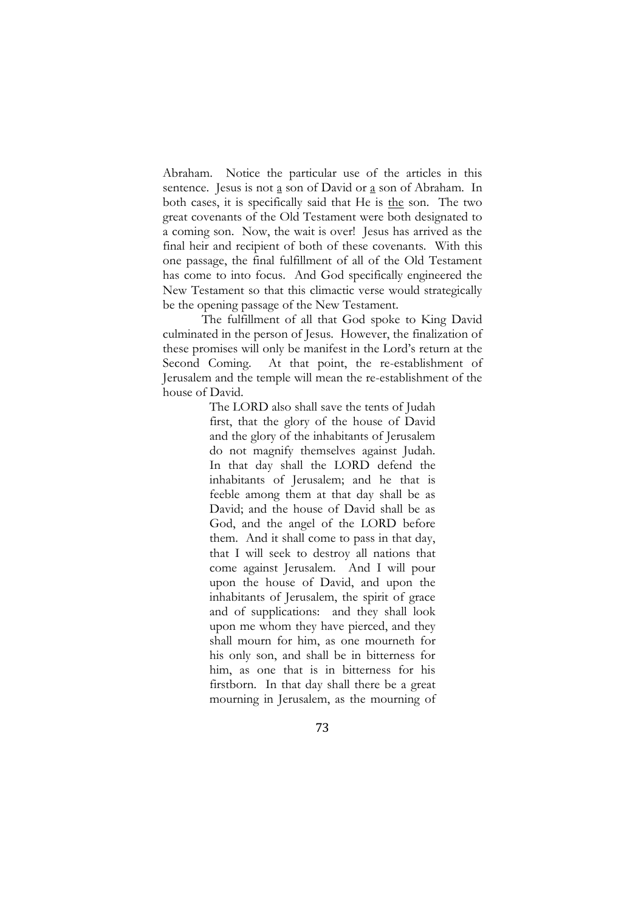Abraham. Notice the particular use of the articles in this sentence. Jesus is not <u>a</u> son of David or <u>a</u> son of Abraham. In both cases, it is specifically said that He is <u>the</u> son. The two great covenants of the Old Testament were both designated to a coming son. Now, the wait is over! Jesus has arrived as the final heir and recipient of both of these covenants. With this one passage, the final fulfillment of all of the Old Testament has come to into focus. And God specifically engineered the New Testament so that this climactic verse would strategically be the opening passage of the New Testament.

The fulfillment of all that God spoke to King David culminated in the person of Jesus. However, the finalization of these promises will only be manifest in the Lord's return at the Second Coming. At that point, the re-establishment of Jerusalem and the temple will mean the re-establishment of the house of David.

> The LORD also shall save the tents of Judah first, that the glory of the house of David and the glory of the inhabitants of Jerusalem do not magnify themselves against Judah. In that day shall the LORD defend the inhabitants of Jerusalem; and he that is feeble among them at that day shall be as David; and the house of David shall be as God, and the angel of the LORD before them. And it shall come to pass in that day, that I will seek to destroy all nations that come against Jerusalem. And I will pour upon the house of David, and upon the inhabitants of Jerusalem, the spirit of grace and of supplications: and they shall look upon me whom they have pierced, and they shall mourn for him, as one mourneth for his only son, and shall be in bitterness for him, as one that is in bitterness for his firstborn. In that day shall there be a great mourning in Jerusalem, as the mourning of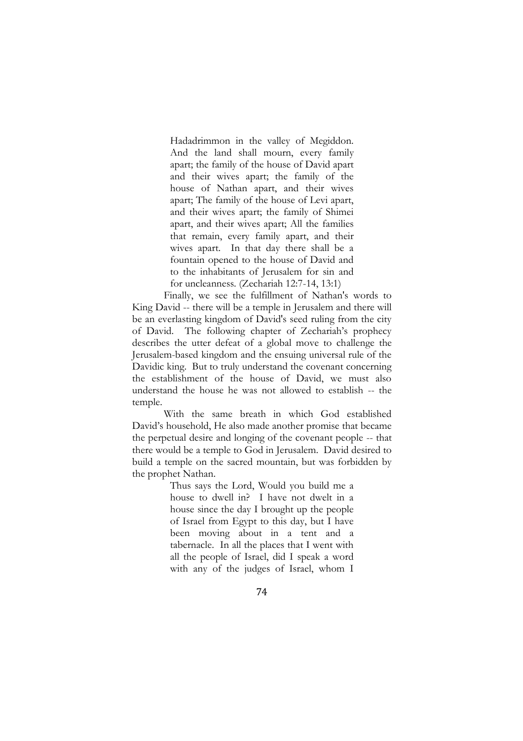> Hadadrimmon in the valley of Megiddon. And the land shall mourn, every family apart; the family of the house of David apart and their wives apart; the family of the house of Nathan apart, and their wives apart; The family of the house of Levi apart, and their wives apart; the family of Shimei apart, and their wives apart; All the families that remain, every family apart, and their wives apart. In that day there shall be a fountain opened to the house of David and to the inhabitants of Jerusalem for sin and for uncleanness. (Zechariah 12:7-14, 13:1)

Finally, we see the fulfillment of Nathan's words to King David -- there will be a temple in Jerusalem and there will be an everlasting kingdom of David's seed ruling from the city of David. The following chapter of Zechariah's prophecy describes the utter defeat of a global move to challenge the Jerusalem-based kingdom and the ensuing universal rule of the Davidic king. But to truly understand the covenant concerning the establishment of the house of David, we must also understand the house he was not allowed to establish -- the temple.

With the same breath in which God established David's household, He also made another promise that became the perpetual desire and longing of the covenant people -- that there would be a temple to God in Jerusalem. David desired to build a temple on the sacred mountain, but was forbidden by the prophet Nathan.

> Thus says the Lord, Would you build me a house to dwell in? I have not dwelt in a house since the day I brought up the people of Israel from Egypt to this day, but I have been moving about in a tent and a tabernacle. In all the places that I went with all the people of Israel, did I speak a word with any of the judges of Israel, whom I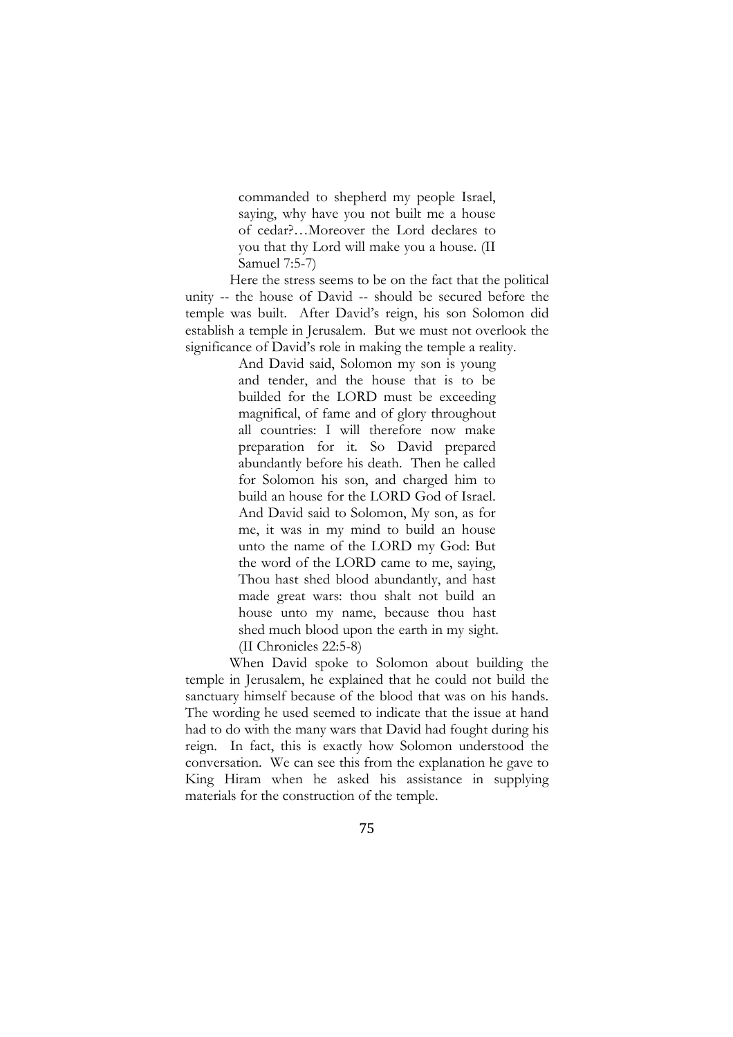> commanded to shepherd my people Israel, saying, why have you not built me a house of cedar?…Moreover the Lord declares to you that thy Lord will make you a house. (II Samuel 7:5-7)

Here the stress seems to be on the fact that the political unity -- the house of David -- should be secured before the temple was built. After David's reign, his son Solomon did establish a temple in Jerusalem. But we must not overlook the significance of David's role in making the temple a reality.

> And David said, Solomon my son is young and tender, and the house that is to be builded for the LORD must be exceeding magnifical, of fame and of glory throughout all countries: I will therefore now make preparation for it. So David prepared abundantly before his death. Then he called for Solomon his son, and charged him to build an house for the LORD God of Israel. And David said to Solomon, My son, as for me, it was in my mind to build an house unto the name of the LORD my God: But the word of the LORD came to me, saying, Thou hast shed blood abundantly, and hast made great wars: thou shalt not build an house unto my name, because thou hast shed much blood upon the earth in my sight. (II Chronicles 22:5-8)

When David spoke to Solomon about building the temple in Jerusalem, he explained that he could not build the sanctuary himself because of the blood that was on his hands. The wording he used seemed to indicate that the issue at hand had to do with the many wars that David had fought during his reign. In fact, this is exactly how Solomon understood the conversation. We can see this from the explanation he gave to King Hiram when he asked his assistance in supplying materials for the construction of the temple.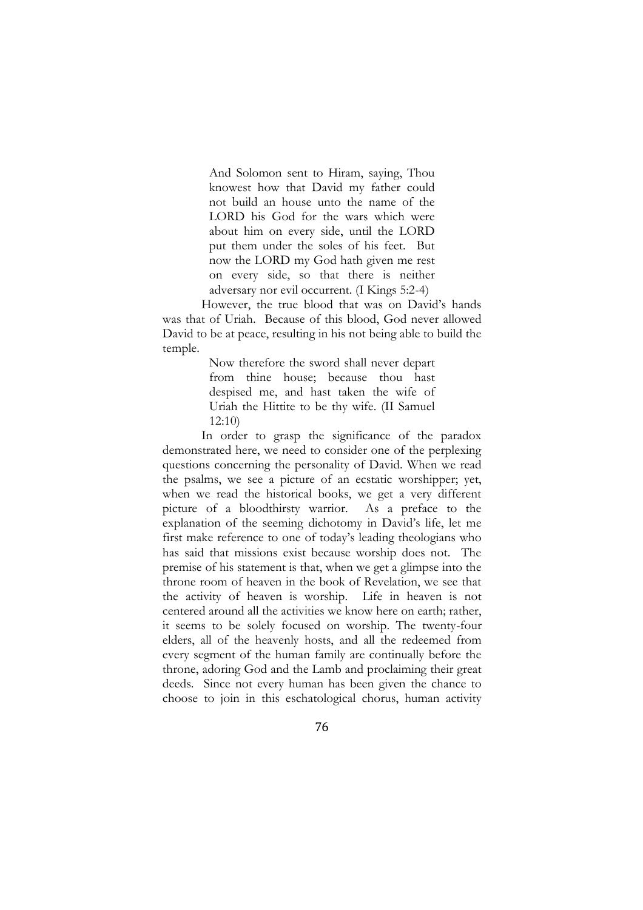> And Solomon sent to Hiram, saying, Thou knowest how that David my father could not build an house unto the name of the LORD his God for the wars which were about him on every side, until the LORD put them under the soles of his feet. But now the LORD my God hath given me rest on every side, so that there is neither adversary nor evil occurrent. (I Kings 5:2-4)

However, the true blood that was on David's hands was that of Uriah. Because of this blood, God never allowed David to be at peace, resulting in his not being able to build the temple.

> Now therefore the sword shall never depart from thine house; because thou hast despised me, and hast taken the wife of Uriah the Hittite to be thy wife. (II Samuel 12:10)

In order to grasp the significance of the paradox demonstrated here, we need to consider one of the perplexing questions concerning the personality of David. When we read the psalms, we see a picture of an ecstatic worshipper; yet, when we read the historical books, we get a very different picture of a bloodthirsty warrior. As a preface to the explanation of the seeming dichotomy in David's life, let me first make reference to one of today's leading theologians who has said that missions exist because worship does not. The premise of his statement is that, when we get a glimpse into the throne room of heaven in the book of Revelation, we see that the activity of heaven is worship. Life in heaven is not centered around all the activities we know here on earth; rather, it seems to be solely focused on worship. The twenty-four elders, all of the heavenly hosts, and all the redeemed from every segment of the human family are continually before the throne, adoring God and the Lamb and proclaiming their great deeds. Since not every human has been given the chance to choose to join in this eschatological chorus, human activity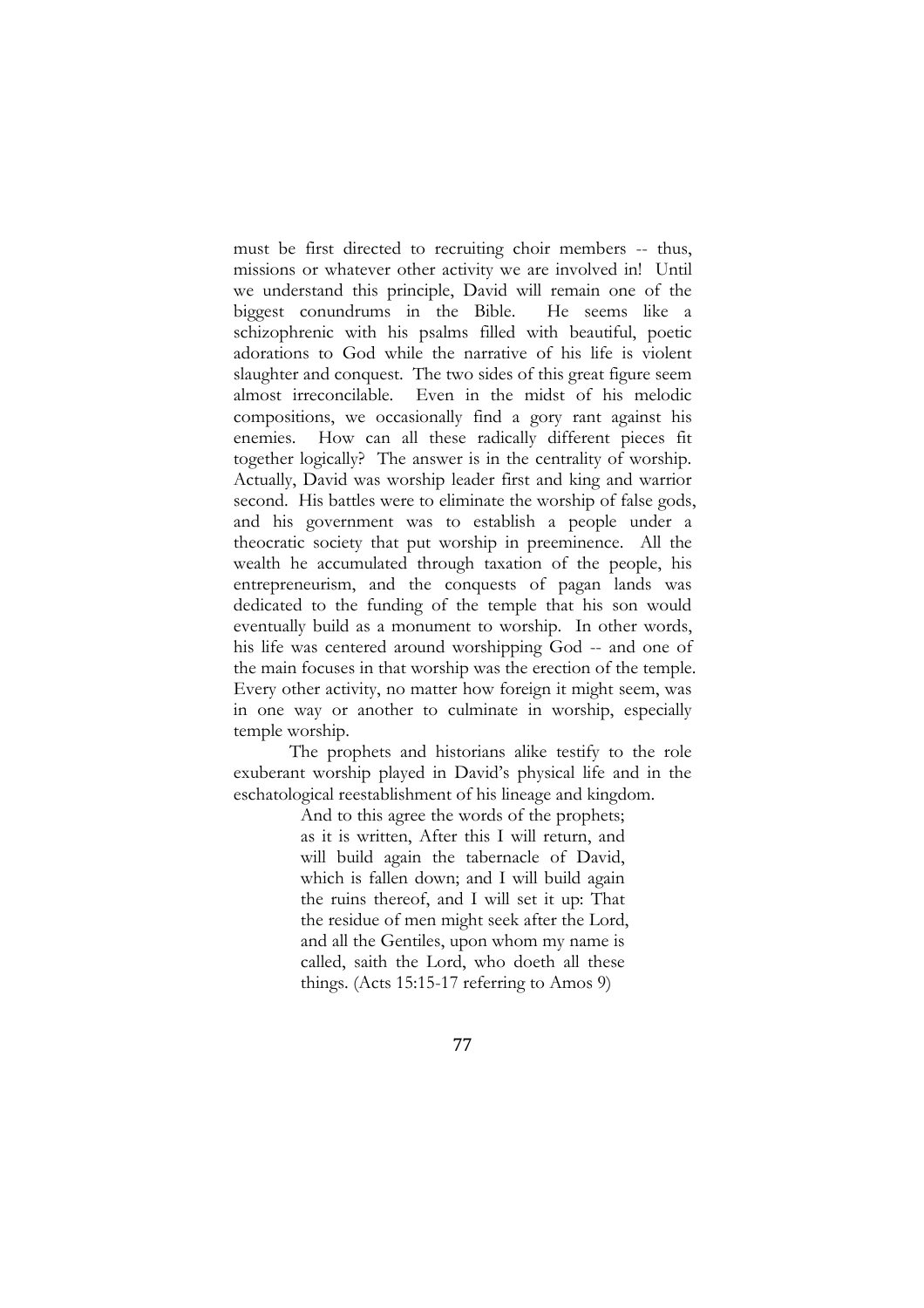must be first directed to recruiting choir members -- thus, missions or whatever other activity we are involved in! Until we understand this principle, David will remain one of the biggest conundrums in the Bible. He seems like a schizophrenic with his psalms filled with beautiful, poetic adorations to God while the narrative of his life is violent slaughter and conquest. The two sides of this great figure seem almost irreconcilable. Even in the midst of his melodic compositions, we occasionally find a gory rant against his enemies. How can all these radically different pieces fit together logically? The answer is in the centrality of worship. Actually, David was worship leader first and king and warrior second. His battles were to eliminate the worship of false gods, and his government was to establish a people under a theocratic society that put worship in preeminence. All the wealth he accumulated through taxation of the people, his entrepreneurism, and the conquests of pagan lands was dedicated to the funding of the temple that his son would eventually build as a monument to worship. In other words, his life was centered around worshipping God -- and one of the main focuses in that worship was the erection of the temple. Every other activity, no matter how foreign it might seem, was in one way or another to culminate in worship, especially temple worship.

The prophets and historians alike testify to the role exuberant worship played in David's physical life and in the eschatological reestablishment of his lineage and kingdom.

> And to this agree the words of the prophets; as it is written, After this I will return, and will build again the tabernacle of David, which is fallen down; and I will build again the ruins thereof, and I will set it up: That the residue of men might seek after the Lord, and all the Gentiles, upon whom my name is called, saith the Lord, who doeth all these things. (Acts 15:15-17 referring to Amos 9)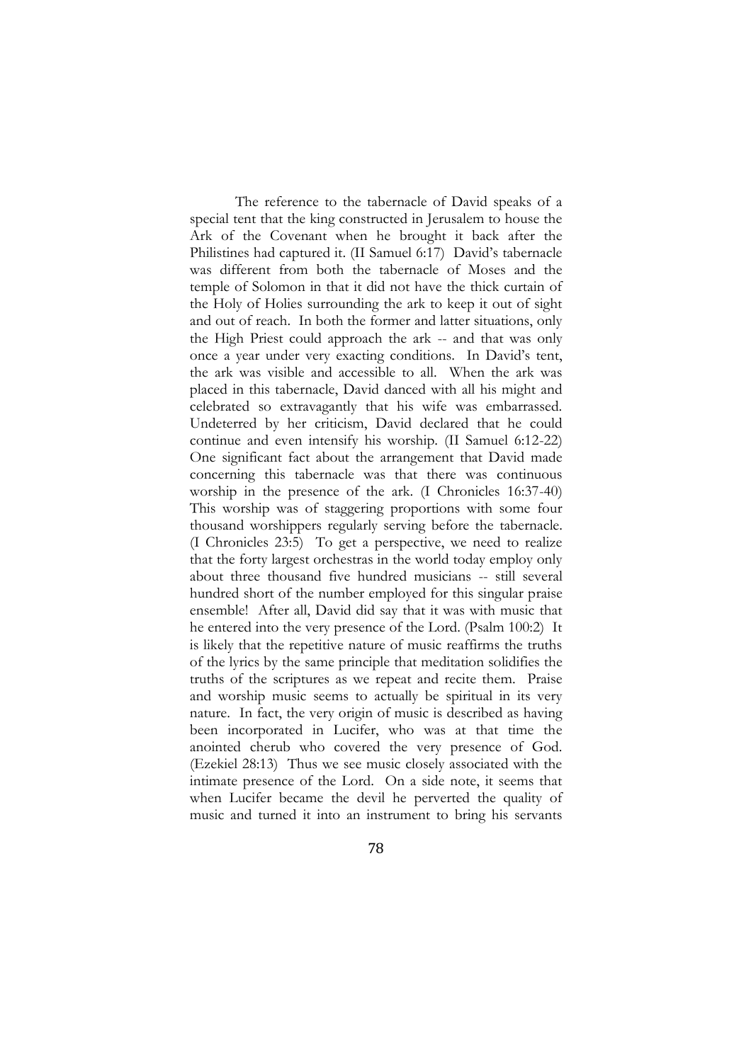The reference to the tabernacle of David speaks of a special tent that the king constructed in Jerusalem to house the Ark of the Covenant when he brought it back after the Philistines had captured it. (II Samuel 6:17) David's tabernacle was different from both the tabernacle of Moses and the temple of Solomon in that it did not have the thick curtain of the Holy of Holies surrounding the ark to keep it out of sight and out of reach. In both the former and latter situations, only the High Priest could approach the ark -- and that was only once a year under very exacting conditions. In David's tent, the ark was visible and accessible to all. When the ark was placed in this tabernacle, David danced with all his might and celebrated so extravagantly that his wife was embarrassed. Undeterred by her criticism, David declared that he could continue and even intensify his worship. (II Samuel 6:12-22) One significant fact about the arrangement that David made concerning this tabernacle was that there was continuous worship in the presence of the ark. (I Chronicles 16:37-40) This worship was of staggering proportions with some four thousand worshippers regularly serving before the tabernacle. (I Chronicles 23:5) To get a perspective, we need to realize that the forty largest orchestras in the world today employ only about three thousand five hundred musicians -- still several hundred short of the number employed for this singular praise ensemble! After all, David did say that it was with music that he entered into the very presence of the Lord. (Psalm 100:2) It is likely that the repetitive nature of music reaffirms the truths of the lyrics by the same principle that meditation solidifies the truths of the scriptures as we repeat and recite them. Praise and worship music seems to actually be spiritual in its very nature. In fact, the very origin of music is described as having been incorporated in Lucifer, who was at that time the anointed cherub who covered the very presence of God. (Ezekiel 28:13) Thus we see music closely associated with the intimate presence of the Lord. On a side note, it seems that when Lucifer became the devil he perverted the quality of music and turned it into an instrument to bring his servants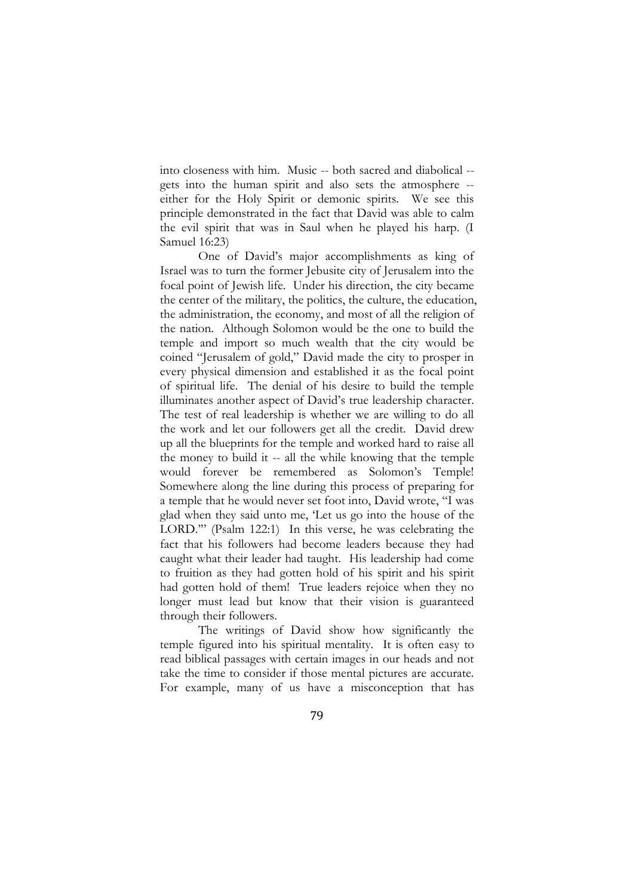into closeness with him. Music -- both sacred and diabolical -- gets into the human spirit and also sets the atmosphere -- either for the Holy Spirit or demonic spirits. We see this principle demonstrated in the fact that David was able to calm the evil spirit that was in Saul when he played his harp. (I Samuel 16:23)

One of David's major accomplishments as king of Israel was to turn the former Jebusite city of Jerusalem into the focal point of Jewish life. Under his direction, the city became the center of the military, the politics, the culture, the education, the administration, the economy, and most of all the religion of the nation. Although Solomon would be the one to build the temple and import so much wealth that the city would be coined "Jerusalem of gold," David made the city to prosper in every physical dimension and established it as the focal point of spiritual life. The denial of his desire to build the temple illuminates another aspect of David's true leadership character. The test of real leadership is whether we are willing to do all the work and let our followers get all the credit. David drew up all the blueprints for the temple and worked hard to raise all the money to build it -- all the while knowing that the temple would forever be remembered as Solomon's Temple! Somewhere along the line during this process of preparing for a temple that he would never set foot into, David wrote, "I was glad when they said unto me, 'Let us go into the house of the LORD.'" (Psalm 122:1) In this verse, he was celebrating the fact that his followers had become leaders because they had caught what their leader had taught. His leadership had come to fruition as they had gotten hold of his spirit and his spirit had gotten hold of them! True leaders rejoice when they no longer must lead but know that their vision is guaranteed through their followers.

The writings of David show how significantly the temple figured into his spiritual mentality. It is often easy to read biblical passages with certain images in our heads and not take the time to consider if those mental pictures are accurate. For example, many of us have a misconception that has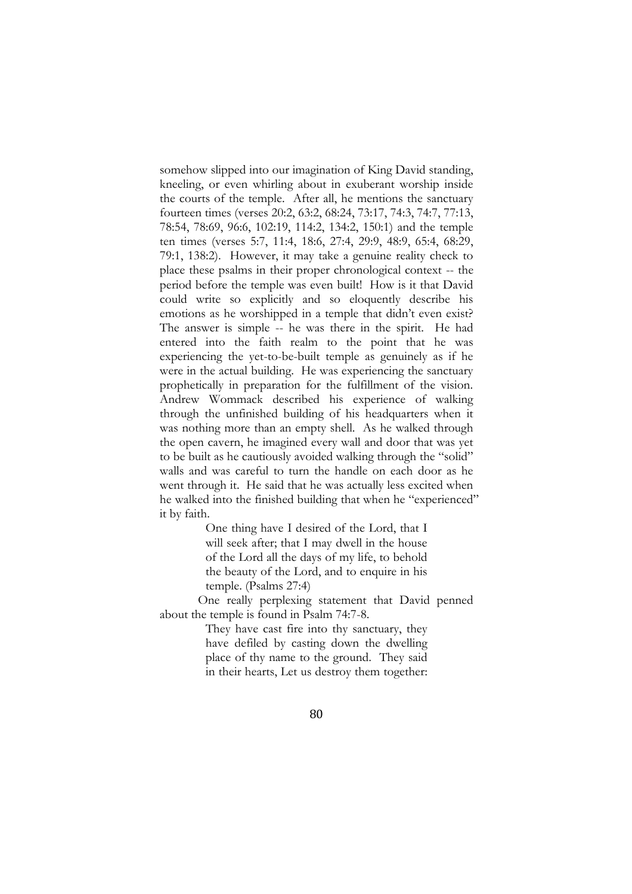somehow slipped into our imagination of King David standing, kneeling, or even whirling about in exuberant worship inside the courts of the temple. After all, he mentions the sanctuary fourteen times (verses 20:2, 63:2, 68:24, 73:17, 74:3, 74:7, 77:13, 78:54, 78:69, 96:6, 102:19, 114:2, 134:2, 150:1) and the temple ten times (verses 5:7, 11:4, 18:6, 27:4, 29:9, 48:9, 65:4, 68:29, 79:1, 138:2). However, it may take a genuine reality check to place these psalms in their proper chronological context -- the period before the temple was even built! How is it that David could write so explicitly and so eloquently describe his emotions as he worshipped in a temple that didn't even exist? The answer is simple -- he was there in the spirit. He had entered into the faith realm to the point that he was experiencing the yet-to-be-built temple as genuinely as if he were in the actual building. He was experiencing the sanctuary prophetically in preparation for the fulfillment of the vision. Andrew Wommack described his experience of walking through the unfinished building of his headquarters when it was nothing more than an empty shell. As he walked through the open cavern, he imagined every wall and door that was yet to be built as he cautiously avoided walking through the "solid" walls and was careful to turn the handle on each door as he went through it. He said that he was actually less excited when he walked into the finished building that when he "experienced" it by faith.

> One thing have I desired of the Lord, that I will seek after; that I may dwell in the house of the Lord all the days of my life, to behold the beauty of the Lord, and to enquire in his temple. (Psalms 27:4)

One really perplexing statement that David penned about the temple is found in Psalm 74:7-8.

> They have cast fire into thy sanctuary, they have defiled by casting down the dwelling place of thy name to the ground. They said in their hearts, Let us destroy them together: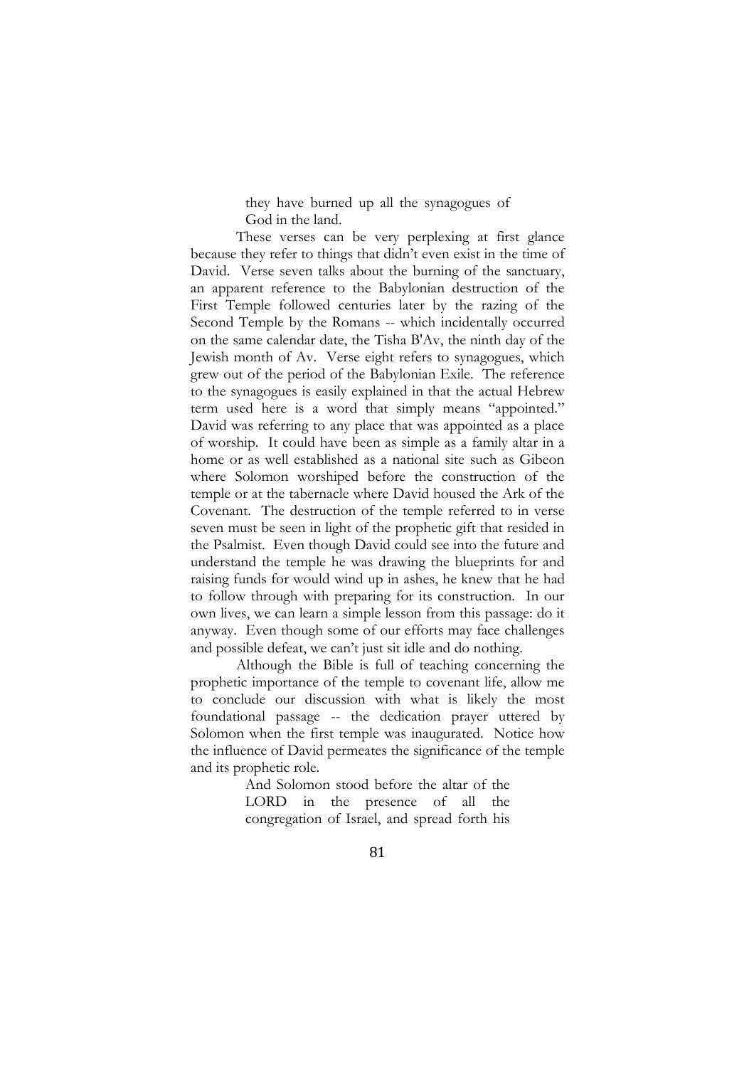> they have burned up all the synagogues of God in the land.

These verses can be very perplexing at first glance because they refer to things that didn't even exist in the time of David. Verse seven talks about the burning of the sanctuary, an apparent reference to the Babylonian destruction of the First Temple followed centuries later by the razing of the Second Temple by the Romans -- which incidentally occurred on the same calendar date, the Tisha B'Av, the ninth day of the Jewish month of Av. Verse eight refers to synagogues, which grew out of the period of the Babylonian Exile. The reference to the synagogues is easily explained in that the actual Hebrew term used here is a word that simply means "appointed." David was referring to any place that was appointed as a place of worship. It could have been as simple as a family altar in a home or as well established as a national site such as Gibeon where Solomon worshiped before the construction of the temple or at the tabernacle where David housed the Ark of the Covenant. The destruction of the temple referred to in verse seven must be seen in light of the prophetic gift that resided in the Psalmist. Even though David could see into the future and understand the temple he was drawing the blueprints for and raising funds for would wind up in ashes, he knew that he had to follow through with preparing for its construction. In our own lives, we can learn a simple lesson from this passage: do it anyway. Even though some of our efforts may face challenges and possible defeat, we can't just sit idle and do nothing.

Although the Bible is full of teaching concerning the prophetic importance of the temple to covenant life, allow me to conclude our discussion with what is likely the most foundational passage -- the dedication prayer uttered by Solomon when the first temple was inaugurated. Notice how the influence of David permeates the significance of the temple and its prophetic role.

> And Solomon stood before the altar of the LORD in the presence of all the congregation of Israel, and spread forth his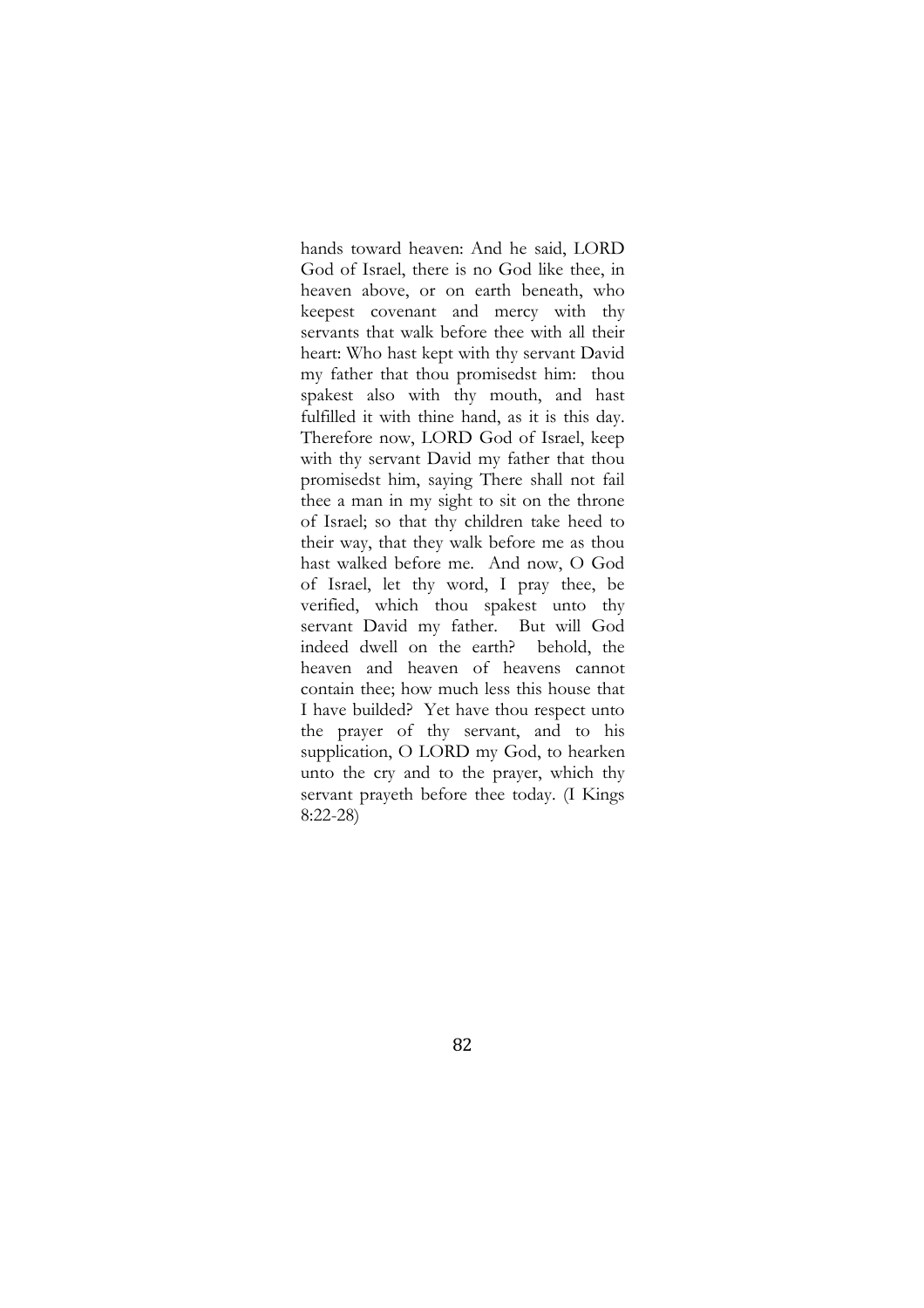hands toward heaven: And he said, LORD God of Israel, there is no God like thee, in heaven above, or on earth beneath, who keepest covenant and mercy with thy servants that walk before thee with all their heart: Who hast kept with thy servant David my father that thou promisedst him: thou spakest also with thy mouth, and hast fulfilled it with thine hand, as it is this day. Therefore now, LORD God of Israel, keep with thy servant David my father that thou promisedst him, saying There shall not fail thee a man in my sight to sit on the throne of Israel; so that thy children take heed to their way, that they walk before me as thou hast walked before me. And now, O God of Israel, let thy word, I pray thee, be verified, which thou spakest unto thy servant David my father. But will God indeed dwell on the earth? behold, the heaven and heaven of heavens cannot contain thee; how much less this house that I have builded? Yet have thou respect unto the prayer of thy servant, and to his supplication, O LORD my God, to hearken unto the cry and to the prayer, which thy servant prayeth before thee today. (I Kings 8:22-28)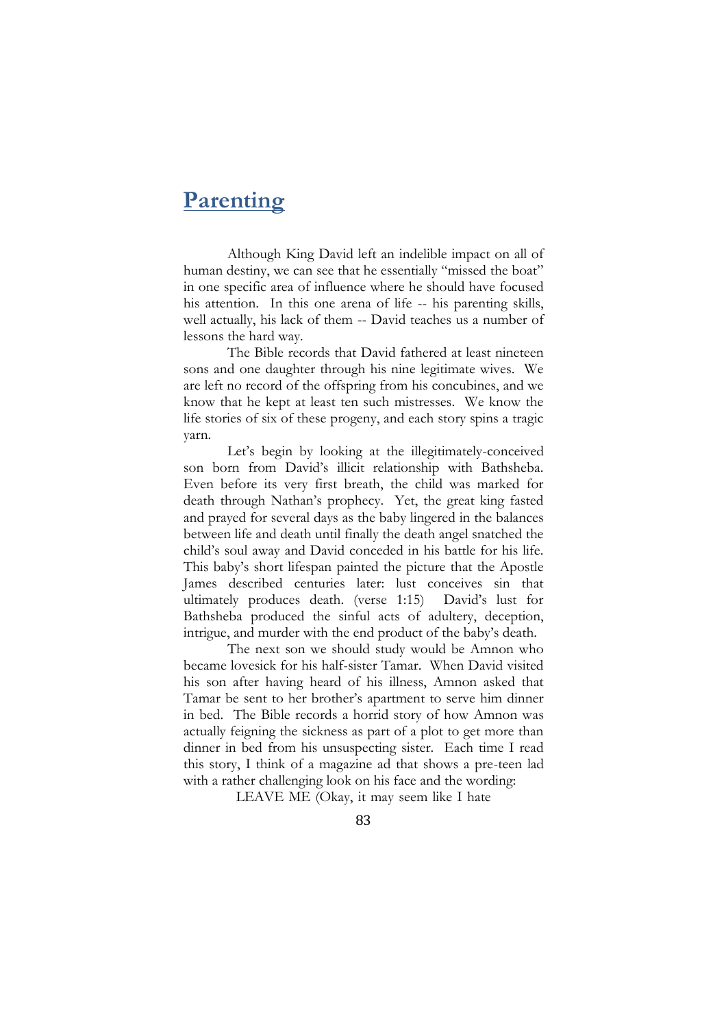# Parenting

Although King David left an indelible impact on all of human destiny, we can see that he essentially "missed the boat" in one specific area of influence where he should have focused his attention. In this one arena of life -- his parenting skills, well actually, his lack of them -- David teaches us a number of lessons the hard way.

The Bible records that David fathered at least nineteen sons and one daughter through his nine legitimate wives. We are left no record of the offspring from his concubines, and we know that he kept at least ten such mistresses. We know the life stories of six of these progeny, and each story spins a tragic yarn.

Let's begin by looking at the illegitimately-conceived son born from David's illicit relationship with Bathsheba. Even before its very first breath, the child was marked for death through Nathan's prophecy. Yet, the great king fasted and prayed for several days as the baby lingered in the balances between life and death until finally the death angel snatched the child's soul away and David conceded in his battle for his life. This baby's short lifespan painted the picture that the Apostle James described centuries later: lust conceives sin that ultimately produces death. (verse 1:15) David's lust for Bathsheba produced the sinful acts of adultery, deception, intrigue, and murder with the end product of the baby's death.

The next son we should study would be Amnon who became lovesick for his half-sister Tamar. When David visited his son after having heard of his illness, Amnon asked that Tamar be sent to her brother's apartment to serve him dinner in bed. The Bible records a horrid story of how Amnon was actually feigning the sickness as part of a plot to get more than dinner in bed from his unsuspecting sister. Each time I read this story, I think of a magazine ad that shows a pre-teen lad with a rather challenging look on his face and the wording:

LEAVE ME (Okay, it may seem like I hate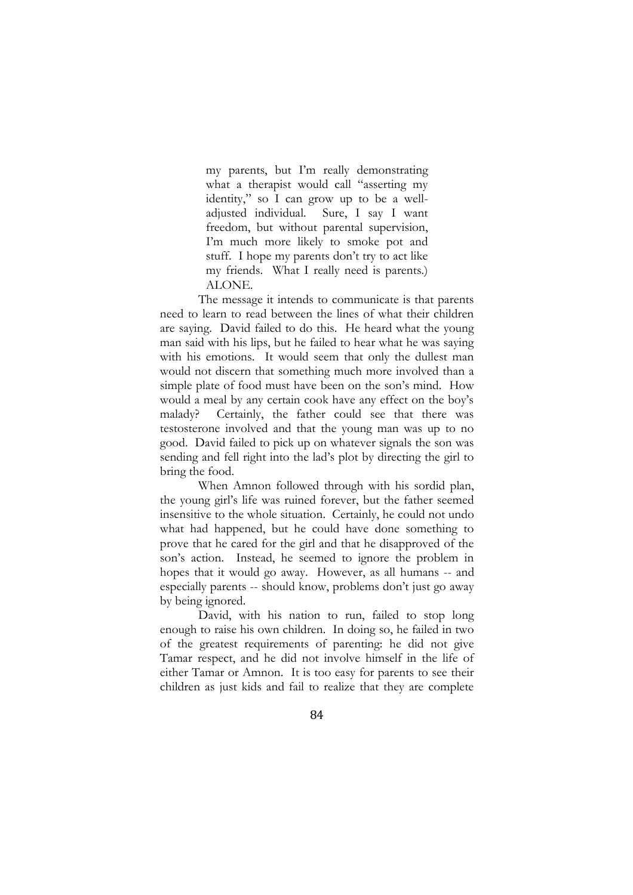> my parents, but I'm really demonstrating what a therapist would call "asserting my identity," so I can grow up to be a well-adjusted individual. Sure, I say I want freedom, but without parental supervision, I'm much more likely to smoke pot and stuff. I hope my parents don't try to act like my friends. What I really need is parents.) ALONE.

The message it intends to communicate is that parents need to learn to read between the lines of what their children are saying. David failed to do this. He heard what the young man said with his lips, but he failed to hear what he was saying with his emotions. It would seem that only the dullest man would not discern that something much more involved than a simple plate of food must have been on the son's mind. How would a meal by any certain cook have any effect on the boy's malady? Certainly, the father could see that there was testosterone involved and that the young man was up to no good. David failed to pick up on whatever signals the son was sending and fell right into the lad's plot by directing the girl to bring the food.

When Amnon followed through with his sordid plan, the young girl's life was ruined forever, but the father seemed insensitive to the whole situation. Certainly, he could not undo what had happened, but he could have done something to prove that he cared for the girl and that he disapproved of the son's action. Instead, he seemed to ignore the problem in hopes that it would go away. However, as all humans -- and especially parents -- should know, problems don't just go away by being ignored.

David, with his nation to run, failed to stop long enough to raise his own children. In doing so, he failed in two of the greatest requirements of parenting: he did not give Tamar respect, and he did not involve himself in the life of either Tamar or Amnon. It is too easy for parents to see their children as just kids and fail to realize that they are complete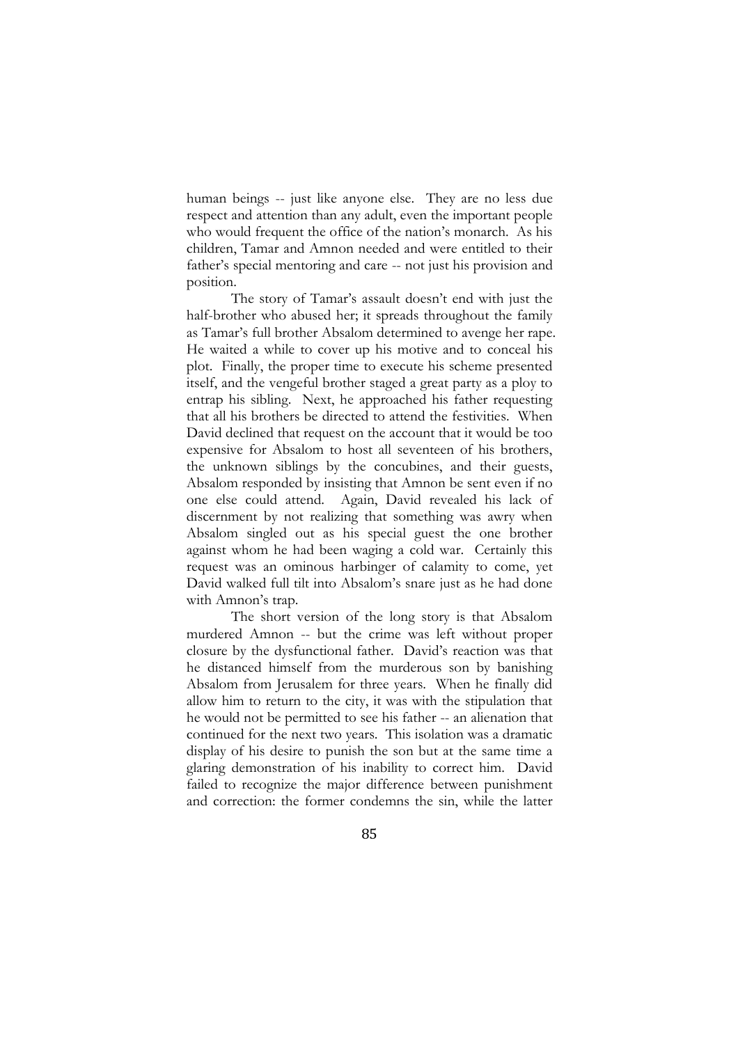human beings -- just like anyone else. They are no less due respect and attention than any adult, even the important people who would frequent the office of the nation's monarch. As his children, Tamar and Amnon needed and were entitled to their father's special mentoring and care -- not just his provision and position.

The story of Tamar's assault doesn't end with just the half-brother who abused her; it spreads throughout the family as Tamar's full brother Absalom determined to avenge her rape. He waited a while to cover up his motive and to conceal his plot. Finally, the proper time to execute his scheme presented itself, and the vengeful brother staged a great party as a ploy to entrap his sibling. Next, he approached his father requesting that all his brothers be directed to attend the festivities. When David declined that request on the account that it would be too expensive for Absalom to host all seventeen of his brothers, the unknown siblings by the concubines, and their guests, Absalom responded by insisting that Amnon be sent even if no one else could attend. Again, David revealed his lack of discernment by not realizing that something was awry when Absalom singled out as his special guest the one brother against whom he had been waging a cold war. Certainly this request was an ominous harbinger of calamity to come, yet David walked full tilt into Absalom's snare just as he had done with Amnon's trap.

The short version of the long story is that Absalom murdered Amnon -- but the crime was left without proper closure by the dysfunctional father. David's reaction was that he distanced himself from the murderous son by banishing Absalom from Jerusalem for three years. When he finally did allow him to return to the city, it was with the stipulation that he would not be permitted to see his father -- an alienation that continued for the next two years. This isolation was a dramatic display of his desire to punish the son but at the same time a glaring demonstration of his inability to correct him. David failed to recognize the major difference between punishment and correction: the former condemns the sin, while the latter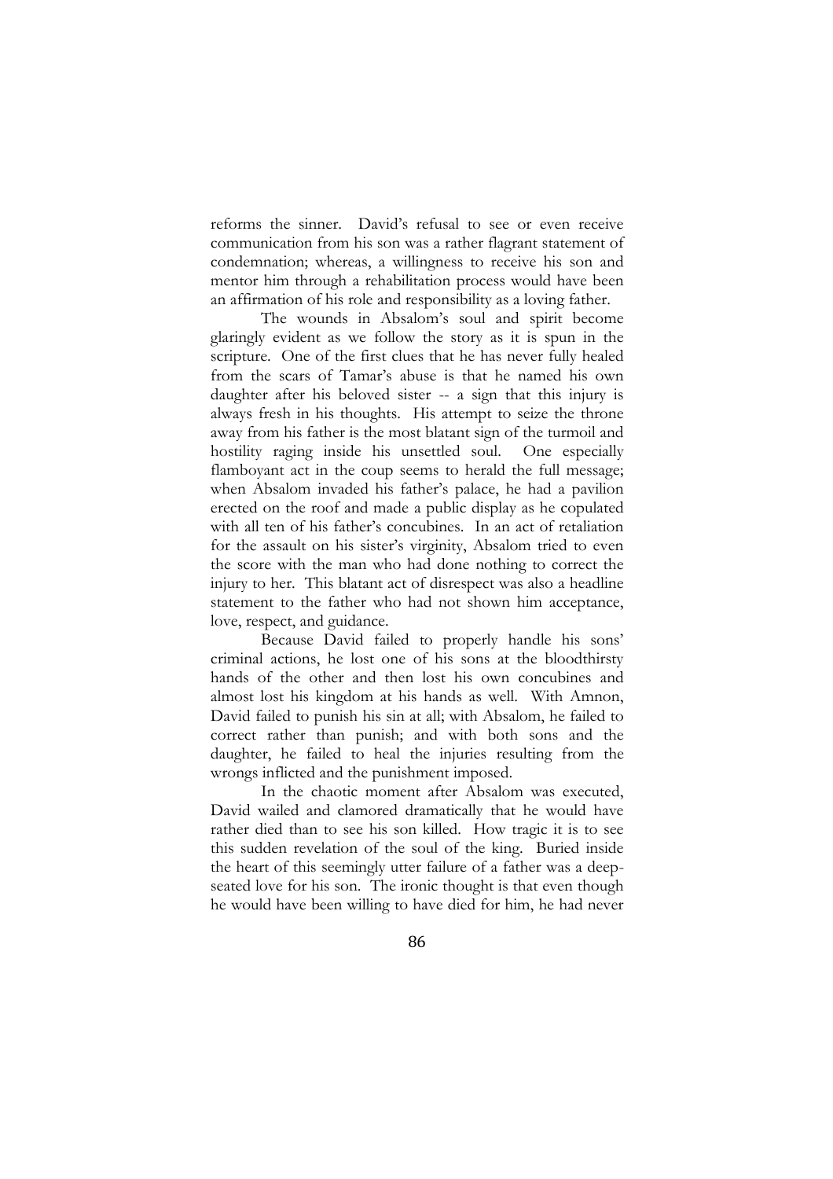reforms the sinner. David's refusal to see or even receive communication from his son was a rather flagrant statement of condemnation; whereas, a willingness to receive his son and mentor him through a rehabilitation process would have been an affirmation of his role and responsibility as a loving father.

The wounds in Absalom's soul and spirit become glaringly evident as we follow the story as it is spun in the scripture. One of the first clues that he has never fully healed from the scars of Tamar's abuse is that he named his own daughter after his beloved sister -- a sign that this injury is always fresh in his thoughts. His attempt to seize the throne away from his father is the most blatant sign of the turmoil and hostility raging inside his unsettled soul. One especially flamboyant act in the coup seems to herald the full message; when Absalom invaded his father's palace, he had a pavilion erected on the roof and made a public display as he copulated with all ten of his father's concubines. In an act of retaliation for the assault on his sister's virginity, Absalom tried to even the score with the man who had done nothing to correct the injury to her. This blatant act of disrespect was also a headline statement to the father who had not shown him acceptance, love, respect, and guidance.

Because David failed to properly handle his sons' criminal actions, he lost one of his sons at the bloodthirsty hands of the other and then lost his own concubines and almost lost his kingdom at his hands as well. With Amnon, David failed to punish his sin at all; with Absalom, he failed to correct rather than punish; and with both sons and the daughter, he failed to heal the injuries resulting from the wrongs inflicted and the punishment imposed.

In the chaotic moment after Absalom was executed, David wailed and clamored dramatically that he would have rather died than to see his son killed. How tragic it is to see this sudden revelation of the soul of the king. Buried inside the heart of this seemingly utter failure of a father was a deep-seated love for his son. The ironic thought is that even though he would have been willing to have died for him, he had never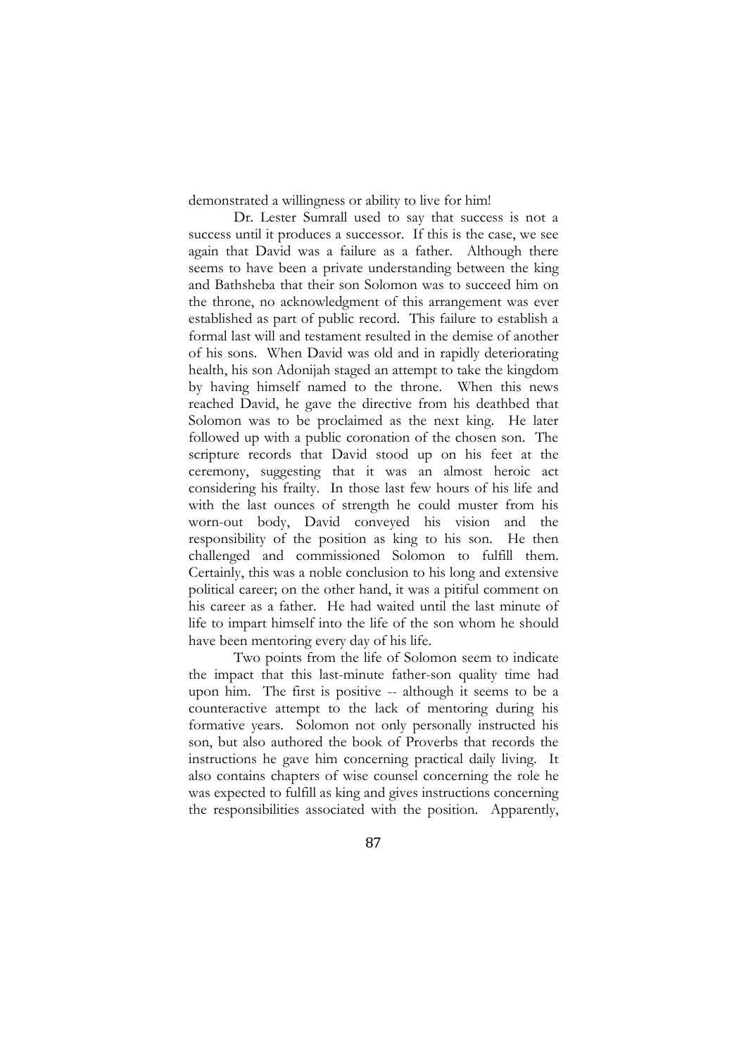demonstrated a willingness or ability to live for him!

Dr. Lester Sumrall used to say that success is not a success until it produces a successor. If this is the case, we see again that David was a failure as a father. Although there seems to have been a private understanding between the king and Bathsheba that their son Solomon was to succeed him on the throne, no acknowledgment of this arrangement was ever established as part of public record. This failure to establish a formal last will and testament resulted in the demise of another of his sons. When David was old and in rapidly deteriorating health, his son Adonijah staged an attempt to take the kingdom by having himself named to the throne. When this news reached David, he gave the directive from his deathbed that Solomon was to be proclaimed as the next king. He later followed up with a public coronation of the chosen son. The scripture records that David stood up on his feet at the ceremony, suggesting that it was an almost heroic act considering his frailty. In those last few hours of his life and with the last ounces of strength he could muster from his worn-out body, David conveyed his vision and the responsibility of the position as king to his son. He then challenged and commissioned Solomon to fulfill them. Certainly, this was a noble conclusion to his long and extensive political career; on the other hand, it was a pitiful comment on his career as a father. He had waited until the last minute of life to impart himself into the life of the son whom he should have been mentoring every day of his life.

Two points from the life of Solomon seem to indicate the impact that this last-minute father-son quality time had upon him. The first is positive -- although it seems to be a counteractive attempt to the lack of mentoring during his formative years. Solomon not only personally instructed his son, but also authored the book of Proverbs that records the instructions he gave him concerning practical daily living. It also contains chapters of wise counsel concerning the role he was expected to fulfill as king and gives instructions concerning the responsibilities associated with the position. Apparently,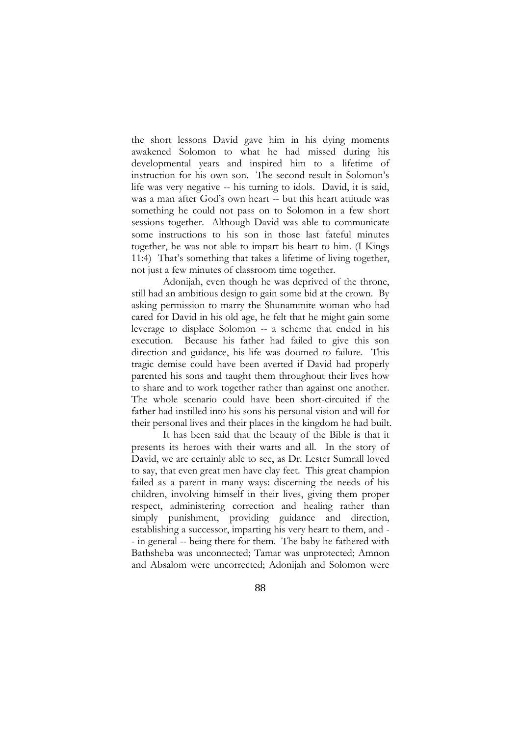the short lessons David gave him in his dying moments awakened Solomon to what he had missed during his developmental years and inspired him to a lifetime of instruction for his own son. The second result in Solomon's life was very negative -- his turning to idols. David, it is said, was a man after God's own heart -- but this heart attitude was something he could not pass on to Solomon in a few short sessions together. Although David was able to communicate some instructions to his son in those last fateful minutes together, he was not able to impart his heart to him. (I Kings 11:4) That's something that takes a lifetime of living together, not just a few minutes of classroom time together.

Adonijah, even though he was deprived of the throne, still had an ambitious design to gain some bid at the crown. By asking permission to marry the Shunammite woman who had cared for David in his old age, he felt that he might gain some leverage to displace Solomon -- a scheme that ended in his execution. Because his father had failed to give this son direction and guidance, his life was doomed to failure. This tragic demise could have been averted if David had properly parented his sons and taught them throughout their lives how to share and to work together rather than against one another. The whole scenario could have been short-circuited if the father had instilled into his sons his personal vision and will for their personal lives and their places in the kingdom he had built.

It has been said that the beauty of the Bible is that it presents its heroes with their warts and all. In the story of David, we are certainly able to see, as Dr. Lester Sumrall loved to say, that even great men have clay feet. This great champion failed as a parent in many ways: discerning the needs of his children, involving himself in their lives, giving them proper respect, administering correction and healing rather than simply punishment, providing guidance and direction, establishing a successor, imparting his very heart to them, and -- in general -- being there for them. The baby he fathered with Bathsheba was unconnected; Tamar was unprotected; Amnon and Absalom were uncorrected; Adonijah and Solomon were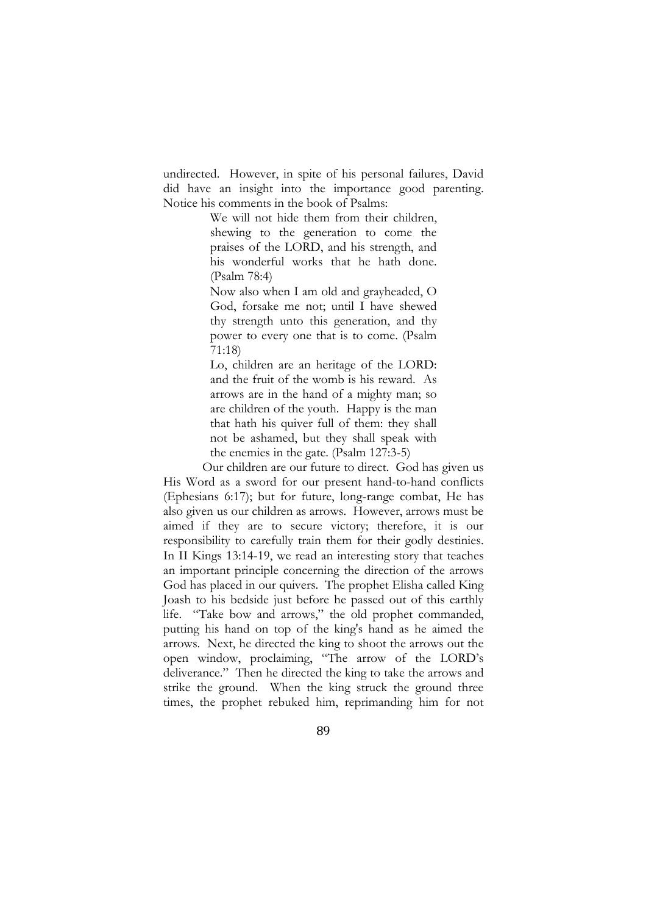undirected. However, in spite of his personal failures, David did have an insight into the importance good parenting. Notice his comments in the book of Psalms:

> We will not hide them from their children, shewing to the generation to come the praises of the LORD, and his strength, and his wonderful works that he hath done. (Psalm 78:4)
>
> Now also when I am old and grayheaded, O God, forsake me not; until I have shewed thy strength unto this generation, and thy power to every one that is to come. (Psalm 71:18)
>
> Lo, children are an heritage of the LORD: and the fruit of the womb is his reward. As arrows are in the hand of a mighty man; so are children of the youth. Happy is the man that hath his quiver full of them: they shall not be ashamed, but they shall speak with the enemies in the gate. (Psalm 127:3-5)

Our children are our future to direct. God has given us His Word as a sword for our present hand-to-hand conflicts (Ephesians 6:17); but for future, long-range combat, He has also given us our children as arrows. However, arrows must be aimed if they are to secure victory; therefore, it is our responsibility to carefully train them for their godly destinies. In II Kings 13:14-19, we read an interesting story that teaches an important principle concerning the direction of the arrows God has placed in our quivers. The prophet Elisha called King Joash to his bedside just before he passed out of this earthly life. "Take bow and arrows," the old prophet commanded, putting his hand on top of the king's hand as he aimed the arrows. Next, he directed the king to shoot the arrows out the open window, proclaiming, "The arrow of the LORD's deliverance." Then he directed the king to take the arrows and strike the ground. When the king struck the ground three times, the prophet rebuked him, reprimanding him for not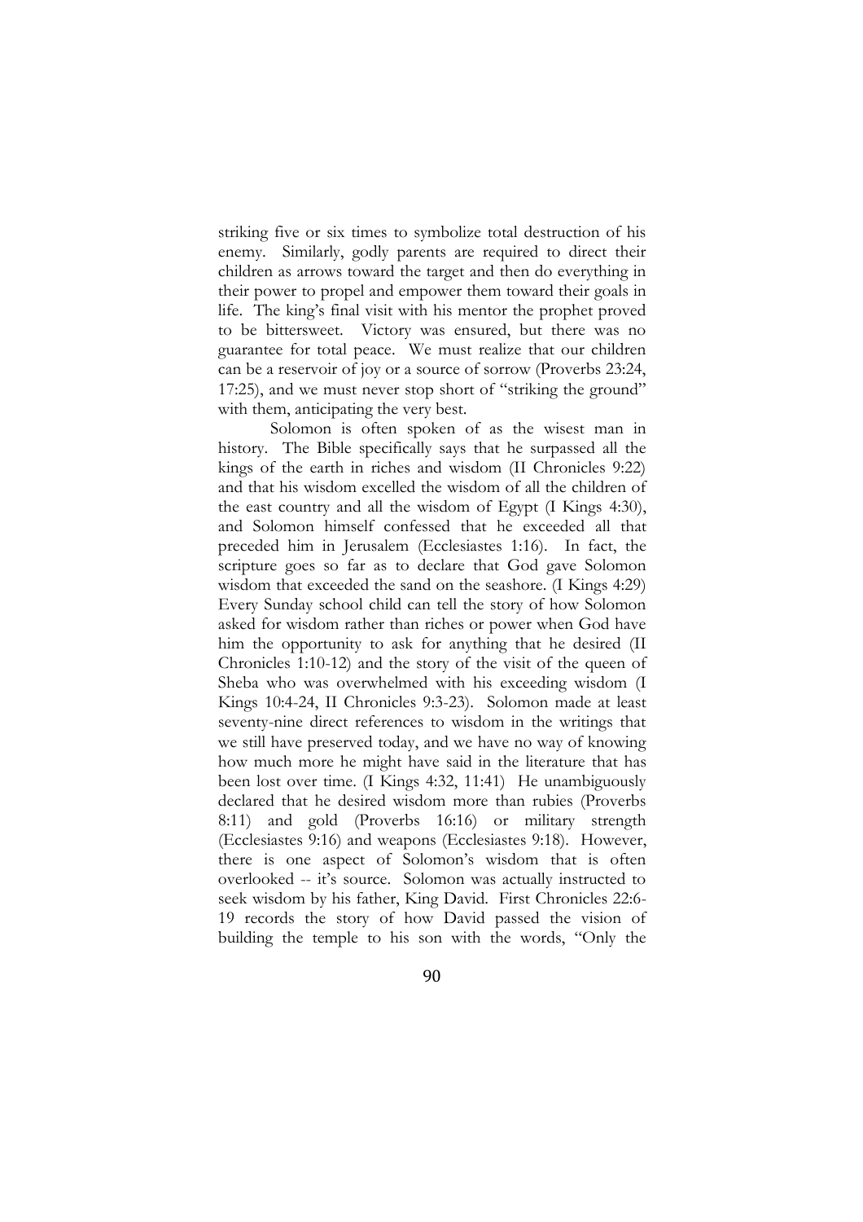striking five or six times to symbolize total destruction of his enemy. Similarly, godly parents are required to direct their children as arrows toward the target and then do everything in their power to propel and empower them toward their goals in life. The king's final visit with his mentor the prophet proved to be bittersweet. Victory was ensured, but there was no guarantee for total peace. We must realize that our children can be a reservoir of joy or a source of sorrow (Proverbs 23:24, 17:25), and we must never stop short of "striking the ground" with them, anticipating the very best.

Solomon is often spoken of as the wisest man in history. The Bible specifically says that he surpassed all the kings of the earth in riches and wisdom (II Chronicles 9:22) and that his wisdom excelled the wisdom of all the children of the east country and all the wisdom of Egypt (I Kings 4:30), and Solomon himself confessed that he exceeded all that preceded him in Jerusalem (Ecclesiastes 1:16). In fact, the scripture goes so far as to declare that God gave Solomon wisdom that exceeded the sand on the seashore. (I Kings 4:29) Every Sunday school child can tell the story of how Solomon asked for wisdom rather than riches or power when God have him the opportunity to ask for anything that he desired (II Chronicles 1:10-12) and the story of the visit of the queen of Sheba who was overwhelmed with his exceeding wisdom (I Kings 10:4-24, II Chronicles 9:3-23). Solomon made at least seventy-nine direct references to wisdom in the writings that we still have preserved today, and we have no way of knowing how much more he might have said in the literature that has been lost over time. (I Kings 4:32, 11:41) He unambiguously declared that he desired wisdom more than rubies (Proverbs 8:11) and gold (Proverbs 16:16) or military strength (Ecclesiastes 9:16) and weapons (Ecclesiastes 9:18). However, there is one aspect of Solomon's wisdom that is often overlooked -- it's source. Solomon was actually instructed to seek wisdom by his father, King David. First Chronicles 22:6-19 records the story of how David passed the vision of building the temple to his son with the words, "Only the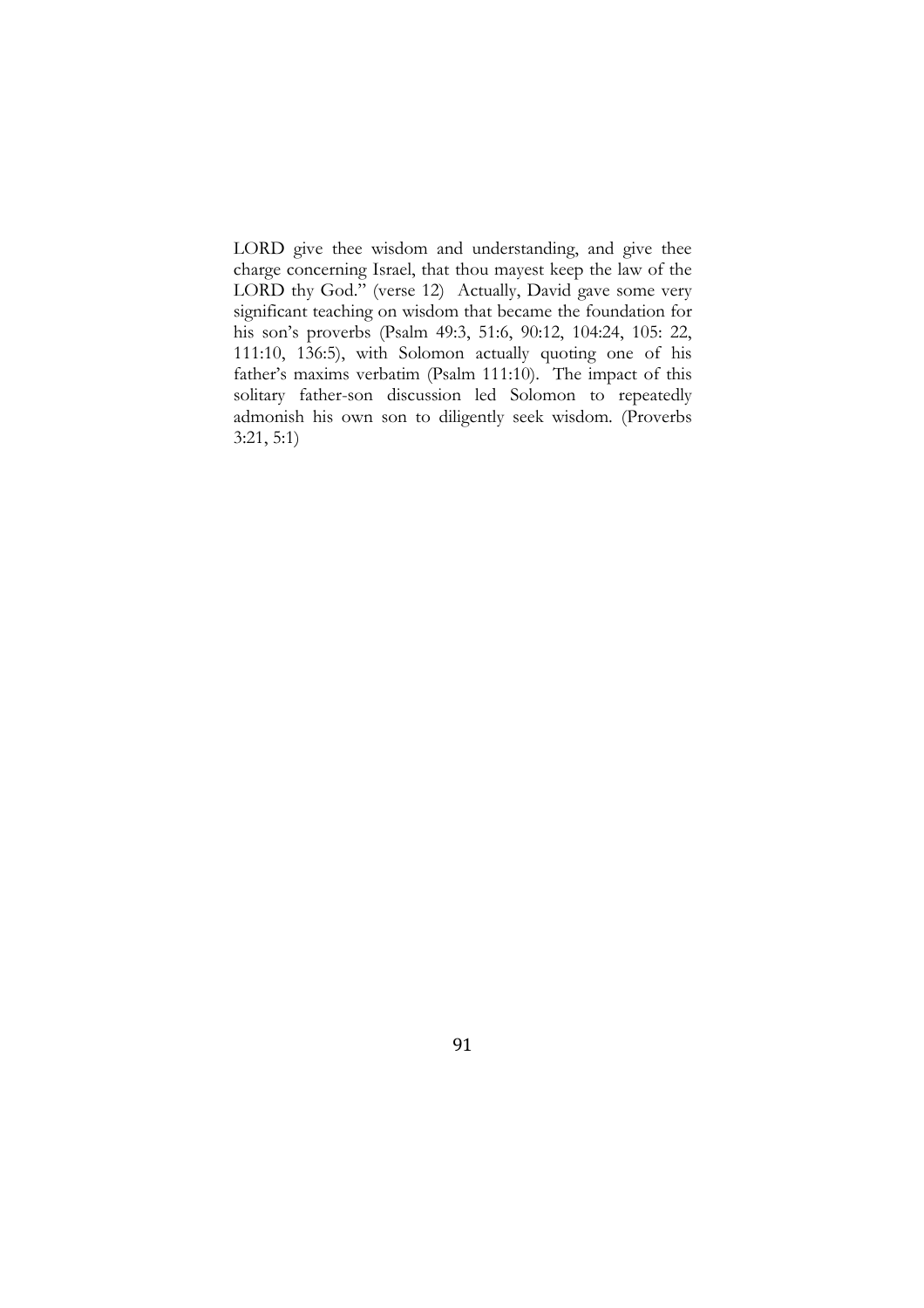LORD give thee wisdom and understanding, and give thee charge concerning Israel, that thou mayest keep the law of the LORD thy God." (verse 12) Actually, David gave some very significant teaching on wisdom that became the foundation for his son's proverbs (Psalm 49:3, 51:6, 90:12, 104:24, 105: 22, 111:10, 136:5), with Solomon actually quoting one of his father's maxims verbatim (Psalm 111:10). The impact of this solitary father-son discussion led Solomon to repeatedly admonish his own son to diligently seek wisdom. (Proverbs 3:21, 5:1)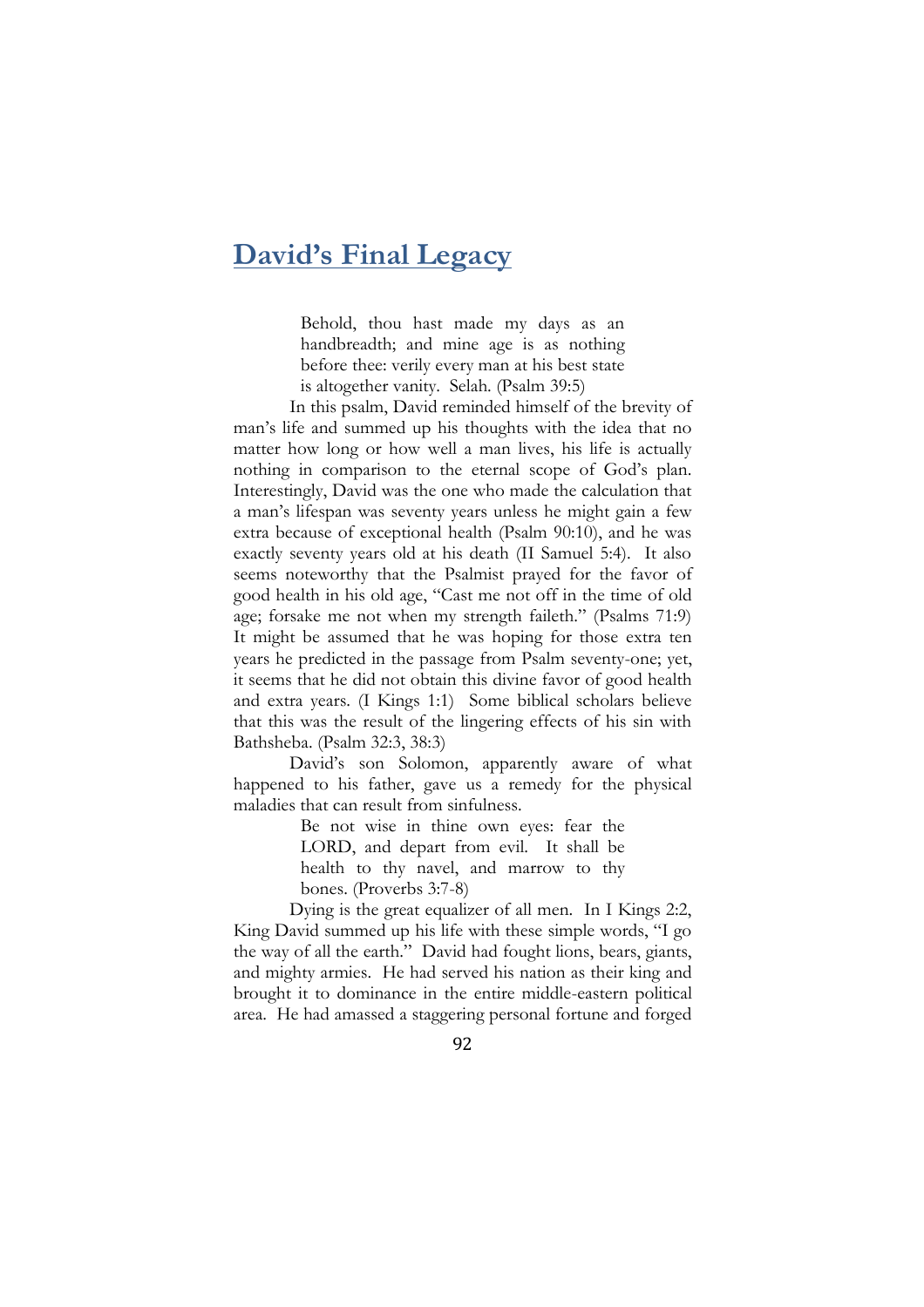## David's Final Legacy

> Behold, thou hast made my days as an handbreadth; and mine age is as nothing before thee: verily every man at his best state is altogether vanity. Selah. (Psalm 39:5)

In this psalm, David reminded himself of the brevity of man's life and summed up his thoughts with the idea that no matter how long or how well a man lives, his life is actually nothing in comparison to the eternal scope of God's plan. Interestingly, David was the one who made the calculation that a man's lifespan was seventy years unless he might gain a few extra because of exceptional health (Psalm 90:10), and he was exactly seventy years old at his death (II Samuel 5:4). It also seems noteworthy that the Psalmist prayed for the favor of good health in his old age, "Cast me not off in the time of old age; forsake me not when my strength faileth." (Psalms 71:9) It might be assumed that he was hoping for those extra ten years he predicted in the passage from Psalm seventy-one; yet, it seems that he did not obtain this divine favor of good health and extra years. (I Kings 1:1) Some biblical scholars believe that this was the result of the lingering effects of his sin with Bathsheba. (Psalm 32:3, 38:3)

David's son Solomon, apparently aware of what happened to his father, gave us a remedy for the physical maladies that can result from sinfulness.

> Be not wise in thine own eyes: fear the LORD, and depart from evil. It shall be health to thy navel, and marrow to thy bones. (Proverbs 3:7-8)

Dying is the great equalizer of all men. In I Kings 2:2, King David summed up his life with these simple words, "I go the way of all the earth." David had fought lions, bears, giants, and mighty armies. He had served his nation as their king and brought it to dominance in the entire middle-eastern political area. He had amassed a staggering personal fortune and forged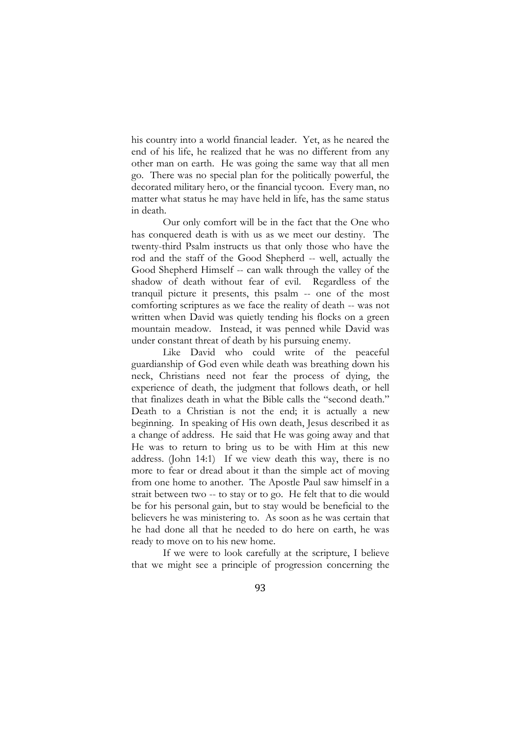his country into a world financial leader. Yet, as he neared the end of his life, he realized that he was no different from any other man on earth. He was going the same way that all men go. There was no special plan for the politically powerful, the decorated military hero, or the financial tycoon. Every man, no matter what status he may have held in life, has the same status in death.

Our only comfort will be in the fact that the One who has conquered death is with us as we meet our destiny. The twenty-third Psalm instructs us that only those who have the rod and the staff of the Good Shepherd -- well, actually the Good Shepherd Himself -- can walk through the valley of the shadow of death without fear of evil. Regardless of the tranquil picture it presents, this psalm -- one of the most comforting scriptures as we face the reality of death -- was not written when David was quietly tending his flocks on a green mountain meadow. Instead, it was penned while David was under constant threat of death by his pursuing enemy.

Like David who could write of the peaceful guardianship of God even while death was breathing down his neck, Christians need not fear the process of dying, the experience of death, the judgment that follows death, or hell that finalizes death in what the Bible calls the "second death." Death to a Christian is not the end; it is actually a new beginning. In speaking of His own death, Jesus described it as a change of address. He said that He was going away and that He was to return to bring us to be with Him at this new address. (John 14:1) If we view death this way, there is no more to fear or dread about it than the simple act of moving from one home to another. The Apostle Paul saw himself in a strait between two -- to stay or to go. He felt that to die would be for his personal gain, but to stay would be beneficial to the believers he was ministering to. As soon as he was certain that he had done all that he needed to do here on earth, he was ready to move on to his new home.

If we were to look carefully at the scripture, I believe that we might see a principle of progression concerning the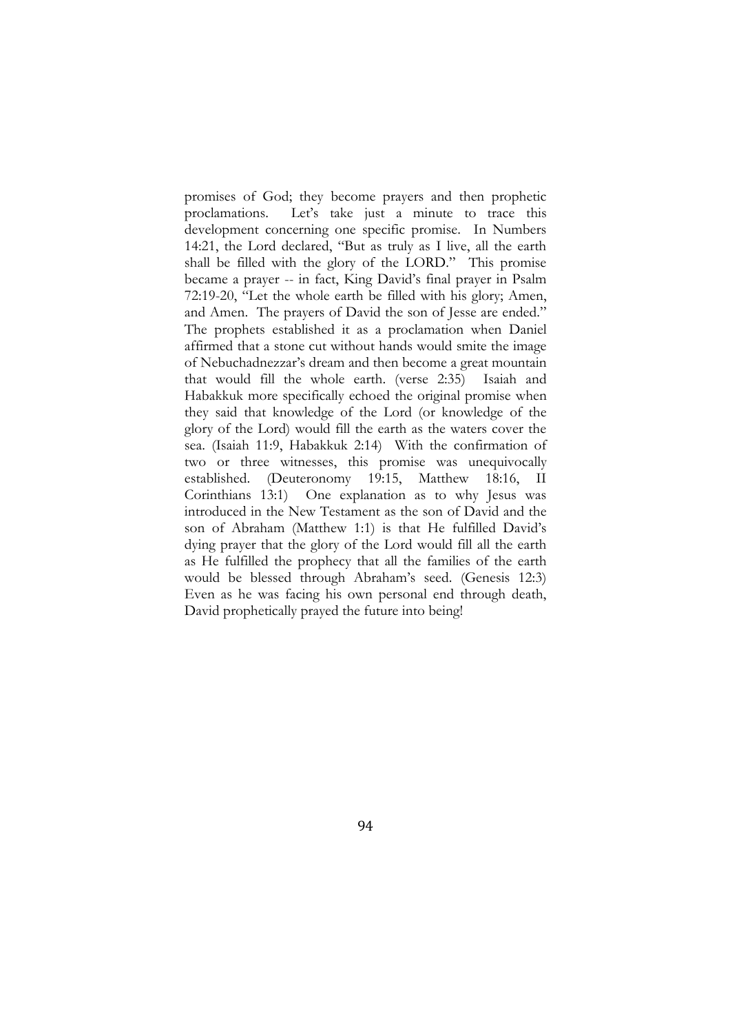promises of God; they become prayers and then prophetic proclamations. Let's take just a minute to trace this development concerning one specific promise. In Numbers 14:21, the Lord declared, "But as truly as I live, all the earth shall be filled with the glory of the LORD." This promise became a prayer -- in fact, King David's final prayer in Psalm 72:19-20, "Let the whole earth be filled with his glory; Amen, and Amen. The prayers of David the son of Jesse are ended." The prophets established it as a proclamation when Daniel affirmed that a stone cut without hands would smite the image of Nebuchadnezzar's dream and then become a great mountain that would fill the whole earth. (verse 2:35) Isaiah and Habakkuk more specifically echoed the original promise when they said that knowledge of the Lord (or knowledge of the glory of the Lord) would fill the earth as the waters cover the sea. (Isaiah 11:9, Habakkuk 2:14) With the confirmation of two or three witnesses, this promise was unequivocally established. (Deuteronomy 19:15, Matthew 18:16, II Corinthians 13:1) One explanation as to why Jesus was introduced in the New Testament as the son of David and the son of Abraham (Matthew 1:1) is that He fulfilled David's dying prayer that the glory of the Lord would fill all the earth as He fulfilled the prophecy that all the families of the earth would be blessed through Abraham's seed. (Genesis 12:3) Even as he was facing his own personal end through death, David prophetically prayed the future into being!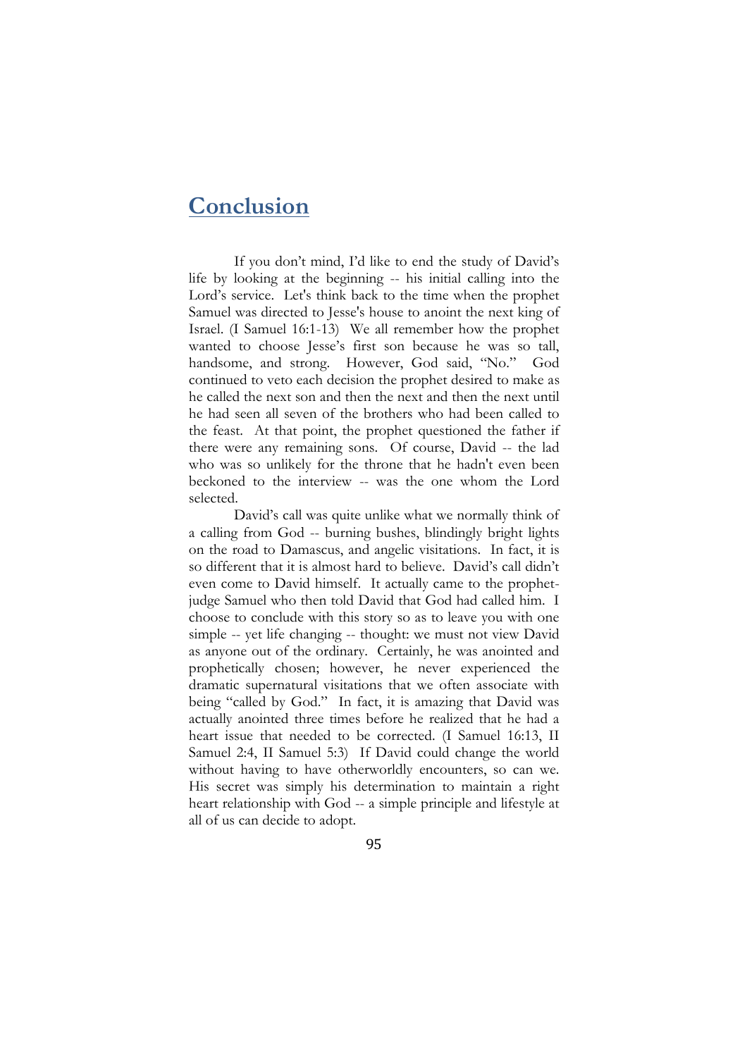# Conclusion

If you don't mind, I'd like to end the study of David's life by looking at the beginning -- his initial calling into the Lord's service. Let's think back to the time when the prophet Samuel was directed to Jesse's house to anoint the next king of Israel. (I Samuel 16:1-13) We all remember how the prophet wanted to choose Jesse's first son because he was so tall, handsome, and strong. However, God said, "No." God continued to veto each decision the prophet desired to make as he called the next son and then the next and then the next until he had seen all seven of the brothers who had been called to the feast. At that point, the prophet questioned the father if there were any remaining sons. Of course, David -- the lad who was so unlikely for the throne that he hadn't even been beckoned to the interview -- was the one whom the Lord selected.

David's call was quite unlike what we normally think of a calling from God -- burning bushes, blindingly bright lights on the road to Damascus, and angelic visitations. In fact, it is so different that it is almost hard to believe. David's call didn't even come to David himself. It actually came to the prophet-judge Samuel who then told David that God had called him. I choose to conclude with this story so as to leave you with one simple -- yet life changing -- thought: we must not view David as anyone out of the ordinary. Certainly, he was anointed and prophetically chosen; however, he never experienced the dramatic supernatural visitations that we often associate with being "called by God." In fact, it is amazing that David was actually anointed three times before he realized that he had a heart issue that needed to be corrected. (I Samuel 16:13, II Samuel 2:4, II Samuel 5:3) If David could change the world without having to have otherworldly encounters, so can we. His secret was simply his determination to maintain a right heart relationship with God -- a simple principle and lifestyle at all of us can decide to adopt.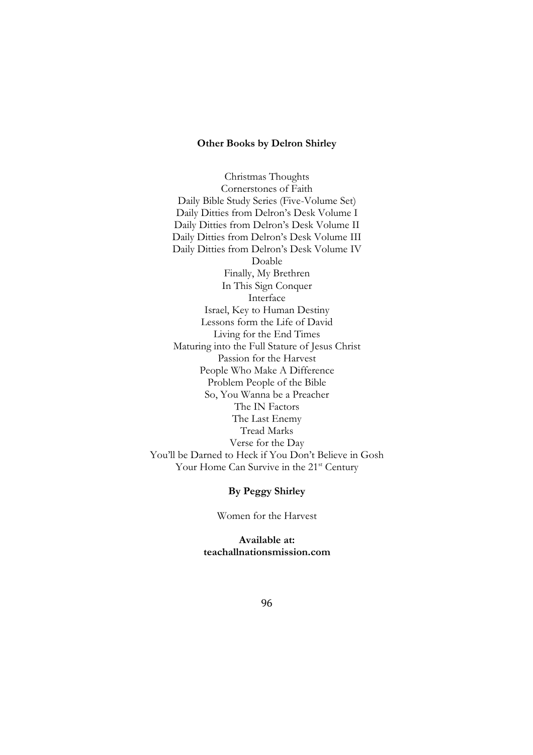**Other Books by Delron Shirley**

Christmas Thoughts
Cornerstones of Faith
Daily Bible Study Series (Five-Volume Set)
Daily Ditties from Delron's Desk Volume I
Daily Ditties from Delron's Desk Volume II
Daily Ditties from Delron's Desk Volume III
Daily Ditties from Delron's Desk Volume IV
Doable
Finally, My Brethren
In This Sign Conquer
Interface
Israel, Key to Human Destiny
Lessons form the Life of David
Living for the End Times
Maturing into the Full Stature of Jesus Christ
Passion for the Harvest
People Who Make A Difference
Problem People of the Bible
So, You Wanna be a Preacher
The IN Factors
The Last Enemy
Tread Marks
Verse for the Day
You'll be Darned to Heck if You Don't Believe in Gosh
Your Home Can Survive in the 21st Century

**By Peggy Shirley**

Women for the Harvest

**Available at:**
**teachallnationsmission.com**